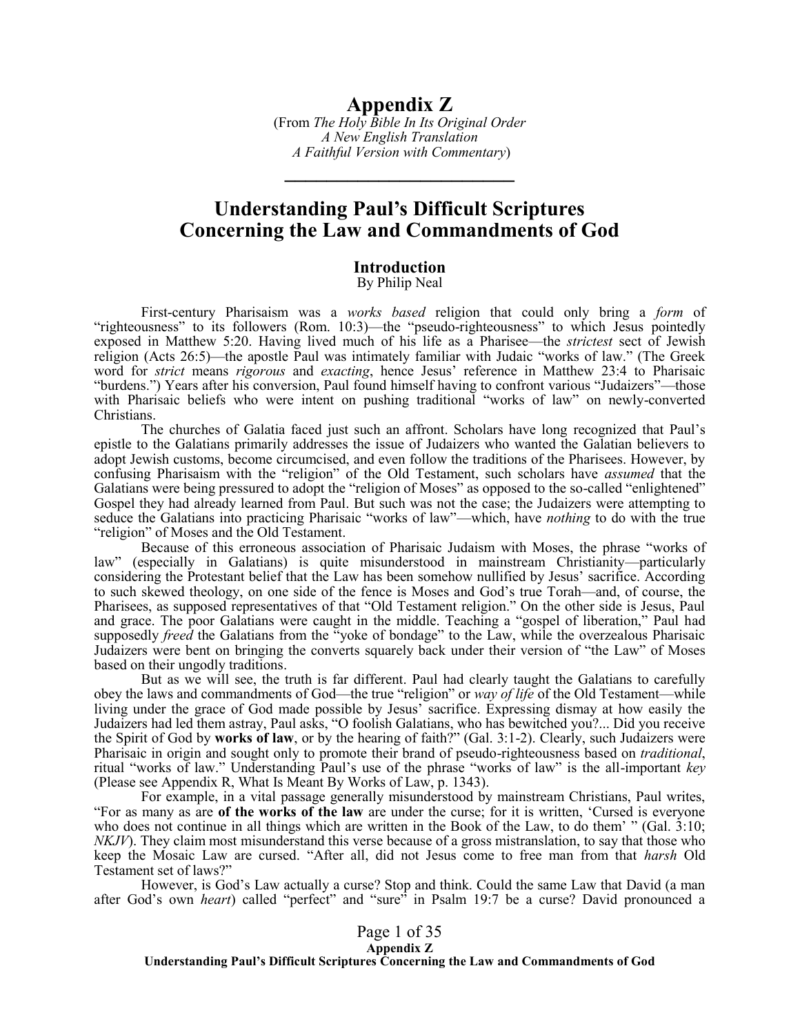# Appendix Z

(From *The Holy Bible In Its Original Order*
*A New English Translation*
*A Faithful Version with Commentary*)

---

# Understanding Paul's Difficult Scriptures Concerning the Law and Commandments of God

## Introduction

By Philip Neal

First-century Pharisaism was a *works based* religion that could only bring a *form* of "righteousness" to its followers (Rom. 10:3)—the "pseudo-righteousness" to which Jesus pointedly exposed in Matthew 5:20. Having lived much of his life as a Pharisee—the *strictest* sect of Jewish religion (Acts 26:5)—the apostle Paul was intimately familiar with Judaic "works of law." (The Greek word for *strict* means *rigorous* and *exacting*, hence Jesus' reference in Matthew 23:4 to Pharisaic "burdens.") Years after his conversion, Paul found himself having to confront various "Judaizers"—those with Pharisaic beliefs who were intent on pushing traditional "works of law" on newly-converted Christians.

The churches of Galatia faced just such an affront. Scholars have long recognized that Paul's epistle to the Galatians primarily addresses the issue of Judaizers who wanted the Galatian believers to adopt Jewish customs, become circumcised, and even follow the traditions of the Pharisees. However, by confusing Pharisaism with the "religion" of the Old Testament, such scholars have *assumed* that the Galatians were being pressured to adopt the "religion of Moses" as opposed to the so-called "enlightened" Gospel they had already learned from Paul. But such was not the case; the Judaizers were attempting to seduce the Galatians into practicing Pharisaic "works of law"—which, have *nothing* to do with the true "religion" of Moses and the Old Testament.

Because of this erroneous association of Pharisaic Judaism with Moses, the phrase "works of law" (especially in Galatians) is quite misunderstood in mainstream Christianity—particularly considering the Protestant belief that the Law has been somehow nullified by Jesus' sacrifice. According to such skewed theology, on one side of the fence is Moses and God's true Torah—and, of course, the Pharisees, as supposed representatives of that "Old Testament religion." On the other side is Jesus, Paul and grace. The poor Galatians were caught in the middle. Teaching a "gospel of liberation," Paul had supposedly *freed* the Galatians from the "yoke of bondage" to the Law, while the overzealous Pharisaic Judaizers were bent on bringing the converts squarely back under their version of "the Law" of Moses based on their ungodly traditions.

But as we will see, the truth is far different. Paul had clearly taught the Galatians to carefully obey the laws and commandments of God—the true "religion" or *way of life* of the Old Testament—while living under the grace of God made possible by Jesus' sacrifice. Expressing dismay at how easily the Judaizers had led them astray, Paul asks, "O foolish Galatians, who has bewitched you?... Did you receive the Spirit of God by **works of law**, or by the hearing of faith?" (Gal. 3:1-2). Clearly, such Judaizers were Pharisaic in origin and sought only to promote their brand of pseudo-righteousness based on *traditional*, ritual "works of law." Understanding Paul's use of the phrase "works of law" is the all-important *key* (Please see Appendix R, What Is Meant By Works of Law, p. 1343).

For example, in a vital passage generally misunderstood by mainstream Christians, Paul writes, "For as many as are **of the works of the law** are under the curse; for it is written, 'Cursed is everyone who does not continue in all things which are written in the Book of the Law, to do them' " (Gal. 3:10; *NKJV*). They claim most misunderstand this verse because of a gross mistranslation, to say that those who keep the Mosaic Law are cursed. "After all, did not Jesus come to free man from that *harsh* Old Testament set of laws?"

However, is God's Law actually a curse? Stop and think. Could the same Law that David (a man after God's own *heart*) called "perfect" and "sure" in Psalm 19:7 be a curse? David pronounced a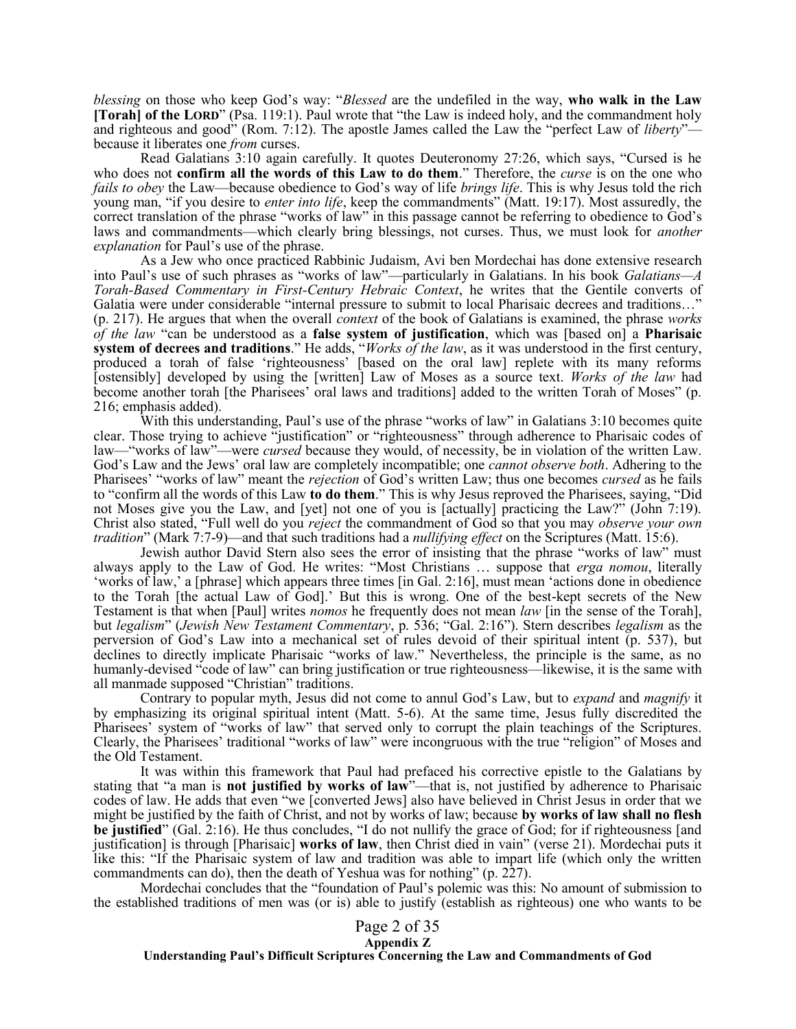*blessing* on those who keep God's way: "*Blessed* are the undefiled in the way, **who walk in the Law [Torah] of the LORD**" (Psa. 119:1). Paul wrote that "the Law is indeed holy, and the commandment holy and righteous and good" (Rom. 7:12). The apostle James called the Law the "perfect Law of *liberty*"—because it liberates one *from* curses.

Read Galatians 3:10 again carefully. It quotes Deuteronomy 27:26, which says, "Cursed is he who does not **confirm all the words of this Law to do them**." Therefore, the *curse* is on the one who *fails to obey* the Law—because obedience to God's way of life *brings life*. This is why Jesus told the rich young man, "if you desire to *enter into life*, keep the commandments" (Matt. 19:17). Most assuredly, the correct translation of the phrase "works of law" in this passage cannot be referring to obedience to God's laws and commandments—which clearly bring blessings, not curses. Thus, we must look for *another explanation* for Paul's use of the phrase.

As a Jew who once practiced Rabbinic Judaism, Avi ben Mordechai has done extensive research into Paul's use of such phrases as "works of law"—particularly in Galatians. In his book *Galatians—A Torah-Based Commentary in First-Century Hebraic Context*, he writes that the Gentile converts of Galatia were under considerable "internal pressure to submit to local Pharisaic decrees and traditions…" (p. 217). He argues that when the overall *context* of the book of Galatians is examined, the phrase *works of the law* "can be understood as a **false system of justification**, which was [based on] a **Pharisaic system of decrees and traditions**." He adds, "*Works of the law*, as it was understood in the first century, produced a torah of false 'righteousness' [based on the oral law] replete with its many reforms [ostensibly] developed by using the [written] Law of Moses as a source text. *Works of the law* had become another torah [the Pharisees' oral laws and traditions] added to the written Torah of Moses" (p. 216; emphasis added).

With this understanding, Paul's use of the phrase "works of law" in Galatians 3:10 becomes quite clear. Those trying to achieve "justification" or "righteousness" through adherence to Pharisaic codes of law—"works of law"—were *cursed* because they would, of necessity, be in violation of the written Law. God's Law and the Jews' oral law are completely incompatible; one *cannot observe both*. Adhering to the Pharisees' "works of law" meant the *rejection* of God's written Law; thus one becomes *cursed* as he fails to "confirm all the words of this Law **to do them**." This is why Jesus reproved the Pharisees, saying, "Did not Moses give you the Law, and [yet] not one of you is [actually] practicing the Law?" (John 7:19). Christ also stated, "Full well do you *reject* the commandment of God so that you may *observe your own tradition*" (Mark 7:7-9)—and that such traditions had a *nullifying effect* on the Scriptures (Matt. 15:6).

Jewish author David Stern also sees the error of insisting that the phrase "works of law" must always apply to the Law of God. He writes: "Most Christians … suppose that *erga nomou*, literally 'works of law,' a [phrase] which appears three times [in Gal. 2:16], must mean 'actions done in obedience to the Torah [the actual Law of God].' But this is wrong. One of the best-kept secrets of the New Testament is that when [Paul] writes *nomos* he frequently does not mean *law* [in the sense of the Torah], but *legalism*" (*Jewish New Testament Commentary*, p. 536; "Gal. 2:16"). Stern describes *legalism* as the perversion of God's Law into a mechanical set of rules devoid of their spiritual intent (p. 537), but declines to directly implicate Pharisaic "works of law." Nevertheless, the principle is the same, as no humanly-devised "code of law" can bring justification or true righteousness—likewise, it is the same with all manmade supposed "Christian" traditions.

Contrary to popular myth, Jesus did not come to annul God's Law, but to *expand* and *magnify* it by emphasizing its original spiritual intent (Matt. 5-6). At the same time, Jesus fully discredited the Pharisees' system of "works of law" that served only to corrupt the plain teachings of the Scriptures. Clearly, the Pharisees' traditional "works of law" were incongruous with the true "religion" of Moses and the Old Testament.

It was within this framework that Paul had prefaced his corrective epistle to the Galatians by stating that "a man is **not justified by works of law**"—that is, not justified by adherence to Pharisaic codes of law. He adds that even "we [converted Jews] also have believed in Christ Jesus in order that we might be justified by the faith of Christ, and not by works of law; because **by works of law shall no flesh be justified**" (Gal. 2:16). He thus concludes, "I do not nullify the grace of God; for if righteousness [and justification] is through [Pharisaic] **works of law**, then Christ died in vain" (verse 21). Mordechai puts it like this: "If the Pharisaic system of law and tradition was able to impart life (which only the written commandments can do), then the death of Yeshua was for nothing" (p. 227).

Mordechai concludes that the "foundation of Paul's polemic was this: No amount of submission to the established traditions of men was (or is) able to justify (establish as righteous) one who wants to be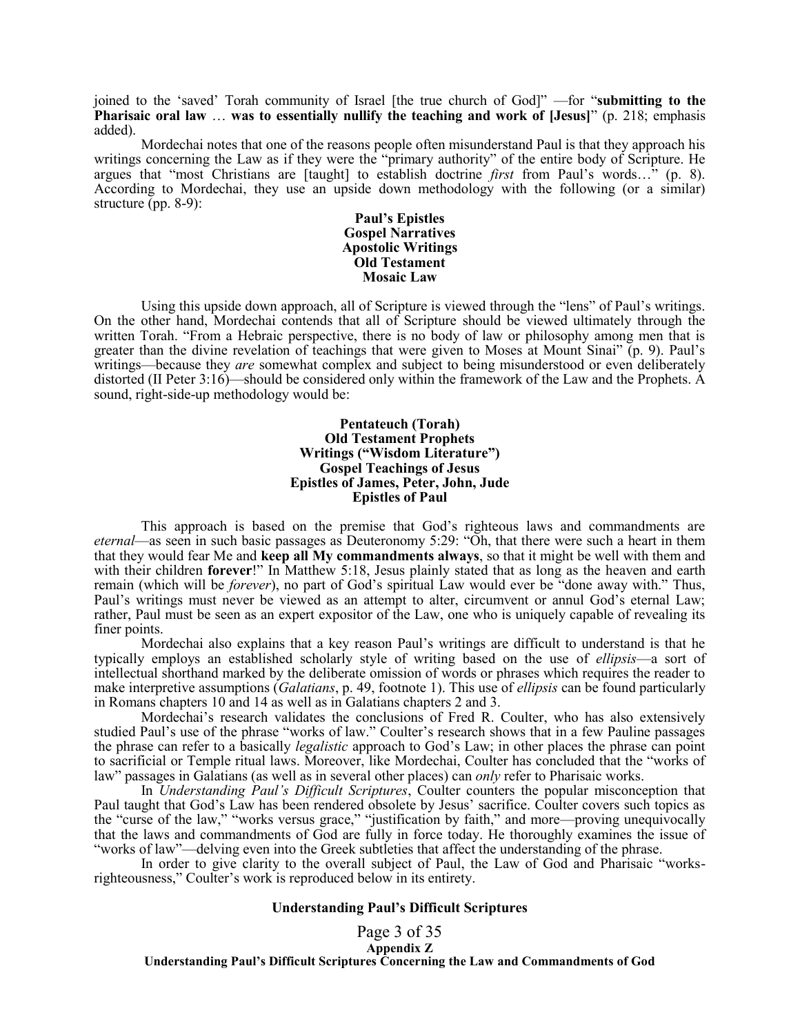joined to the 'saved' Torah community of Israel [the true church of God]" —for "**submitting to the Pharisaic oral law** … **was to essentially nullify the teaching and work of [Jesus]**" (p. 218; emphasis added).

Mordechai notes that one of the reasons people often misunderstand Paul is that they approach his writings concerning the Law as if they were the "primary authority" of the entire body of Scripture. He argues that "most Christians are [taught] to establish doctrine *first* from Paul's words…" (p. 8). According to Mordechai, they use an upside down methodology with the following (or a similar) structure (pp. 8-9):

**Paul's Epistles**
**Gospel Narratives**
**Apostolic Writings**
**Old Testament**
**Mosaic Law**

Using this upside down approach, all of Scripture is viewed through the "lens" of Paul's writings. On the other hand, Mordechai contends that all of Scripture should be viewed ultimately through the written Torah. "From a Hebraic perspective, there is no body of law or philosophy among men that is greater than the divine revelation of teachings that were given to Moses at Mount Sinai" (p. 9). Paul's writings—because they *are* somewhat complex and subject to being misunderstood or even deliberately distorted (II Peter 3:16)—should be considered only within the framework of the Law and the Prophets. A sound, right-side-up methodology would be:

**Pentateuch (Torah)**
**Old Testament Prophets**
**Writings ("Wisdom Literature")**
**Gospel Teachings of Jesus**
**Epistles of James, Peter, John, Jude**
**Epistles of Paul**

This approach is based on the premise that God's righteous laws and commandments are *eternal*—as seen in such basic passages as Deuteronomy 5:29: "Oh, that there were such a heart in them that they would fear Me and **keep all My commandments always**, so that it might be well with them and with their children **forever**!" In Matthew 5:18, Jesus plainly stated that as long as the heaven and earth remain (which will be *forever*), no part of God's spiritual Law would ever be "done away with." Thus, Paul's writings must never be viewed as an attempt to alter, circumvent or annul God's eternal Law; rather, Paul must be seen as an expert expositor of the Law, one who is uniquely capable of revealing its finer points.

Mordechai also explains that a key reason Paul's writings are difficult to understand is that he typically employs an established scholarly style of writing based on the use of *ellipsis*—a sort of intellectual shorthand marked by the deliberate omission of words or phrases which requires the reader to make interpretive assumptions (*Galatians*, p. 49, footnote 1). This use of *ellipsis* can be found particularly in Romans chapters 10 and 14 as well as in Galatians chapters 2 and 3.

Mordechai's research validates the conclusions of Fred R. Coulter, who has also extensively studied Paul's use of the phrase "works of law." Coulter's research shows that in a few Pauline passages the phrase can refer to a basically *legalistic* approach to God's Law; in other places the phrase can point to sacrificial or Temple ritual laws. Moreover, like Mordechai, Coulter has concluded that the "works of law" passages in Galatians (as well as in several other places) can *only* refer to Pharisaic works.

In *Understanding Paul's Difficult Scriptures*, Coulter counters the popular misconception that Paul taught that God's Law has been rendered obsolete by Jesus' sacrifice. Coulter covers such topics as the "curse of the law," "works versus grace," "justification by faith," and more—proving unequivocally that the laws and commandments of God are fully in force today. He thoroughly examines the issue of "works of law"—delving even into the Greek subtleties that affect the understanding of the phrase.

In order to give clarity to the overall subject of Paul, the Law of God and Pharisaic "works-righteousness," Coulter's work is reproduced below in its entirety.

**Understanding Paul's Difficult Scriptures**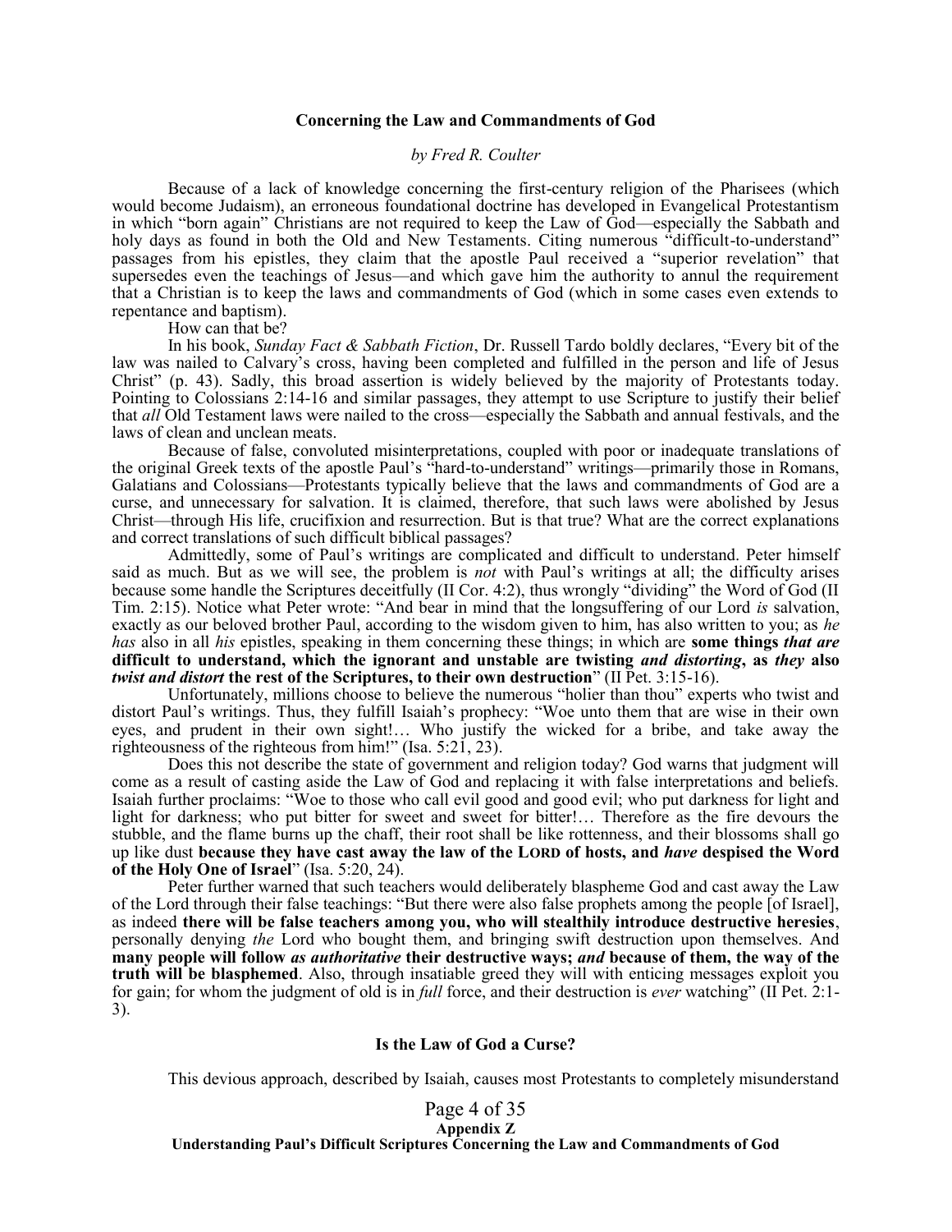## Concerning the Law and Commandments of God

*by Fred R. Coulter*

Because of a lack of knowledge concerning the first-century religion of the Pharisees (which would become Judaism), an erroneous foundational doctrine has developed in Evangelical Protestantism in which "born again" Christians are not required to keep the Law of God—especially the Sabbath and holy days as found in both the Old and New Testaments. Citing numerous "difficult-to-understand" passages from his epistles, they claim that the apostle Paul received a "superior revelation" that supersedes even the teachings of Jesus—and which gave him the authority to annul the requirement that a Christian is to keep the laws and commandments of God (which in some cases even extends to repentance and baptism).

How can that be?

In his book, *Sunday Fact & Sabbath Fiction*, Dr. Russell Tardo boldly declares, "Every bit of the law was nailed to Calvary's cross, having been completed and fulfilled in the person and life of Jesus Christ" (p. 43). Sadly, this broad assertion is widely believed by the majority of Protestants today. Pointing to Colossians 2:14-16 and similar passages, they attempt to use Scripture to justify their belief that *all* Old Testament laws were nailed to the cross—especially the Sabbath and annual festivals, and the laws of clean and unclean meats.

Because of false, convoluted misinterpretations, coupled with poor or inadequate translations of the original Greek texts of the apostle Paul's "hard-to-understand" writings—primarily those in Romans, Galatians and Colossians—Protestants typically believe that the laws and commandments of God are a curse, and unnecessary for salvation. It is claimed, therefore, that such laws were abolished by Jesus Christ—through His life, crucifixion and resurrection. But is that true? What are the correct explanations and correct translations of such difficult biblical passages?

Admittedly, some of Paul's writings are complicated and difficult to understand. Peter himself said as much. But as we will see, the problem is *not* with Paul's writings at all; the difficulty arises because some handle the Scriptures deceitfully (II Cor. 4:2), thus wrongly "dividing" the Word of God (II Tim. 2:15). Notice what Peter wrote: "And bear in mind that the longsuffering of our Lord *is* salvation, exactly as our beloved brother Paul, according to the wisdom given to him, has also written to you; as *he has* also in all *his* epistles, speaking in them concerning these things; in which are **some things *that are* difficult to understand, which the ignorant and unstable are twisting *and distorting*, as *they* also *twist and distort* the rest of the Scriptures, to their own destruction**" (II Pet. 3:15-16).

Unfortunately, millions choose to believe the numerous "holier than thou" experts who twist and distort Paul's writings. Thus, they fulfill Isaiah's prophecy: "Woe unto them that are wise in their own eyes, and prudent in their own sight!… Who justify the wicked for a bribe, and take away the righteousness of the righteous from him!" (Isa. 5:21, 23).

Does this not describe the state of government and religion today? God warns that judgment will come as a result of casting aside the Law of God and replacing it with false interpretations and beliefs. Isaiah further proclaims: "Woe to those who call evil good and good evil; who put darkness for light and light for darkness; who put bitter for sweet and sweet for bitter!… Therefore as the fire devours the stubble, and the flame burns up the chaff, their root shall be like rottenness, and their blossoms shall go up like dust **because they have cast away the law of the LORD of hosts, and *have* despised the Word of the Holy One of Israel**" (Isa. 5:20, 24).

Peter further warned that such teachers would deliberately blaspheme God and cast away the Law of the Lord through their false teachings: "But there were also false prophets among the people [of Israel], as indeed **there will be false teachers among you, who will stealthily introduce destructive heresies**, personally denying *the* Lord who bought them, and bringing swift destruction upon themselves. And **many people will follow *as authoritative* their destructive ways; *and* because of them, the way of the truth will be blasphemed**. Also, through insatiable greed they will with enticing messages exploit you for gain; for whom the judgment of old is in *full* force, and their destruction is *ever* watching" (II Pet. 2:1-3).

### Is the Law of God a Curse?

This devious approach, described by Isaiah, causes most Protestants to completely misunderstand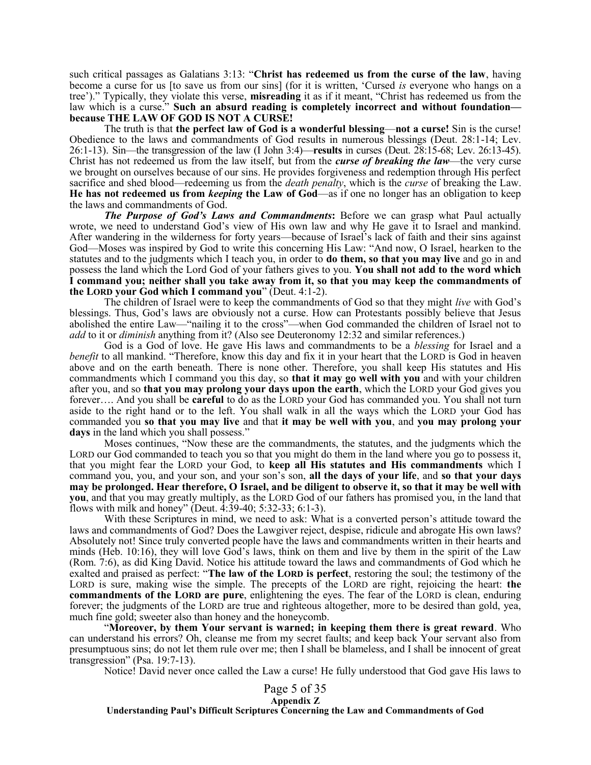such critical passages as Galatians 3:13: "**Christ has redeemed us from the curse of the law**, having become a curse for us [to save us from our sins] (for it is written, 'Cursed *is* everyone who hangs on a tree')." Typically, they violate this verse, **misreading** it as if it meant, "Christ has redeemed us from the law which is a curse." **Such an absurd reading is completely incorrect and without foundation—because THE LAW OF GOD IS NOT A CURSE!**

The truth is that **the perfect law of God is a wonderful blessing**—**not a curse!** Sin is the curse! Obedience to the laws and commandments of God results in numerous blessings (Deut. 28:1-14; Lev. 26:1-13). Sin—the transgression of the law (I John 3:4)—**results** in curses (Deut. 28:15-68; Lev. 26:13-45). Christ has not redeemed us from the law itself, but from the ***curse of breaking the law***—the very curse we brought on ourselves because of our sins. He provides forgiveness and redemption through His perfect sacrifice and shed blood—redeeming us from the *death penalty*, which is the *curse* of breaking the Law. **He has not redeemed us from *keeping* the Law of God**—as if one no longer has an obligation to keep the laws and commandments of God.

***The Purpose of God's Laws and Commandments*****:** Before we can grasp what Paul actually wrote, we need to understand God's view of His own law and why He gave it to Israel and mankind. After wandering in the wilderness for forty years—because of Israel's lack of faith and their sins against God—Moses was inspired by God to write this concerning His Law: "And now, O Israel, hearken to the statutes and to the judgments which I teach you, in order to **do them, so that you may live** and go in and possess the land which the Lord God of your fathers gives to you. **You shall not add to the word which I command you; neither shall you take away from it, so that you may keep the commandments of the LORD your God which I command you**" (Deut. 4:1-2).

The children of Israel were to keep the commandments of God so that they might *live* with God's blessings. Thus, God's laws are obviously not a curse. How can Protestants possibly believe that Jesus abolished the entire Law—"nailing it to the cross"—when God commanded the children of Israel not to *add* to it or *diminish* anything from it? (Also see Deuteronomy 12:32 and similar references.)

God is a God of love. He gave His laws and commandments to be a *blessing* for Israel and a *benefit* to all mankind. "Therefore, know this day and fix it in your heart that the LORD is God in heaven above and on the earth beneath. There is none other. Therefore, you shall keep His statutes and His commandments which I command you this day, so **that it may go well with you** and with your children after you, and so **that you may prolong your days upon the earth**, which the LORD your God gives you forever…. And you shall be **careful** to do as the LORD your God has commanded you. You shall not turn aside to the right hand or to the left. You shall walk in all the ways which the LORD your God has commanded you **so that you may live** and that **it may be well with you**, and **you may prolong your days** in the land which you shall possess."

Moses continues, "Now these are the commandments, the statutes, and the judgments which the LORD our God commanded to teach you so that you might do them in the land where you go to possess it, that you might fear the LORD your God, to **keep all His statutes and His commandments** which I command you, you, and your son, and your son's son, **all the days of your life**, and **so that your days may be prolonged. Hear therefore, O Israel, and be diligent to observe it, so that it may be well with you**, and that you may greatly multiply, as the LORD God of our fathers has promised you, in the land that flows with milk and honey" (Deut. 4:39-40; 5:32-33; 6:1-3).

With these Scriptures in mind, we need to ask: What is a converted person's attitude toward the laws and commandments of God? Does the Lawgiver reject, despise, ridicule and abrogate His own laws? Absolutely not! Since truly converted people have the laws and commandments written in their hearts and minds (Heb. 10:16), they will love God's laws, think on them and live by them in the spirit of the Law (Rom. 7:6), as did King David. Notice his attitude toward the laws and commandments of God which he exalted and praised as perfect: "**The law of the LORD is perfect**, restoring the soul; the testimony of the LORD is sure, making wise the simple. The precepts of the LORD are right, rejoicing the heart: **the commandments of the LORD are pure**, enlightening the eyes. The fear of the LORD is clean, enduring forever; the judgments of the LORD are true and righteous altogether, more to be desired than gold, yea, much fine gold; sweeter also than honey and the honeycomb.

"**Moreover, by them Your servant is warned; in keeping them there is great reward**. Who can understand his errors? Oh, cleanse me from my secret faults; and keep back Your servant also from presumptuous sins; do not let them rule over me; then I shall be blameless, and I shall be innocent of great transgression" (Psa. 19:7-13).

Notice! David never once called the Law a curse! He fully understood that God gave His laws to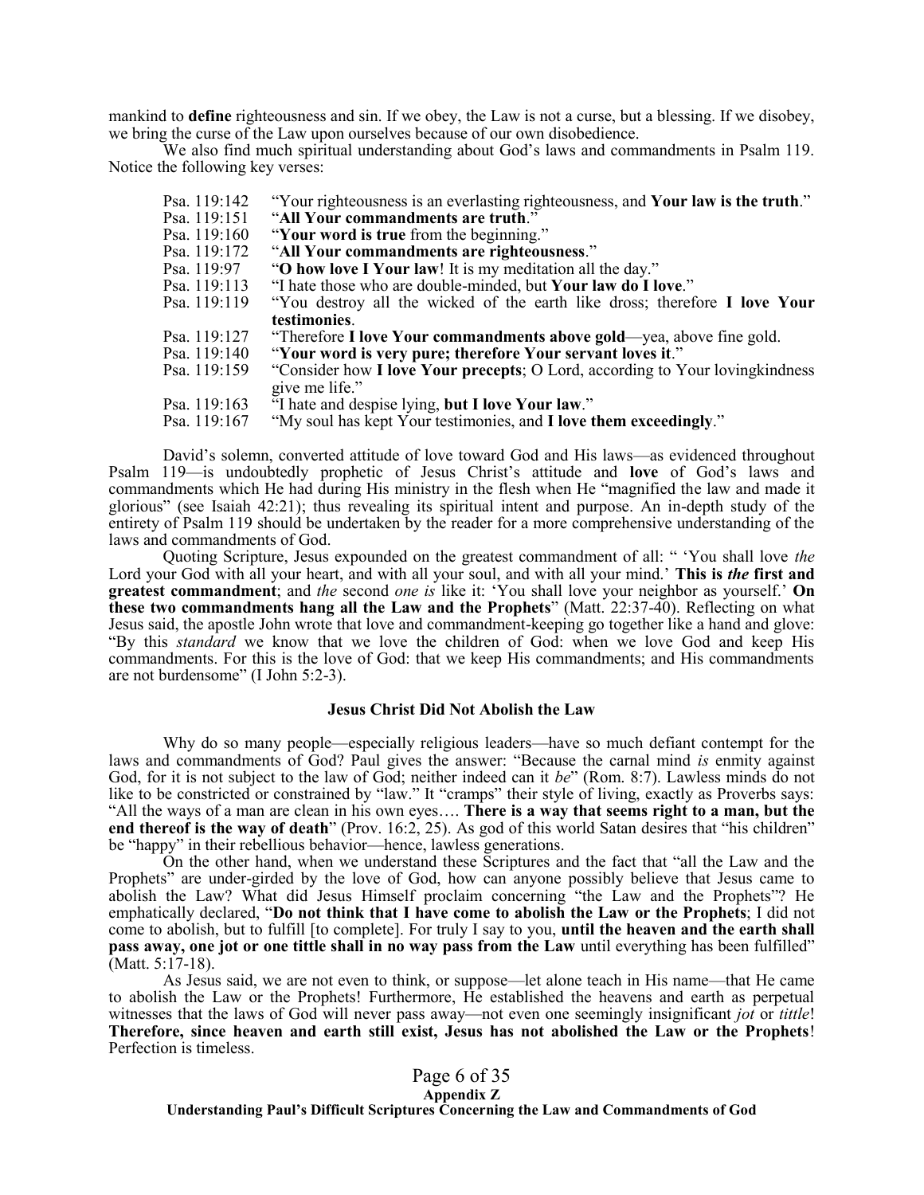mankind to **define** righteousness and sin. If we obey, the Law is not a curse, but a blessing. If we disobey, we bring the curse of the Law upon ourselves because of our own disobedience.

We also find much spiritual understanding about God's laws and commandments in Psalm 119. Notice the following key verses:

| | |
|---|---|
| Psa. 119:142 | "Your righteousness is an everlasting righteousness, and **Your law is the truth**." |
| Psa. 119:151 | "**All Your commandments are truth**." |
| Psa. 119:160 | "**Your word is true** from the beginning." |
| Psa. 119:172 | "**All Your commandments are righteousness**." |
| Psa. 119:97 | "**O how love I Your law**! It is my meditation all the day." |
| Psa. 119:113 | "I hate those who are double-minded, but **Your law do I love**." |
| Psa. 119:119 | "You destroy all the wicked of the earth like dross; therefore **I love Your testimonies**. |
| Psa. 119:127 | "Therefore **I love Your commandments above gold**—yea, above fine gold. |
| Psa. 119:140 | "**Your word is very pure; therefore Your servant loves it**." |
| Psa. 119:159 | "Consider how **I love Your precepts**; O Lord, according to Your lovingkindness give me life." |
| Psa. 119:163 | "I hate and despise lying, **but I love Your law**." |
| Psa. 119:167 | "My soul has kept Your testimonies, and **I love them exceedingly**." |

David's solemn, converted attitude of love toward God and His laws—as evidenced throughout Psalm 119—is undoubtedly prophetic of Jesus Christ's attitude and **love** of God's laws and commandments which He had during His ministry in the flesh when He "magnified the law and made it glorious" (see Isaiah 42:21); thus revealing its spiritual intent and purpose. An in-depth study of the entirety of Psalm 119 should be undertaken by the reader for a more comprehensive understanding of the laws and commandments of God.

Quoting Scripture, Jesus expounded on the greatest commandment of all: " 'You shall love *the* Lord your God with all your heart, and with all your soul, and with all your mind.' **This is *the* first and greatest commandment**; and *the* second *one is* like it: 'You shall love your neighbor as yourself.' **On these two commandments hang all the Law and the Prophets**" (Matt. 22:37-40). Reflecting on what Jesus said, the apostle John wrote that love and commandment-keeping go together like a hand and glove: "By this *standard* we know that we love the children of God: when we love God and keep His commandments. For this is the love of God: that we keep His commandments; and His commandments are not burdensome" (I John 5:2-3).

### Jesus Christ Did Not Abolish the Law

Why do so many people—especially religious leaders—have so much defiant contempt for the laws and commandments of God? Paul gives the answer: "Because the carnal mind *is* enmity against God, for it is not subject to the law of God; neither indeed can it *be*" (Rom. 8:7). Lawless minds do not like to be constricted or constrained by "law." It "cramps" their style of living, exactly as Proverbs says: "All the ways of a man are clean in his own eyes…. **There is a way that seems right to a man, but the end thereof is the way of death**" (Prov. 16:2, 25). As god of this world Satan desires that "his children" be "happy" in their rebellious behavior—hence, lawless generations.

On the other hand, when we understand these Scriptures and the fact that "all the Law and the Prophets" are under-girded by the love of God, how can anyone possibly believe that Jesus came to abolish the Law? What did Jesus Himself proclaim concerning "the Law and the Prophets"? He emphatically declared, "**Do not think that I have come to abolish the Law or the Prophets**; I did not come to abolish, but to fulfill [to complete]. For truly I say to you, **until the heaven and the earth shall pass away, one jot or one tittle shall in no way pass from the Law** until everything has been fulfilled" (Matt. 5:17-18).

As Jesus said, we are not even to think, or suppose—let alone teach in His name—that He came to abolish the Law or the Prophets! Furthermore, He established the heavens and earth as perpetual witnesses that the laws of God will never pass away—not even one seemingly insignificant *jot* or *tittle*! **Therefore, since heaven and earth still exist, Jesus has not abolished the Law or the Prophets**! Perfection is timeless.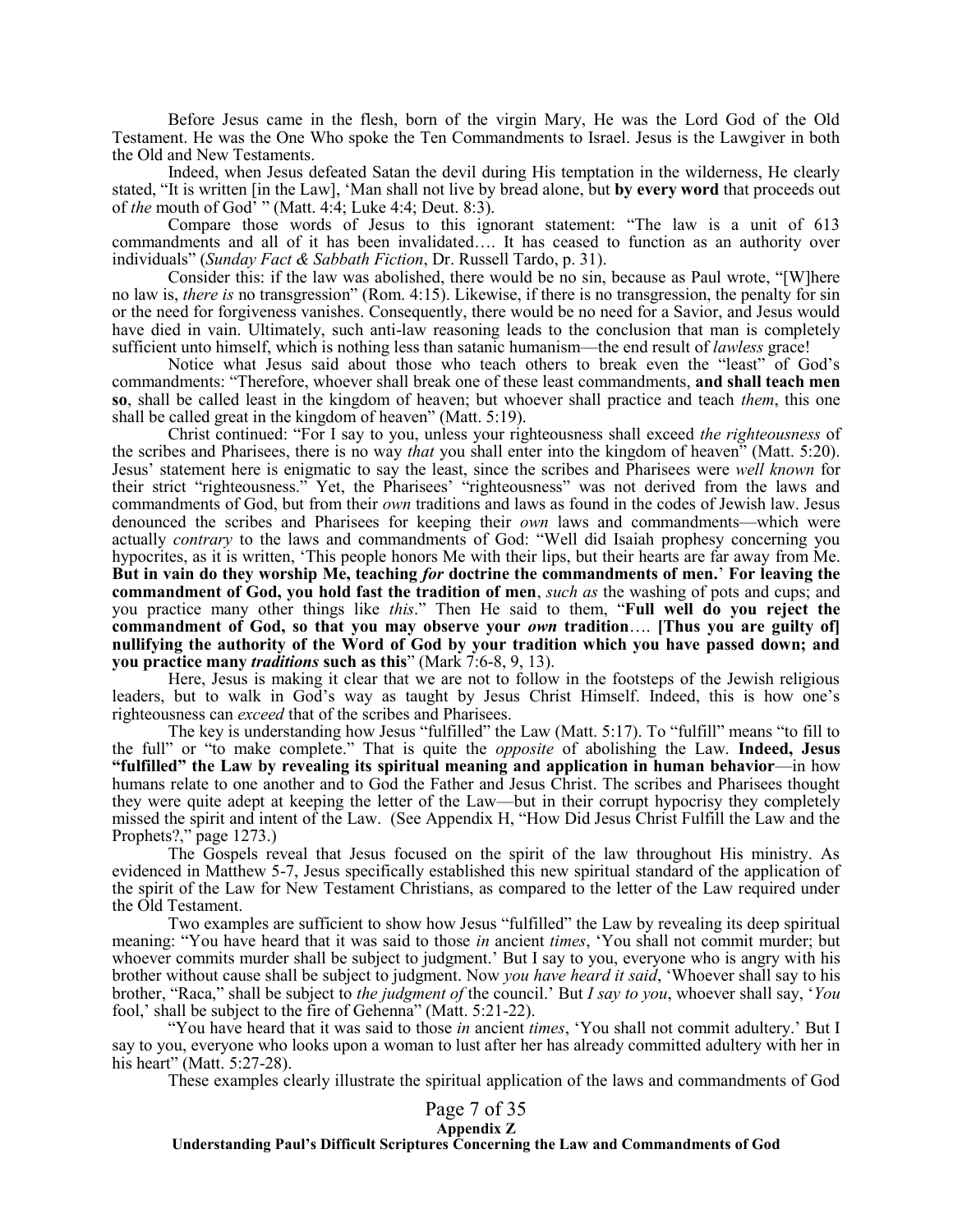Before Jesus came in the flesh, born of the virgin Mary, He was the Lord God of the Old Testament. He was the One Who spoke the Ten Commandments to Israel. Jesus is the Lawgiver in both the Old and New Testaments.

Indeed, when Jesus defeated Satan the devil during His temptation in the wilderness, He clearly stated, "It is written [in the Law], 'Man shall not live by bread alone, but **by every word** that proceeds out of *the* mouth of God' " (Matt. 4:4; Luke 4:4; Deut. 8:3).

Compare those words of Jesus to this ignorant statement: "The law is a unit of 613 commandments and all of it has been invalidated…. It has ceased to function as an authority over individuals" (*Sunday Fact & Sabbath Fiction*, Dr. Russell Tardo, p. 31).

Consider this: if the law was abolished, there would be no sin, because as Paul wrote, "[W]here no law is, *there is* no transgression" (Rom. 4:15). Likewise, if there is no transgression, the penalty for sin or the need for forgiveness vanishes. Consequently, there would be no need for a Savior, and Jesus would have died in vain. Ultimately, such anti-law reasoning leads to the conclusion that man is completely sufficient unto himself, which is nothing less than satanic humanism—the end result of *lawless* grace!

Notice what Jesus said about those who teach others to break even the "least" of God's commandments: "Therefore, whoever shall break one of these least commandments, **and shall teach men so**, shall be called least in the kingdom of heaven; but whoever shall practice and teach *them*, this one shall be called great in the kingdom of heaven" (Matt. 5:19).

Christ continued: "For I say to you, unless your righteousness shall exceed *the righteousness* of the scribes and Pharisees, there is no way *that* you shall enter into the kingdom of heaven" (Matt. 5:20). Jesus' statement here is enigmatic to say the least, since the scribes and Pharisees were *well known* for their strict "righteousness." Yet, the Pharisees' "righteousness" was not derived from the laws and commandments of God, but from their *own* traditions and laws as found in the codes of Jewish law. Jesus denounced the scribes and Pharisees for keeping their *own* laws and commandments—which were actually *contrary* to the laws and commandments of God: "Well did Isaiah prophesy concerning you hypocrites, as it is written, 'This people honors Me with their lips, but their hearts are far away from Me. **But in vain do they worship Me, teaching *for* doctrine the commandments of men.**' **For leaving the commandment of God, you hold fast the tradition of men**, *such as* the washing of pots and cups; and you practice many other things like *this*." Then He said to them, "**Full well do you reject the commandment of God, so that you may observe your *own* tradition**…. **[Thus you are guilty of] nullifying the authority of the Word of God by your tradition which you have passed down; and you practice many *traditions* such as this**" (Mark 7:6-8, 9, 13).

Here, Jesus is making it clear that we are not to follow in the footsteps of the Jewish religious leaders, but to walk in God's way as taught by Jesus Christ Himself. Indeed, this is how one's righteousness can *exceed* that of the scribes and Pharisees.

The key is understanding how Jesus "fulfilled" the Law (Matt. 5:17). To "fulfill" means "to fill to the full" or "to make complete." That is quite the *opposite* of abolishing the Law. **Indeed, Jesus "fulfilled" the Law by revealing its spiritual meaning and application in human behavior**—in how humans relate to one another and to God the Father and Jesus Christ. The scribes and Pharisees thought they were quite adept at keeping the letter of the Law—but in their corrupt hypocrisy they completely missed the spirit and intent of the Law. (See Appendix H, "How Did Jesus Christ Fulfill the Law and the Prophets?," page 1273.)

The Gospels reveal that Jesus focused on the spirit of the law throughout His ministry. As evidenced in Matthew 5-7, Jesus specifically established this new spiritual standard of the application of the spirit of the Law for New Testament Christians, as compared to the letter of the Law required under the Old Testament.

Two examples are sufficient to show how Jesus "fulfilled" the Law by revealing its deep spiritual meaning: "You have heard that it was said to those *in* ancient *times*, 'You shall not commit murder; but whoever commits murder shall be subject to judgment.' But I say to you, everyone who is angry with his brother without cause shall be subject to judgment. Now *you have heard it said*, 'Whoever shall say to his brother, "Raca," shall be subject to *the judgment of* the council.' But *I say to you*, whoever shall say, '*You* fool,' shall be subject to the fire of Gehenna" (Matt. 5:21-22).

"You have heard that it was said to those *in* ancient *times*, 'You shall not commit adultery.' But I say to you, everyone who looks upon a woman to lust after her has already committed adultery with her in his heart" (Matt. 5:27-28).

These examples clearly illustrate the spiritual application of the laws and commandments of God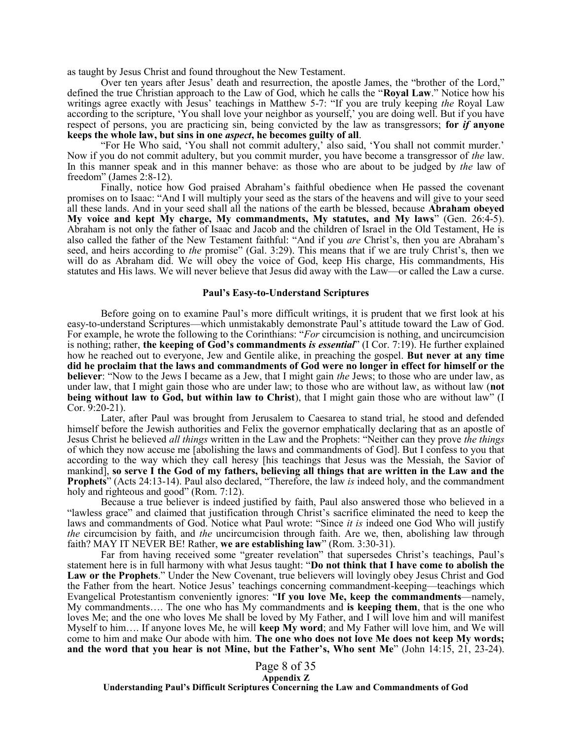as taught by Jesus Christ and found throughout the New Testament.

Over ten years after Jesus' death and resurrection, the apostle James, the "brother of the Lord," defined the true Christian approach to the Law of God, which he calls the "**Royal Law**." Notice how his writings agree exactly with Jesus' teachings in Matthew 5-7: "If you are truly keeping *the* Royal Law according to the scripture, 'You shall love your neighbor as yourself,' you are doing well. But if you have respect of persons, you are practicing sin, being convicted by the law as transgressors; **for *if* anyone keeps the whole law, but sins in one *aspect*, he becomes guilty of all**.

"For He Who said, 'You shall not commit adultery,' also said, 'You shall not commit murder.' Now if you do not commit adultery, but you commit murder, you have become a transgressor of *the* law. In this manner speak and in this manner behave: as those who are about to be judged by *the* law of freedom" (James 2:8-12).

Finally, notice how God praised Abraham's faithful obedience when He passed the covenant promises on to Isaac: "And I will multiply your seed as the stars of the heavens and will give to your seed all these lands. And in your seed shall all the nations of the earth be blessed, because **Abraham obeyed My voice and kept My charge, My commandments, My statutes, and My laws**" (Gen. 26:4-5). Abraham is not only the father of Isaac and Jacob and the children of Israel in the Old Testament, He is also called the father of the New Testament faithful: "And if you *are* Christ's, then you are Abraham's seed, and heirs according to *the* promise" (Gal. 3:29). This means that if we are truly Christ's, then we will do as Abraham did. We will obey the voice of God, keep His charge, His commandments, His statutes and His laws. We will never believe that Jesus did away with the Law—or called the Law a curse.

### Paul's Easy-to-Understand Scriptures

Before going on to examine Paul's more difficult writings, it is prudent that we first look at his easy-to-understand Scriptures—which unmistakably demonstrate Paul's attitude toward the Law of God. For example, he wrote the following to the Corinthians: "*For* circumcision is nothing, and uncircumcision is nothing; rather, **the keeping of God's commandments *is essential***" (I Cor. 7:19). He further explained how he reached out to everyone, Jew and Gentile alike, in preaching the gospel. **But never at any time did he proclaim that the laws and commandments of God were no longer in effect for himself or the believer**: "Now to the Jews I became as a Jew, that I might gain *the* Jews; to those who are under law, as under law, that I might gain those who are under law; to those who are without law, as without law (**not being without law to God, but within law to Christ**), that I might gain those who are without law" (I Cor. 9:20-21).

Later, after Paul was brought from Jerusalem to Caesarea to stand trial, he stood and defended himself before the Jewish authorities and Felix the governor emphatically declaring that as an apostle of Jesus Christ he believed *all things* written in the Law and the Prophets: "Neither can they prove *the things* of which they now accuse me [abolishing the laws and commandments of God]. But I confess to you that according to the way which they call heresy [his teachings that Jesus was the Messiah, the Savior of mankind], **so serve I the God of my fathers, believing all things that are written in the Law and the Prophets**" (Acts 24:13-14). Paul also declared, "Therefore, the law *is* indeed holy, and the commandment holy and righteous and good" (Rom. 7:12).

Because a true believer is indeed justified by faith, Paul also answered those who believed in a "lawless grace" and claimed that justification through Christ's sacrifice eliminated the need to keep the laws and commandments of God. Notice what Paul wrote: "Since *it is* indeed one God Who will justify *the* circumcision by faith, and *the* uncircumcision through faith. Are we, then, abolishing law through faith? MAY IT NEVER BE! Rather, **we are establishing law**" (Rom. 3:30-31).

Far from having received some "greater revelation" that supersedes Christ's teachings, Paul's statement here is in full harmony with what Jesus taught: "**Do not think that I have come to abolish the Law or the Prophets**." Under the New Covenant, true believers will lovingly obey Jesus Christ and God the Father from the heart. Notice Jesus' teachings concerning commandment-keeping—teachings which Evangelical Protestantism conveniently ignores: "**If you love Me, keep the commandments**—namely, My commandments…. The one who has My commandments and **is keeping them**, that is the one who loves Me; and the one who loves Me shall be loved by My Father, and I will love him and will manifest Myself to him…. If anyone loves Me, he will **keep My word**; and My Father will love him, and We will come to him and make Our abode with him. **The one who does not love Me does not keep My words; and the word that you hear is not Mine, but the Father's, Who sent Me**" (John 14:15, 21, 23-24).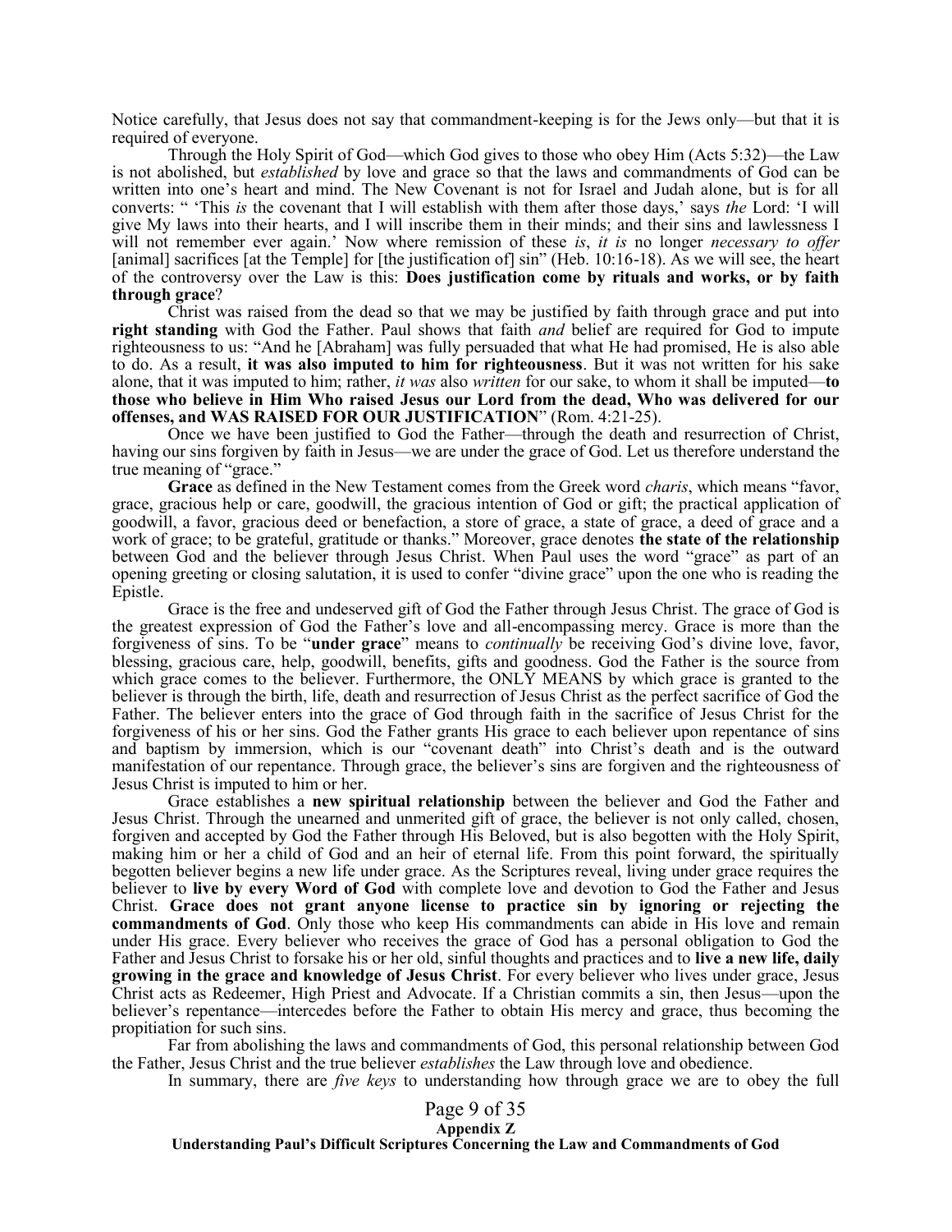Notice carefully, that Jesus does not say that commandment-keeping is for the Jews only—but that it is required of everyone.

Through the Holy Spirit of God—which God gives to those who obey Him (Acts 5:32)—the Law is not abolished, but *established* by love and grace so that the laws and commandments of God can be written into one's heart and mind. The New Covenant is not for Israel and Judah alone, but is for all converts: " 'This *is* the covenant that I will establish with them after those days,' says *the* Lord: 'I will give My laws into their hearts, and I will inscribe them in their minds; and their sins and lawlessness I will not remember ever again.' Now where remission of these *is*, *it is* no longer *necessary to offer* [animal] sacrifices [at the Temple] for [the justification of] sin" (Heb. 10:16-18). As we will see, the heart of the controversy over the Law is this: **Does justification come by rituals and works, or by faith through grace**?

Christ was raised from the dead so that we may be justified by faith through grace and put into **right standing** with God the Father. Paul shows that faith *and* belief are required for God to impute righteousness to us: "And he [Abraham] was fully persuaded that what He had promised, He is also able to do. As a result, **it was also imputed to him for righteousness**. But it was not written for his sake alone, that it was imputed to him; rather, *it was* also *written* for our sake, to whom it shall be imputed—**to those who believe in Him Who raised Jesus our Lord from the dead, Who was delivered for our offenses, and WAS RAISED FOR OUR JUSTIFICATION**" (Rom. 4:21-25).

Once we have been justified to God the Father—through the death and resurrection of Christ, having our sins forgiven by faith in Jesus—we are under the grace of God. Let us therefore understand the true meaning of "grace."

**Grace** as defined in the New Testament comes from the Greek word *charis*, which means "favor, grace, gracious help or care, goodwill, the gracious intention of God or gift; the practical application of goodwill, a favor, gracious deed or benefaction, a store of grace, a state of grace, a deed of grace and a work of grace; to be grateful, gratitude or thanks." Moreover, grace denotes **the state of the relationship** between God and the believer through Jesus Christ. When Paul uses the word "grace" as part of an opening greeting or closing salutation, it is used to confer "divine grace" upon the one who is reading the Epistle.

Grace is the free and undeserved gift of God the Father through Jesus Christ. The grace of God is the greatest expression of God the Father's love and all-encompassing mercy. Grace is more than the forgiveness of sins. To be "**under grace**" means to *continually* be receiving God's divine love, favor, blessing, gracious care, help, goodwill, benefits, gifts and goodness. God the Father is the source from which grace comes to the believer. Furthermore, the ONLY MEANS by which grace is granted to the believer is through the birth, life, death and resurrection of Jesus Christ as the perfect sacrifice of God the Father. The believer enters into the grace of God through faith in the sacrifice of Jesus Christ for the forgiveness of his or her sins. God the Father grants His grace to each believer upon repentance of sins and baptism by immersion, which is our "covenant death" into Christ's death and is the outward manifestation of our repentance. Through grace, the believer's sins are forgiven and the righteousness of Jesus Christ is imputed to him or her.

Grace establishes a **new spiritual relationship** between the believer and God the Father and Jesus Christ. Through the unearned and unmerited gift of grace, the believer is not only called, chosen, forgiven and accepted by God the Father through His Beloved, but is also begotten with the Holy Spirit, making him or her a child of God and an heir of eternal life. From this point forward, the spiritually begotten believer begins a new life under grace. As the Scriptures reveal, living under grace requires the believer to **live by every Word of God** with complete love and devotion to God the Father and Jesus Christ. **Grace does not grant anyone license to practice sin by ignoring or rejecting the commandments of God**. Only those who keep His commandments can abide in His love and remain under His grace. Every believer who receives the grace of God has a personal obligation to God the Father and Jesus Christ to forsake his or her old, sinful thoughts and practices and to **live a new life, daily growing in the grace and knowledge of Jesus Christ**. For every believer who lives under grace, Jesus Christ acts as Redeemer, High Priest and Advocate. If a Christian commits a sin, then Jesus—upon the believer's repentance—intercedes before the Father to obtain His mercy and grace, thus becoming the propitiation for such sins.

Far from abolishing the laws and commandments of God, this personal relationship between God the Father, Jesus Christ and the true believer *establishes* the Law through love and obedience.

In summary, there are *five keys* to understanding how through grace we are to obey the full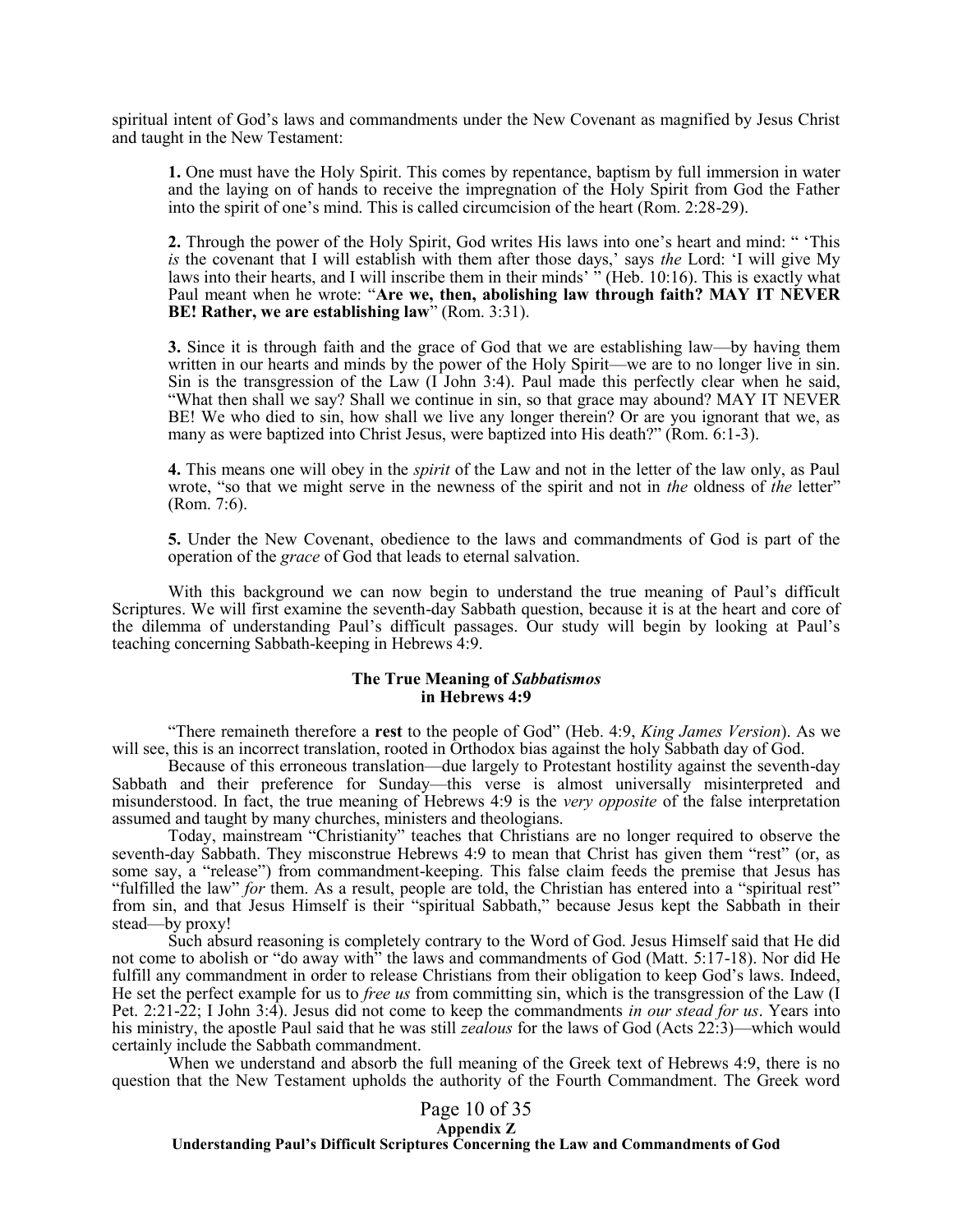spiritual intent of God's laws and commandments under the New Covenant as magnified by Jesus Christ and taught in the New Testament:

> **1.** One must have the Holy Spirit. This comes by repentance, baptism by full immersion in water and the laying on of hands to receive the impregnation of the Holy Spirit from God the Father into the spirit of one's mind. This is called circumcision of the heart (Rom. 2:28-29).
>
> **2.** Through the power of the Holy Spirit, God writes His laws into one's heart and mind: " 'This *is* the covenant that I will establish with them after those days,' says *the* Lord: 'I will give My laws into their hearts, and I will inscribe them in their minds' " (Heb. 10:16). This is exactly what Paul meant when he wrote: "**Are we, then, abolishing law through faith? MAY IT NEVER BE! Rather, we are establishing law**" (Rom. 3:31).
>
> **3.** Since it is through faith and the grace of God that we are establishing law—by having them written in our hearts and minds by the power of the Holy Spirit—we are to no longer live in sin. Sin is the transgression of the Law (I John 3:4). Paul made this perfectly clear when he said, "What then shall we say? Shall we continue in sin, so that grace may abound? MAY IT NEVER BE! We who died to sin, how shall we live any longer therein? Or are you ignorant that we, as many as were baptized into Christ Jesus, were baptized into His death?" (Rom. 6:1-3).
>
> **4.** This means one will obey in the *spirit* of the Law and not in the letter of the law only, as Paul wrote, "so that we might serve in the newness of the spirit and not in *the* oldness of *the* letter" (Rom. 7:6).
>
> **5.** Under the New Covenant, obedience to the laws and commandments of God is part of the operation of the *grace* of God that leads to eternal salvation.

With this background we can now begin to understand the true meaning of Paul's difficult Scriptures. We will first examine the seventh-day Sabbath question, because it is at the heart and core of the dilemma of understanding Paul's difficult passages. Our study will begin by looking at Paul's teaching concerning Sabbath-keeping in Hebrews 4:9.

### The True Meaning of *Sabbatismos* in Hebrews 4:9

"There remaineth therefore a **rest** to the people of God" (Heb. 4:9, *King James Version*). As we will see, this is an incorrect translation, rooted in Orthodox bias against the holy Sabbath day of God.

Because of this erroneous translation—due largely to Protestant hostility against the seventh-day Sabbath and their preference for Sunday—this verse is almost universally misinterpreted and misunderstood. In fact, the true meaning of Hebrews 4:9 is the *very opposite* of the false interpretation assumed and taught by many churches, ministers and theologians.

Today, mainstream "Christianity" teaches that Christians are no longer required to observe the seventh-day Sabbath. They misconstrue Hebrews 4:9 to mean that Christ has given them "rest" (or, as some say, a "release") from commandment-keeping. This false claim feeds the premise that Jesus has "fulfilled the law" *for* them. As a result, people are told, the Christian has entered into a "spiritual rest" from sin, and that Jesus Himself is their "spiritual Sabbath," because Jesus kept the Sabbath in their stead—by proxy!

Such absurd reasoning is completely contrary to the Word of God. Jesus Himself said that He did not come to abolish or "do away with" the laws and commandments of God (Matt. 5:17-18). Nor did He fulfill any commandment in order to release Christians from their obligation to keep God's laws. Indeed, He set the perfect example for us to *free us* from committing sin, which is the transgression of the Law (I Pet. 2:21-22; I John 3:4). Jesus did not come to keep the commandments *in our stead for us*. Years into his ministry, the apostle Paul said that he was still *zealous* for the laws of God (Acts 22:3)—which would certainly include the Sabbath commandment.

When we understand and absorb the full meaning of the Greek text of Hebrews 4:9, there is no question that the New Testament upholds the authority of the Fourth Commandment. The Greek word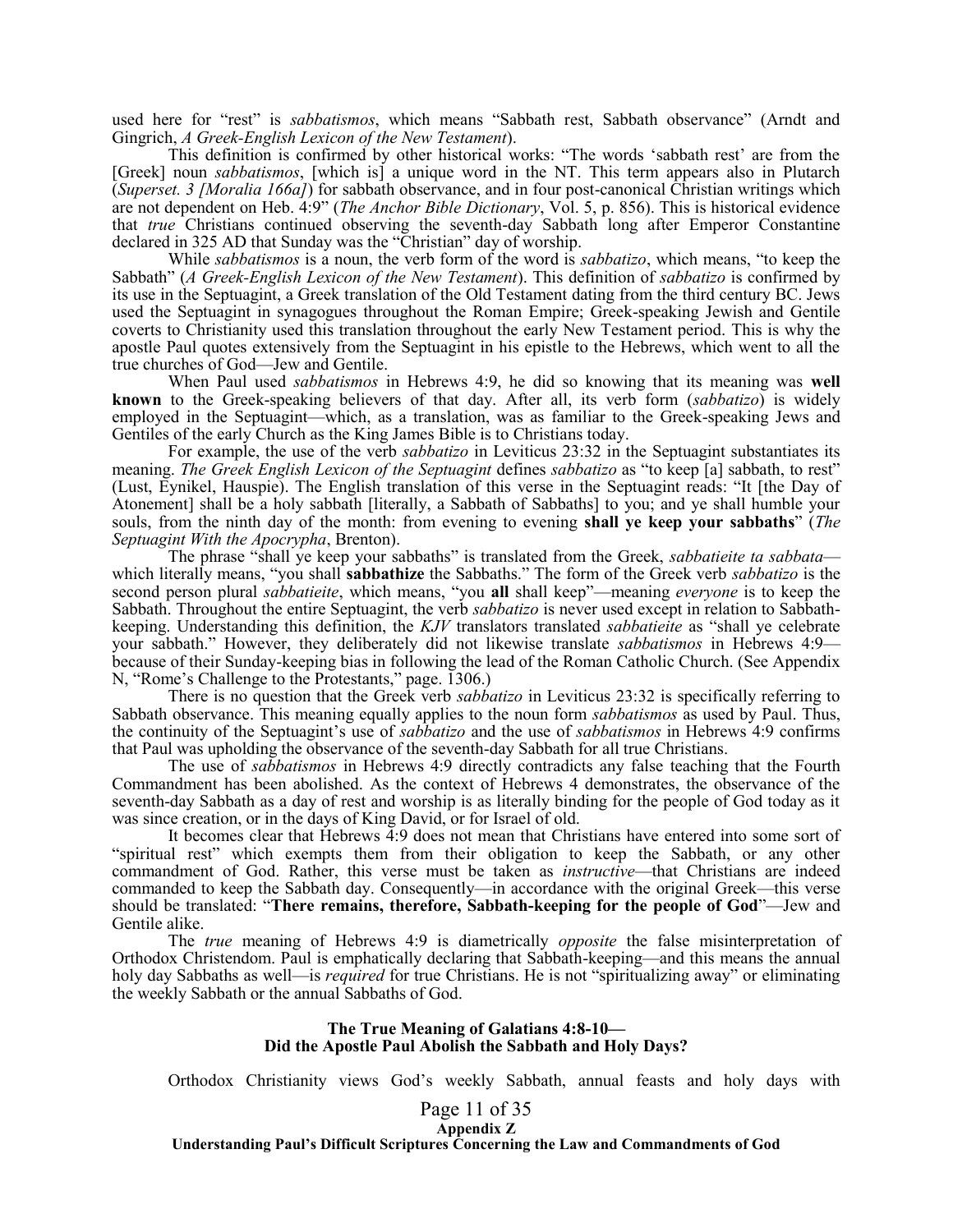used here for "rest" is *sabbatismos*, which means "Sabbath rest, Sabbath observance" (Arndt and Gingrich, *A Greek-English Lexicon of the New Testament*).

This definition is confirmed by other historical works: "The words 'sabbath rest' are from the [Greek] noun *sabbatismos*, [which is] a unique word in the NT. This term appears also in Plutarch (*Superset. 3 [Moralia 166a]*) for sabbath observance, and in four post-canonical Christian writings which are not dependent on Heb. 4:9" (*The Anchor Bible Dictionary*, Vol. 5, p. 856). This is historical evidence that *true* Christians continued observing the seventh-day Sabbath long after Emperor Constantine declared in 325 AD that Sunday was the "Christian" day of worship.

While *sabbatismos* is a noun, the verb form of the word is *sabbatizo*, which means, "to keep the Sabbath" (*A Greek-English Lexicon of the New Testament*). This definition of *sabbatizo* is confirmed by its use in the Septuagint, a Greek translation of the Old Testament dating from the third century BC. Jews used the Septuagint in synagogues throughout the Roman Empire; Greek-speaking Jewish and Gentile coverts to Christianity used this translation throughout the early New Testament period. This is why the apostle Paul quotes extensively from the Septuagint in his epistle to the Hebrews, which went to all the true churches of God—Jew and Gentile.

When Paul used *sabbatismos* in Hebrews 4:9, he did so knowing that its meaning was **well known** to the Greek-speaking believers of that day. After all, its verb form (*sabbatizo*) is widely employed in the Septuagint—which, as a translation, was as familiar to the Greek-speaking Jews and Gentiles of the early Church as the King James Bible is to Christians today.

For example, the use of the verb *sabbatizo* in Leviticus 23:32 in the Septuagint substantiates its meaning. *The Greek English Lexicon of the Septuagint* defines *sabbatizo* as "to keep [a] sabbath, to rest" (Lust, Eynikel, Hauspie). The English translation of this verse in the Septuagint reads: "It [the Day of Atonement] shall be a holy sabbath [literally, a Sabbath of Sabbaths] to you; and ye shall humble your souls, from the ninth day of the month: from evening to evening **shall ye keep your sabbaths**" (*The Septuagint With the Apocrypha*, Brenton).

The phrase "shall ye keep your sabbaths" is translated from the Greek, *sabbatieite ta sabbata*—which literally means, "you shall **sabbathize** the Sabbaths." The form of the Greek verb *sabbatizo* is the second person plural *sabbatieite*, which means, "you **all** shall keep"—meaning *everyone* is to keep the Sabbath. Throughout the entire Septuagint, the verb *sabbatizo* is never used except in relation to Sabbath-keeping. Understanding this definition, the *KJV* translators translated *sabbatieite* as "shall ye celebrate your sabbath." However, they deliberately did not likewise translate *sabbatismos* in Hebrews 4:9—because of their Sunday-keeping bias in following the lead of the Roman Catholic Church. (See Appendix N, "Rome's Challenge to the Protestants," page. 1306.)

There is no question that the Greek verb *sabbatizo* in Leviticus 23:32 is specifically referring to Sabbath observance. This meaning equally applies to the noun form *sabbatismos* as used by Paul. Thus, the continuity of the Septuagint's use of *sabbatizo* and the use of *sabbatismos* in Hebrews 4:9 confirms that Paul was upholding the observance of the seventh-day Sabbath for all true Christians.

The use of *sabbatismos* in Hebrews 4:9 directly contradicts any false teaching that the Fourth Commandment has been abolished. As the context of Hebrews 4 demonstrates, the observance of the seventh-day Sabbath as a day of rest and worship is as literally binding for the people of God today as it was since creation, or in the days of King David, or for Israel of old.

It becomes clear that Hebrews 4:9 does not mean that Christians have entered into some sort of "spiritual rest" which exempts them from their obligation to keep the Sabbath, or any other commandment of God. Rather, this verse must be taken as *instructive*—that Christians are indeed commanded to keep the Sabbath day. Consequently—in accordance with the original Greek—this verse should be translated: "**There remains, therefore, Sabbath-keeping for the people of God**"—Jew and Gentile alike.

The *true* meaning of Hebrews 4:9 is diametrically *opposite* the false misinterpretation of Orthodox Christendom. Paul is emphatically declaring that Sabbath-keeping—and this means the annual holy day Sabbaths as well—is *required* for true Christians. He is not "spiritualizing away" or eliminating the weekly Sabbath or the annual Sabbaths of God.

### The True Meaning of Galatians 4:8-10—
### Did the Apostle Paul Abolish the Sabbath and Holy Days?

Orthodox Christianity views God's weekly Sabbath, annual feasts and holy days with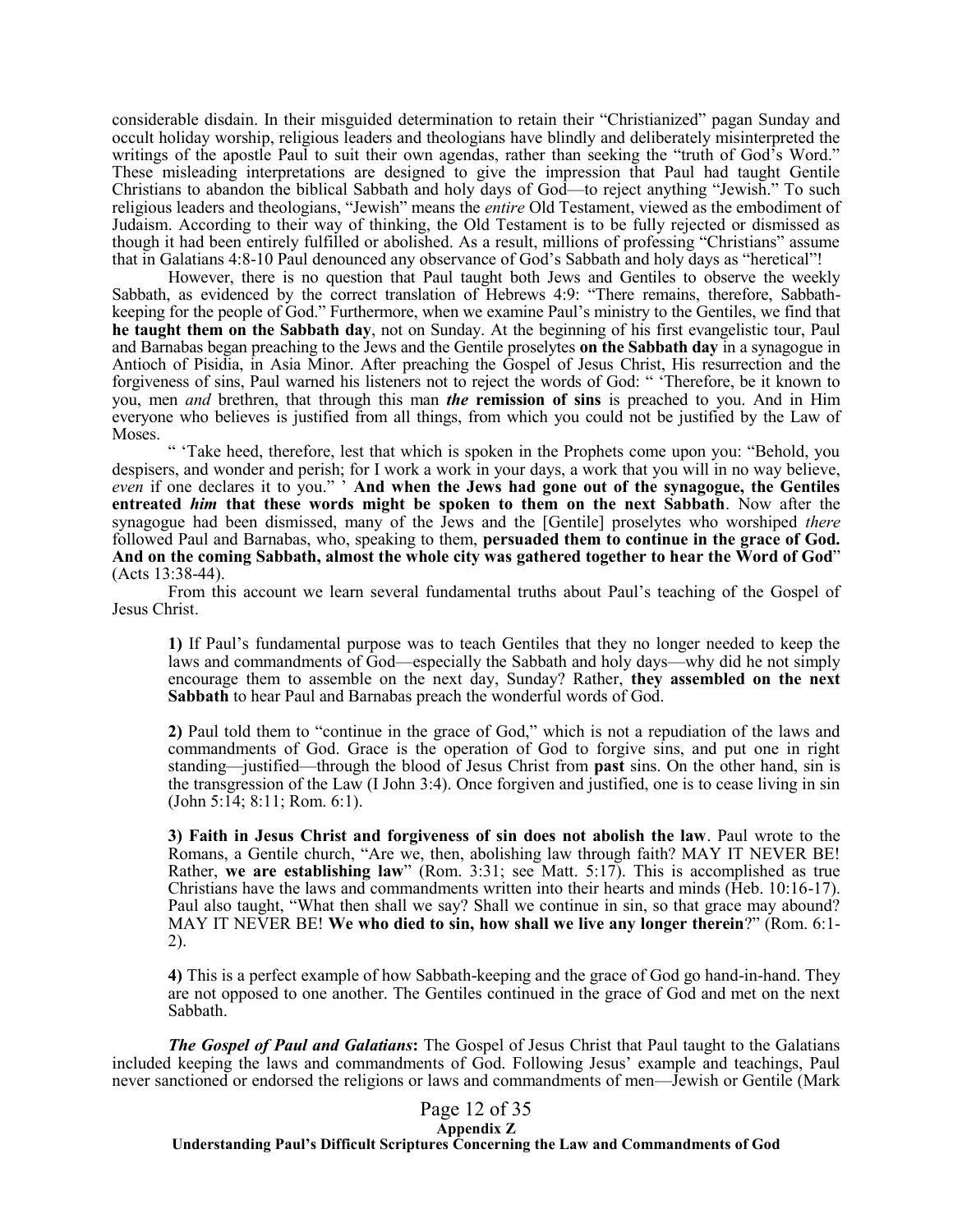considerable disdain. In their misguided determination to retain their "Christianized" pagan Sunday and occult holiday worship, religious leaders and theologians have blindly and deliberately misinterpreted the writings of the apostle Paul to suit their own agendas, rather than seeking the "truth of God's Word." These misleading interpretations are designed to give the impression that Paul had taught Gentile Christians to abandon the biblical Sabbath and holy days of God—to reject anything "Jewish." To such religious leaders and theologians, "Jewish" means the *entire* Old Testament, viewed as the embodiment of Judaism. According to their way of thinking, the Old Testament is to be fully rejected or dismissed as though it had been entirely fulfilled or abolished. As a result, millions of professing "Christians" assume that in Galatians 4:8-10 Paul denounced any observance of God's Sabbath and holy days as "heretical"!

However, there is no question that Paul taught both Jews and Gentiles to observe the weekly Sabbath, as evidenced by the correct translation of Hebrews 4:9: "There remains, therefore, Sabbath-keeping for the people of God." Furthermore, when we examine Paul's ministry to the Gentiles, we find that **he taught them on the Sabbath day**, not on Sunday. At the beginning of his first evangelistic tour, Paul and Barnabas began preaching to the Jews and the Gentile proselytes **on the Sabbath day** in a synagogue in Antioch of Pisidia, in Asia Minor. After preaching the Gospel of Jesus Christ, His resurrection and the forgiveness of sins, Paul warned his listeners not to reject the words of God: " 'Therefore, be it known to you, men *and* brethren, that through this man ***the*** **remission of sins** is preached to you. And in Him everyone who believes is justified from all things, from which you could not be justified by the Law of Moses.

" 'Take heed, therefore, lest that which is spoken in the Prophets come upon you: "Behold, you despisers, and wonder and perish; for I work a work in your days, a work that you will in no way believe, *even* if one declares it to you." ' **And when the Jews had gone out of the synagogue, the Gentiles entreated *him* that these words might be spoken to them on the next Sabbath**. Now after the synagogue had been dismissed, many of the Jews and the [Gentile] proselytes who worshiped *there* followed Paul and Barnabas, who, speaking to them, **persuaded them to continue in the grace of God. And on the coming Sabbath, almost the whole city was gathered together to hear the Word of God**" (Acts 13:38-44).

From this account we learn several fundamental truths about Paul's teaching of the Gospel of Jesus Christ.

> **1)** If Paul's fundamental purpose was to teach Gentiles that they no longer needed to keep the laws and commandments of God—especially the Sabbath and holy days—why did he not simply encourage them to assemble on the next day, Sunday? Rather, **they assembled on the next Sabbath** to hear Paul and Barnabas preach the wonderful words of God.
>
> **2)** Paul told them to "continue in the grace of God," which is not a repudiation of the laws and commandments of God. Grace is the operation of God to forgive sins, and put one in right standing—justified—through the blood of Jesus Christ from **past** sins. On the other hand, sin is the transgression of the Law (I John 3:4). Once forgiven and justified, one is to cease living in sin (John 5:14; 8:11; Rom. 6:1).
>
> **3) Faith in Jesus Christ and forgiveness of sin does not abolish the law**. Paul wrote to the Romans, a Gentile church, "Are we, then, abolishing law through faith? MAY IT NEVER BE! Rather, **we are establishing law**" (Rom. 3:31; see Matt. 5:17). This is accomplished as true Christians have the laws and commandments written into their hearts and minds (Heb. 10:16-17). Paul also taught, "What then shall we say? Shall we continue in sin, so that grace may abound? MAY IT NEVER BE! **We who died to sin, how shall we live any longer therein**?" (Rom. 6:1-2).
>
> **4)** This is a perfect example of how Sabbath-keeping and the grace of God go hand-in-hand. They are not opposed to one another. The Gentiles continued in the grace of God and met on the next Sabbath.

***The Gospel of Paul and Galatians*****:** The Gospel of Jesus Christ that Paul taught to the Galatians included keeping the laws and commandments of God. Following Jesus' example and teachings, Paul never sanctioned or endorsed the religions or laws and commandments of men—Jewish or Gentile (Mark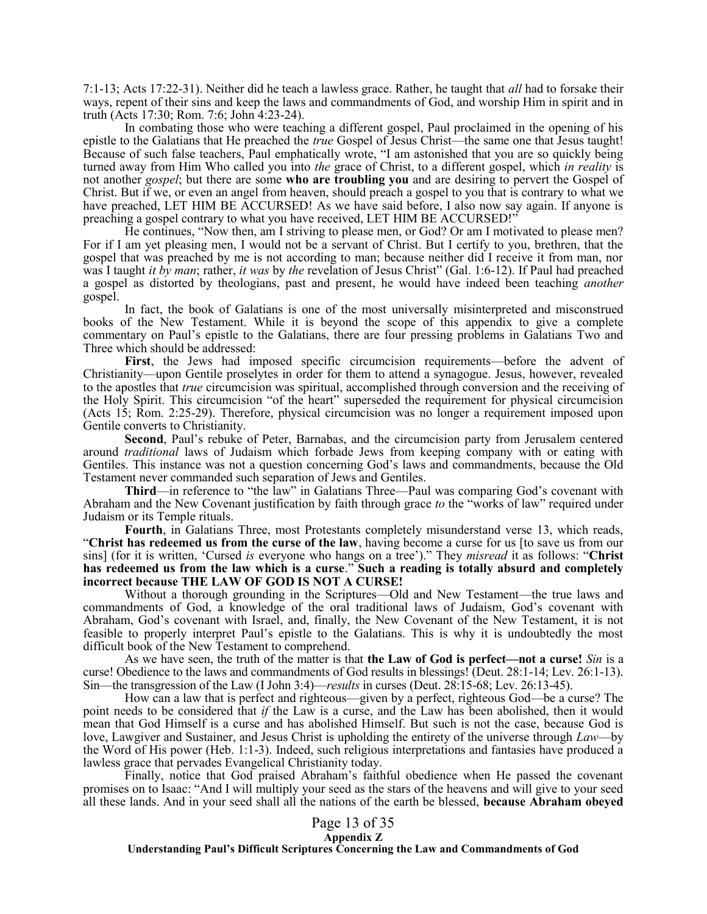7:1-13; Acts 17:22-31). Neither did he teach a lawless grace. Rather, he taught that *all* had to forsake their ways, repent of their sins and keep the laws and commandments of God, and worship Him in spirit and in truth (Acts 17:30; Rom. 7:6; John 4:23-24).

In combating those who were teaching a different gospel, Paul proclaimed in the opening of his epistle to the Galatians that He preached the *true* Gospel of Jesus Christ—the same one that Jesus taught! Because of such false teachers, Paul emphatically wrote, "I am astonished that you are so quickly being turned away from Him Who called you into *the* grace of Christ, to a different gospel, which *in reality* is not another *gospel*; but there are some **who are troubling you** and are desiring to pervert the Gospel of Christ. But if we, or even an angel from heaven, should preach a gospel to you that is contrary to what we have preached, LET HIM BE ACCURSED! As we have said before, I also now say again. If anyone is preaching a gospel contrary to what you have received, LET HIM BE ACCURSED!"

He continues, "Now then, am I striving to please men, or God? Or am I motivated to please men? For if I am yet pleasing men, I would not be a servant of Christ. But I certify to you, brethren, that the gospel that was preached by me is not according to man; because neither did I receive it from man, nor was I taught *it by man*; rather, *it was* by *the* revelation of Jesus Christ" (Gal. 1:6-12). If Paul had preached a gospel as distorted by theologians, past and present, he would have indeed been teaching *another* gospel.

In fact, the book of Galatians is one of the most universally misinterpreted and misconstrued books of the New Testament. While it is beyond the scope of this appendix to give a complete commentary on Paul's epistle to the Galatians, there are four pressing problems in Galatians Two and Three which should be addressed:

**First**, the Jews had imposed specific circumcision requirements—before the advent of Christianity—upon Gentile proselytes in order for them to attend a synagogue. Jesus, however, revealed to the apostles that *true* circumcision was spiritual, accomplished through conversion and the receiving of the Holy Spirit. This circumcision "of the heart" superseded the requirement for physical circumcision (Acts 15; Rom. 2:25-29). Therefore, physical circumcision was no longer a requirement imposed upon Gentile converts to Christianity.

**Second**, Paul's rebuke of Peter, Barnabas, and the circumcision party from Jerusalem centered around *traditional* laws of Judaism which forbade Jews from keeping company with or eating with Gentiles. This instance was not a question concerning God's laws and commandments, because the Old Testament never commanded such separation of Jews and Gentiles.

**Third**—in reference to "the law" in Galatians Three—Paul was comparing God's covenant with Abraham and the New Covenant justification by faith through grace *to* the "works of law" required under Judaism or its Temple rituals.

**Fourth**, in Galatians Three, most Protestants completely misunderstand verse 13, which reads, "**Christ has redeemed us from the curse of the law**, having become a curse for us [to save us from our sins] (for it is written, 'Cursed *is* everyone who hangs on a tree')." They *misread* it as follows: "**Christ has redeemed us from the law which is a curse**." **Such a reading is totally absurd and completely incorrect because THE LAW OF GOD IS NOT A CURSE!**

Without a thorough grounding in the Scriptures—Old and New Testament—the true laws and commandments of God, a knowledge of the oral traditional laws of Judaism, God's covenant with Abraham, God's covenant with Israel, and, finally, the New Covenant of the New Testament, it is not feasible to properly interpret Paul's epistle to the Galatians. This is why it is undoubtedly the most difficult book of the New Testament to comprehend.

As we have seen, the truth of the matter is that **the Law of God is perfect—not a curse!** *Sin* is a curse! Obedience to the laws and commandments of God results in blessings! (Deut. 28:1-14; Lev. 26:1-13). Sin—the transgression of the Law (I John 3:4)—*results* in curses (Deut. 28:15-68; Lev. 26:13-45).

How can a law that is perfect and righteous—given by a perfect, righteous God—be a curse? The point needs to be considered that *if* the Law is a curse, and the Law has been abolished, then it would mean that God Himself is a curse and has abolished Himself. But such is not the case, because God is love, Lawgiver and Sustainer, and Jesus Christ is upholding the entirety of the universe through *Law*—by the Word of His power (Heb. 1:1-3). Indeed, such religious interpretations and fantasies have produced a lawless grace that pervades Evangelical Christianity today.

Finally, notice that God praised Abraham's faithful obedience when He passed the covenant promises on to Isaac: "And I will multiply your seed as the stars of the heavens and will give to your seed all these lands. And in your seed shall all the nations of the earth be blessed, **because Abraham obeyed**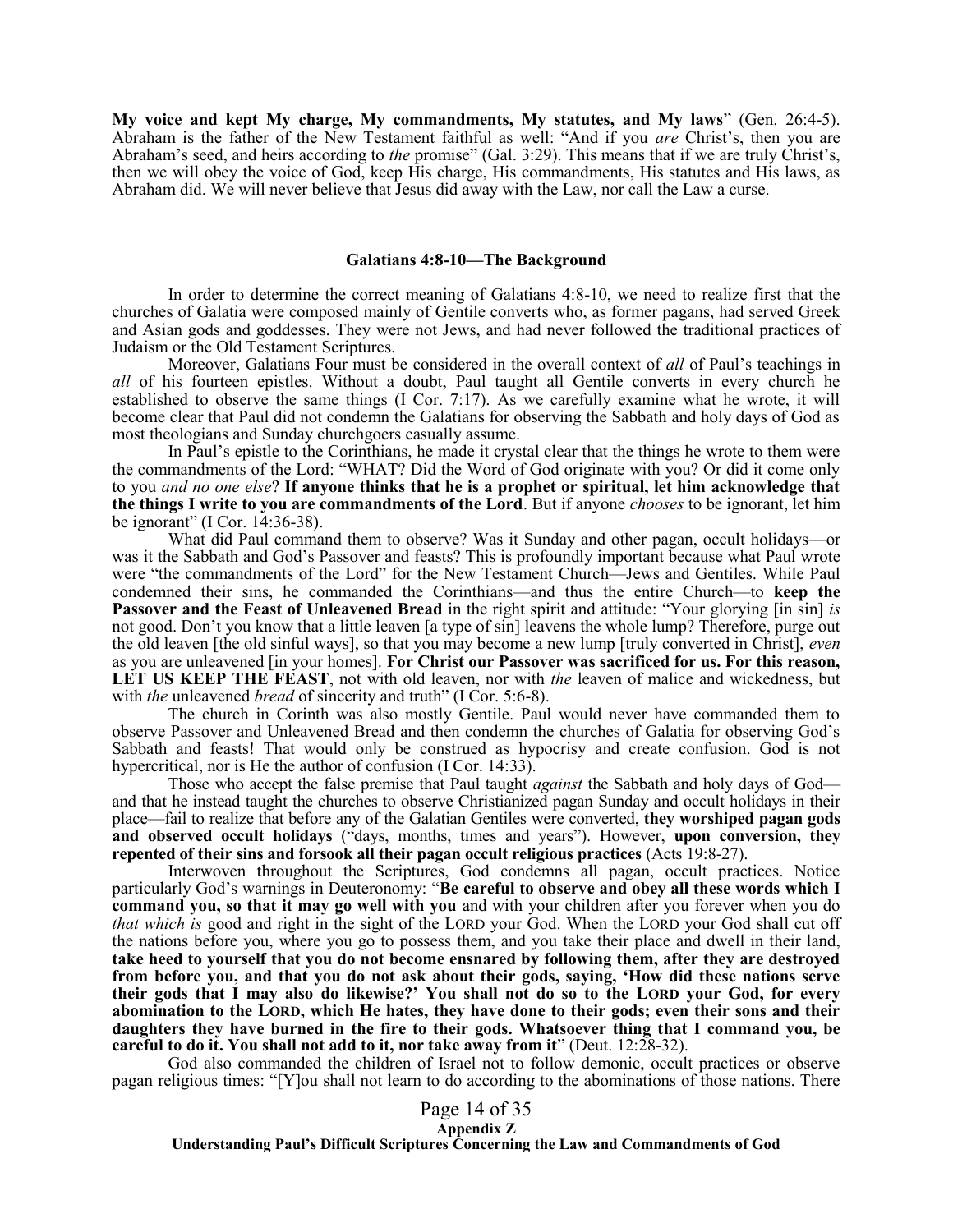**My voice and kept My charge, My commandments, My statutes, and My laws**" (Gen. 26:4-5). Abraham is the father of the New Testament faithful as well: "And if you *are* Christ's, then you are Abraham's seed, and heirs according to *the* promise" (Gal. 3:29). This means that if we are truly Christ's, then we will obey the voice of God, keep His charge, His commandments, His statutes and His laws, as Abraham did. We will never believe that Jesus did away with the Law, nor call the Law a curse.

### Galatians 4:8-10—The Background

In order to determine the correct meaning of Galatians 4:8-10, we need to realize first that the churches of Galatia were composed mainly of Gentile converts who, as former pagans, had served Greek and Asian gods and goddesses. They were not Jews, and had never followed the traditional practices of Judaism or the Old Testament Scriptures.

Moreover, Galatians Four must be considered in the overall context of *all* of Paul's teachings in *all* of his fourteen epistles. Without a doubt, Paul taught all Gentile converts in every church he established to observe the same things (I Cor. 7:17). As we carefully examine what he wrote, it will become clear that Paul did not condemn the Galatians for observing the Sabbath and holy days of God as most theologians and Sunday churchgoers casually assume.

In Paul's epistle to the Corinthians, he made it crystal clear that the things he wrote to them were the commandments of the Lord: "WHAT? Did the Word of God originate with you? Or did it come only to you *and no one else*? **If anyone thinks that he is a prophet or spiritual, let him acknowledge that the things I write to you are commandments of the Lord**. But if anyone *chooses* to be ignorant, let him be ignorant" (I Cor. 14:36-38).

What did Paul command them to observe? Was it Sunday and other pagan, occult holidays—or was it the Sabbath and God's Passover and feasts? This is profoundly important because what Paul wrote were "the commandments of the Lord" for the New Testament Church—Jews and Gentiles. While Paul condemned their sins, he commanded the Corinthians—and thus the entire Church—to **keep the Passover and the Feast of Unleavened Bread** in the right spirit and attitude: "Your glorying [in sin] *is* not good. Don't you know that a little leaven [a type of sin] leavens the whole lump? Therefore, purge out the old leaven [the old sinful ways], so that you may become a new lump [truly converted in Christ], *even* as you are unleavened [in your homes]. **For Christ our Passover was sacrificed for us. For this reason, LET US KEEP THE FEAST**, not with old leaven, nor with *the* leaven of malice and wickedness, but with *the* unleavened *bread* of sincerity and truth" (I Cor. 5:6-8).

The church in Corinth was also mostly Gentile. Paul would never have commanded them to observe Passover and Unleavened Bread and then condemn the churches of Galatia for observing God's Sabbath and feasts! That would only be construed as hypocrisy and create confusion. God is not hypercritical, nor is He the author of confusion (I Cor. 14:33).

Those who accept the false premise that Paul taught *against* the Sabbath and holy days of God—and that he instead taught the churches to observe Christianized pagan Sunday and occult holidays in their place—fail to realize that before any of the Galatian Gentiles were converted, **they worshiped pagan gods and observed occult holidays** ("days, months, times and years"). However, **upon conversion, they repented of their sins and forsook all their pagan occult religious practices** (Acts 19:8-27).

Interwoven throughout the Scriptures, God condemns all pagan, occult practices. Notice particularly God's warnings in Deuteronomy: "**Be careful to observe and obey all these words which I command you, so that it may go well with you** and with your children after you forever when you do *that which is* good and right in the sight of the LORD your God. When the LORD your God shall cut off the nations before you, where you go to possess them, and you take their place and dwell in their land, **take heed to yourself that you do not become ensnared by following them, after they are destroyed from before you, and that you do not ask about their gods, saying, 'How did these nations serve their gods that I may also do likewise?' You shall not do so to the LORD your God, for every abomination to the LORD, which He hates, they have done to their gods; even their sons and their daughters they have burned in the fire to their gods. Whatsoever thing that I command you, be careful to do it. You shall not add to it, nor take away from it**" (Deut. 12:28-32).

God also commanded the children of Israel not to follow demonic, occult practices or observe pagan religious times: "[Y]ou shall not learn to do according to the abominations of those nations. There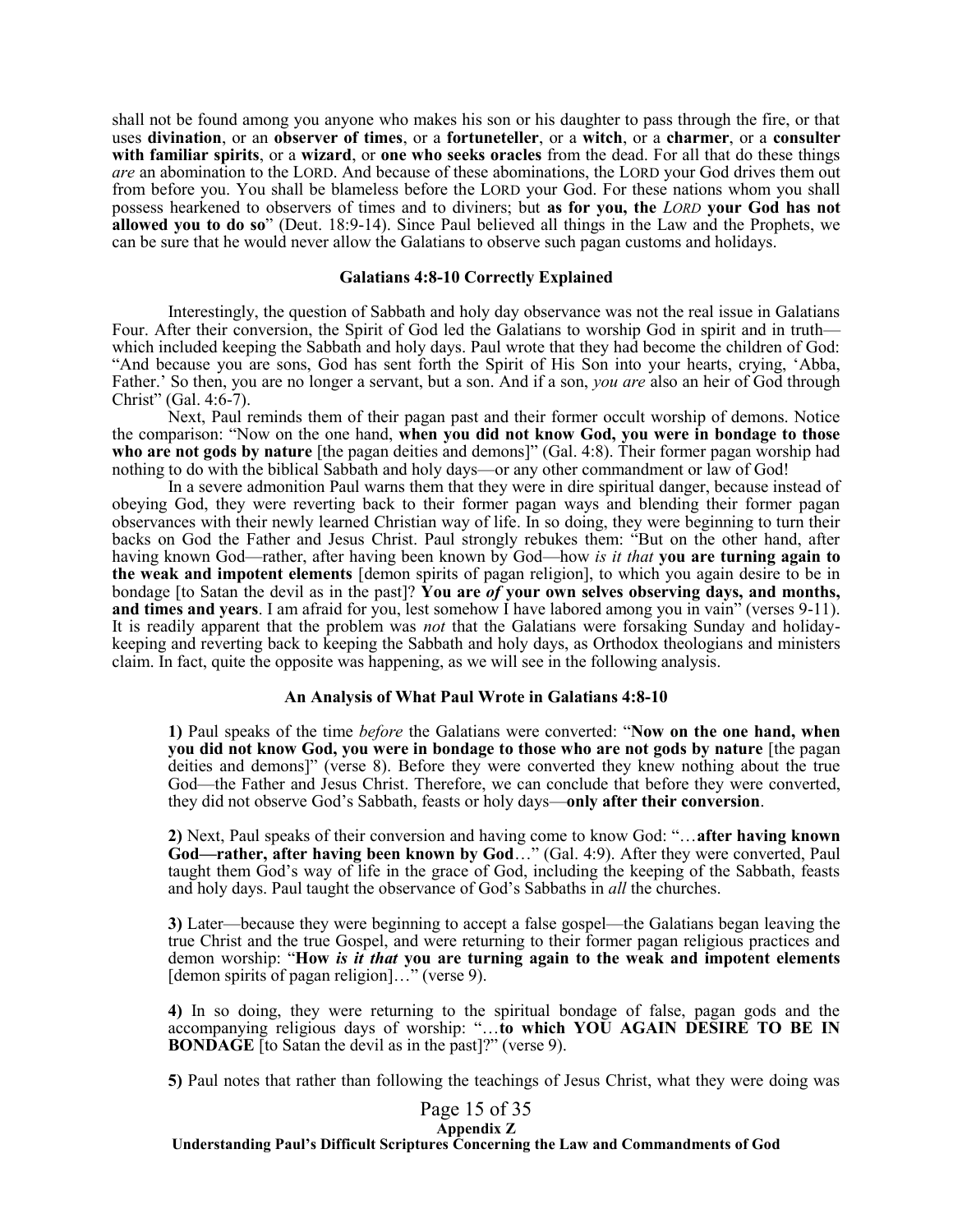shall not be found among you anyone who makes his son or his daughter to pass through the fire, or that uses **divination**, or an **observer of times**, or a **fortuneteller**, or a **witch**, or a **charmer**, or a **consulter with familiar spirits**, or a **wizard**, or **one who seeks oracles** from the dead. For all that do these things *are* an abomination to the LORD. And because of these abominations, the LORD your God drives them out from before you. You shall be blameless before the LORD your God. For these nations whom you shall possess hearkened to observers of times and to diviners; but **as for you, the *LORD* your God has not allowed you to do so**" (Deut. 18:9-14). Since Paul believed all things in the Law and the Prophets, we can be sure that he would never allow the Galatians to observe such pagan customs and holidays.

### Galatians 4:8-10 Correctly Explained

Interestingly, the question of Sabbath and holy day observance was not the real issue in Galatians Four. After their conversion, the Spirit of God led the Galatians to worship God in spirit and in truth—which included keeping the Sabbath and holy days. Paul wrote that they had become the children of God: "And because you are sons, God has sent forth the Spirit of His Son into your hearts, crying, 'Abba, Father.' So then, you are no longer a servant, but a son. And if a son, *you are* also an heir of God through Christ" (Gal. 4:6-7).

Next, Paul reminds them of their pagan past and their former occult worship of demons. Notice the comparison: "Now on the one hand, **when you did not know God, you were in bondage to those who are not gods by nature** [the pagan deities and demons]" (Gal. 4:8). Their former pagan worship had nothing to do with the biblical Sabbath and holy days—or any other commandment or law of God!

In a severe admonition Paul warns them that they were in dire spiritual danger, because instead of obeying God, they were reverting back to their former pagan ways and blending their former pagan observances with their newly learned Christian way of life. In so doing, they were beginning to turn their backs on God the Father and Jesus Christ. Paul strongly rebukes them: "But on the other hand, after having known God—rather, after having been known by God—how *is it that* **you are turning again to the weak and impotent elements** [demon spirits of pagan religion], to which you again desire to be in bondage [to Satan the devil as in the past]? **You are *of* your own selves observing days, and months, and times and years**. I am afraid for you, lest somehow I have labored among you in vain" (verses 9-11). It is readily apparent that the problem was *not* that the Galatians were forsaking Sunday and holiday-keeping and reverting back to keeping the Sabbath and holy days, as Orthodox theologians and ministers claim. In fact, quite the opposite was happening, as we will see in the following analysis.

### An Analysis of What Paul Wrote in Galatians 4:8-10

**1)** Paul speaks of the time *before* the Galatians were converted: "**Now on the one hand, when you did not know God, you were in bondage to those who are not gods by nature** [the pagan deities and demons]" (verse 8). Before they were converted they knew nothing about the true God—the Father and Jesus Christ. Therefore, we can conclude that before they were converted, they did not observe God's Sabbath, feasts or holy days—**only after their conversion**.

**2)** Next, Paul speaks of their conversion and having come to know God: "…**after having known God—rather, after having been known by God**…" (Gal. 4:9). After they were converted, Paul taught them God's way of life in the grace of God, including the keeping of the Sabbath, feasts and holy days. Paul taught the observance of God's Sabbaths in *all* the churches.

**3)** Later—because they were beginning to accept a false gospel—the Galatians began leaving the true Christ and the true Gospel, and were returning to their former pagan religious practices and demon worship: "**How *is it that* you are turning again to the weak and impotent elements** [demon spirits of pagan religion]…" (verse 9).

**4)** In so doing, they were returning to the spiritual bondage of false, pagan gods and the accompanying religious days of worship: "…**to which YOU AGAIN DESIRE TO BE IN BONDAGE** [to Satan the devil as in the past]?" (verse 9).

**5)** Paul notes that rather than following the teachings of Jesus Christ, what they were doing was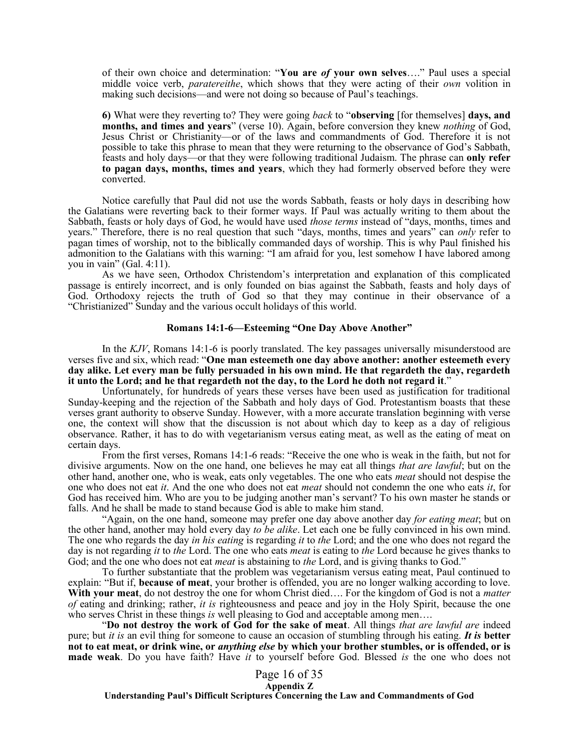of their own choice and determination: "**You are *of* your own selves**…." Paul uses a special middle voice verb, *paratereithe*, which shows that they were acting of their *own* volition in making such decisions—and were not doing so because of Paul's teachings.

**6)** What were they reverting to? They were going *back* to "**observing** [for themselves] **days, and months, and times and years**" (verse 10). Again, before conversion they knew *nothing* of God, Jesus Christ or Christianity—or of the laws and commandments of God. Therefore it is not possible to take this phrase to mean that they were returning to the observance of God's Sabbath, feasts and holy days—or that they were following traditional Judaism. The phrase can **only refer to pagan days, months, times and years**, which they had formerly observed before they were converted.

Notice carefully that Paul did not use the words Sabbath, feasts or holy days in describing how the Galatians were reverting back to their former ways. If Paul was actually writing to them about the Sabbath, feasts or holy days of God, he would have used *those terms* instead of "days, months, times and years." Therefore, there is no real question that such "days, months, times and years" can *only* refer to pagan times of worship, not to the biblically commanded days of worship. This is why Paul finished his admonition to the Galatians with this warning: "I am afraid for you, lest somehow I have labored among you in vain" (Gal. 4:11).

As we have seen, Orthodox Christendom's interpretation and explanation of this complicated passage is entirely incorrect, and is only founded on bias against the Sabbath, feasts and holy days of God. Orthodoxy rejects the truth of God so that they may continue in their observance of a "Christianized" Sunday and the various occult holidays of this world.

### Romans 14:1-6—Esteeming "One Day Above Another"

In the *KJV*, Romans 14:1-6 is poorly translated. The key passages universally misunderstood are verses five and six, which read: "**One man esteemeth one day above another: another esteemeth every day alike. Let every man be fully persuaded in his own mind. He that regardeth the day, regardeth it unto the Lord; and he that regardeth not the day, to the Lord he doth not regard it**."

Unfortunately, for hundreds of years these verses have been used as justification for traditional Sunday-keeping and the rejection of the Sabbath and holy days of God. Protestantism boasts that these verses grant authority to observe Sunday. However, with a more accurate translation beginning with verse one, the context will show that the discussion is not about which day to keep as a day of religious observance. Rather, it has to do with vegetarianism versus eating meat, as well as the eating of meat on certain days.

From the first verses, Romans 14:1-6 reads: "Receive the one who is weak in the faith, but not for divisive arguments. Now on the one hand, one believes he may eat all things *that are lawful*; but on the other hand, another one, who is weak, eats only vegetables. The one who eats *meat* should not despise the one who does not eat *it*. And the one who does not eat *meat* should not condemn the one who eats *it*, for God has received him. Who are you to be judging another man's servant? To his own master he stands or falls. And he shall be made to stand because God is able to make him stand.

"Again, on the one hand, someone may prefer one day above another day *for eating meat*; but on the other hand, another may hold every day *to be alike*. Let each one be fully convinced in his own mind. The one who regards the day *in his eating* is regarding *it* to *the* Lord; and the one who does not regard the day is not regarding *it* to *the* Lord. The one who eats *meat* is eating to *the* Lord because he gives thanks to God; and the one who does not eat *meat* is abstaining to *the* Lord, and is giving thanks to God."

To further substantiate that the problem was vegetarianism versus eating meat, Paul continued to explain: "But if, **because of meat**, your brother is offended, you are no longer walking according to love. **With your meat**, do not destroy the one for whom Christ died…. For the kingdom of God is not a *matter of* eating and drinking; rather, *it is* righteousness and peace and joy in the Holy Spirit, because the one who serves Christ in these things *is* well pleasing to God and acceptable among men….

"**Do not destroy the work of God for the sake of meat**. All things *that are lawful are* indeed pure; but *it is* an evil thing for someone to cause an occasion of stumbling through his eating. ***It is* better not to eat meat, or drink wine, or *anything else* by which your brother stumbles, or is offended, or is made weak**. Do you have faith? Have *it* to yourself before God. Blessed *is* the one who does not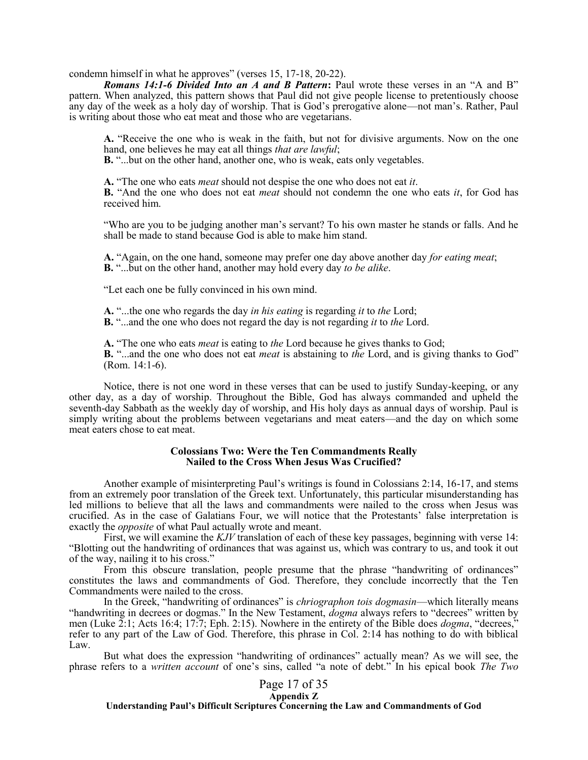condemn himself in what he approves" (verses 15, 17-18, 20-22).

***Romans 14:1-6 Divided Into an A and B Pattern*****:** Paul wrote these verses in an "A and B" pattern. When analyzed, this pattern shows that Paul did not give people license to pretentiously choose any day of the week as a holy day of worship. That is God's prerogative alone—not man's. Rather, Paul is writing about those who eat meat and those who are vegetarians.

> **A.** "Receive the one who is weak in the faith, but not for divisive arguments. Now on the one hand, one believes he may eat all things *that are lawful*;
> **B.** "...but on the other hand, another one, who is weak, eats only vegetables.
>
> **A.** "The one who eats *meat* should not despise the one who does not eat *it*.
> **B.** "And the one who does not eat *meat* should not condemn the one who eats *it*, for God has received him.
>
> "Who are you to be judging another man's servant? To his own master he stands or falls. And he shall be made to stand because God is able to make him stand.
>
> **A.** "Again, on the one hand, someone may prefer one day above another day *for eating meat*;
> **B.** "...but on the other hand, another may hold every day *to be alike*.
>
> "Let each one be fully convinced in his own mind.
>
> **A.** "...the one who regards the day *in his eating* is regarding *it* to *the* Lord;
> **B.** "...and the one who does not regard the day is not regarding *it* to *the* Lord.
>
> **A.** "The one who eats *meat* is eating to *the* Lord because he gives thanks to God;
> **B.** "...and the one who does not eat *meat* is abstaining to *the* Lord, and is giving thanks to God" (Rom. 14:1-6).

Notice, there is not one word in these verses that can be used to justify Sunday-keeping, or any other day, as a day of worship. Throughout the Bible, God has always commanded and upheld the seventh-day Sabbath as the weekly day of worship, and His holy days as annual days of worship. Paul is simply writing about the problems between vegetarians and meat eaters—and the day on which some meat eaters chose to eat meat.

### Colossians Two: Were the Ten Commandments Really Nailed to the Cross When Jesus Was Crucified?

Another example of misinterpreting Paul's writings is found in Colossians 2:14, 16-17, and stems from an extremely poor translation of the Greek text. Unfortunately, this particular misunderstanding has led millions to believe that all the laws and commandments were nailed to the cross when Jesus was crucified. As in the case of Galatians Four, we will notice that the Protestants' false interpretation is exactly the *opposite* of what Paul actually wrote and meant.

First, we will examine the *KJV* translation of each of these key passages, beginning with verse 14: "Blotting out the handwriting of ordinances that was against us, which was contrary to us, and took it out of the way, nailing it to his cross."

From this obscure translation, people presume that the phrase "handwriting of ordinances" constitutes the laws and commandments of God. Therefore, they conclude incorrectly that the Ten Commandments were nailed to the cross.

In the Greek, "handwriting of ordinances" is *chriographon tois dogmasin*—which literally means "handwriting in decrees or dogmas." In the New Testament, *dogma* always refers to "decrees" written by men (Luke 2:1; Acts 16:4; 17:7; Eph. 2:15). Nowhere in the entirety of the Bible does *dogma*, "decrees," refer to any part of the Law of God. Therefore, this phrase in Col. 2:14 has nothing to do with biblical Law.

But what does the expression "handwriting of ordinances" actually mean? As we will see, the phrase refers to a *written account* of one's sins, called "a note of debt." In his epical book *The Two*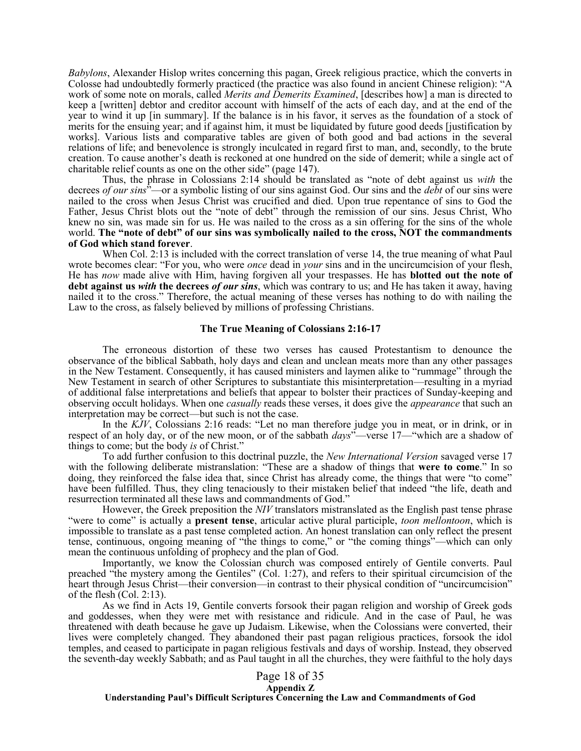*Babylons*, Alexander Hislop writes concerning this pagan, Greek religious practice, which the converts in Colosse had undoubtedly formerly practiced (the practice was also found in ancient Chinese religion): "A work of some note on morals, called *Merits and Demerits Examined*, [describes how] a man is directed to keep a [written] debtor and creditor account with himself of the acts of each day, and at the end of the year to wind it up [in summary]. If the balance is in his favor, it serves as the foundation of a stock of merits for the ensuing year; and if against him, it must be liquidated by future good deeds [justification by works]. Various lists and comparative tables are given of both good and bad actions in the several relations of life; and benevolence is strongly inculcated in regard first to man, and, secondly, to the brute creation. To cause another's death is reckoned at one hundred on the side of demerit; while a single act of charitable relief counts as one on the other side" (page 147).

Thus, the phrase in Colossians 2:14 should be translated as "note of debt against us *with* the decrees *of our sins*"—or a symbolic listing of our sins against God. Our sins and the *debt* of our sins were nailed to the cross when Jesus Christ was crucified and died. Upon true repentance of sins to God the Father, Jesus Christ blots out the "note of debt" through the remission of our sins. Jesus Christ, Who knew no sin, was made sin for us. He was nailed to the cross as a sin offering for the sins of the whole world. **The "note of debt" of our sins was symbolically nailed to the cross, NOT the commandments of God which stand forever**.

When Col. 2:13 is included with the correct translation of verse 14, the true meaning of what Paul wrote becomes clear: "For you, who were *once* dead in *your* sins and in the uncircumcision of your flesh, He has *now* made alive with Him, having forgiven all your trespasses. He has **blotted out the note of debt against us *with* the decrees *of our sins***, which was contrary to us; and He has taken it away, having nailed it to the cross." Therefore, the actual meaning of these verses has nothing to do with nailing the Law to the cross, as falsely believed by millions of professing Christians.

### The True Meaning of Colossians 2:16-17

The erroneous distortion of these two verses has caused Protestantism to denounce the observance of the biblical Sabbath, holy days and clean and unclean meats more than any other passages in the New Testament. Consequently, it has caused ministers and laymen alike to "rummage" through the New Testament in search of other Scriptures to substantiate this misinterpretation—resulting in a myriad of additional false interpretations and beliefs that appear to bolster their practices of Sunday-keeping and observing occult holidays. When one *casually* reads these verses, it does give the *appearance* that such an interpretation may be correct—but such is not the case.

In the *KJV*, Colossians 2:16 reads: "Let no man therefore judge you in meat, or in drink, or in respect of an holy day, or of the new moon, or of the sabbath *days*"—verse 17—"which are a shadow of things to come; but the body *is* of Christ."

To add further confusion to this doctrinal puzzle, the *New International Version* savaged verse 17 with the following deliberate mistranslation: "These are a shadow of things that **were to come**." In so doing, they reinforced the false idea that, since Christ has already come, the things that were "to come" have been fulfilled. Thus, they cling tenaciously to their mistaken belief that indeed "the life, death and resurrection terminated all these laws and commandments of God."

However, the Greek preposition the *NIV* translators mistranslated as the English past tense phrase "were to come" is actually a **present tense**, articular active plural participle, *toon mellontoon*, which is impossible to translate as a past tense completed action. An honest translation can only reflect the present tense, continuous, ongoing meaning of "the things to come," or "the coming things"—which can only mean the continuous unfolding of prophecy and the plan of God.

Importantly, we know the Colossian church was composed entirely of Gentile converts. Paul preached "the mystery among the Gentiles" (Col. 1:27), and refers to their spiritual circumcision of the heart through Jesus Christ—their conversion—in contrast to their physical condition of "uncircumcision" of the flesh (Col. 2:13).

As we find in Acts 19, Gentile converts forsook their pagan religion and worship of Greek gods and goddesses, when they were met with resistance and ridicule. And in the case of Paul, he was threatened with death because he gave up Judaism. Likewise, when the Colossians were converted, their lives were completely changed. They abandoned their past pagan religious practices, forsook the idol temples, and ceased to participate in pagan religious festivals and days of worship. Instead, they observed the seventh-day weekly Sabbath; and as Paul taught in all the churches, they were faithful to the holy days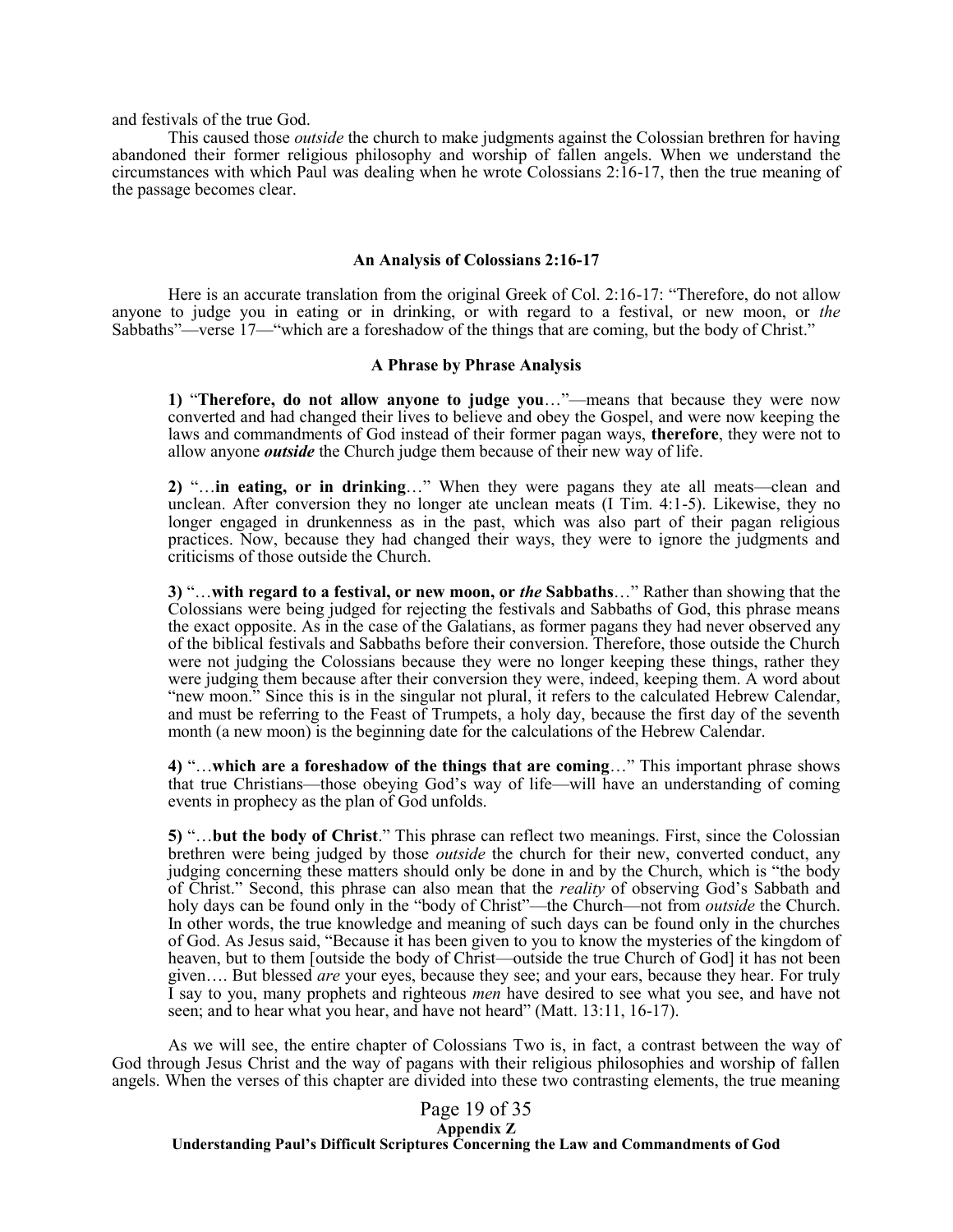and festivals of the true God.

This caused those *outside* the church to make judgments against the Colossian brethren for having abandoned their former religious philosophy and worship of fallen angels. When we understand the circumstances with which Paul was dealing when he wrote Colossians 2:16-17, then the true meaning of the passage becomes clear.

### An Analysis of Colossians 2:16-17

Here is an accurate translation from the original Greek of Col. 2:16-17: "Therefore, do not allow anyone to judge you in eating or in drinking, or with regard to a festival, or new moon, or *the* Sabbaths"—verse 17—"which are a foreshadow of the things that are coming, but the body of Christ."

#### A Phrase by Phrase Analysis

**1)** "**Therefore, do not allow anyone to judge you**…"—means that because they were now converted and had changed their lives to believe and obey the Gospel, and were now keeping the laws and commandments of God instead of their former pagan ways, **therefore**, they were not to allow anyone ***outside*** the Church judge them because of their new way of life.

**2)** "…**in eating, or in drinking**…" When they were pagans they ate all meats—clean and unclean. After conversion they no longer ate unclean meats (I Tim. 4:1-5). Likewise, they no longer engaged in drunkenness as in the past, which was also part of their pagan religious practices. Now, because they had changed their ways, they were to ignore the judgments and criticisms of those outside the Church.

**3)** "…**with regard to a festival, or new moon, or *the* Sabbaths**…" Rather than showing that the Colossians were being judged for rejecting the festivals and Sabbaths of God, this phrase means the exact opposite. As in the case of the Galatians, as former pagans they had never observed any of the biblical festivals and Sabbaths before their conversion. Therefore, those outside the Church were not judging the Colossians because they were no longer keeping these things, rather they were judging them because after their conversion they were, indeed, keeping them. A word about "new moon." Since this is in the singular not plural, it refers to the calculated Hebrew Calendar, and must be referring to the Feast of Trumpets, a holy day, because the first day of the seventh month (a new moon) is the beginning date for the calculations of the Hebrew Calendar.

**4)** "…**which are a foreshadow of the things that are coming**…" This important phrase shows that true Christians—those obeying God's way of life—will have an understanding of coming events in prophecy as the plan of God unfolds.

**5)** "…**but the body of Christ**." This phrase can reflect two meanings. First, since the Colossian brethren were being judged by those *outside* the church for their new, converted conduct, any judging concerning these matters should only be done in and by the Church, which is "the body of Christ." Second, this phrase can also mean that the *reality* of observing God's Sabbath and holy days can be found only in the "body of Christ"—the Church—not from *outside* the Church. In other words, the true knowledge and meaning of such days can be found only in the churches of God. As Jesus said, "Because it has been given to you to know the mysteries of the kingdom of heaven, but to them [outside the body of Christ—outside the true Church of God] it has not been given…. But blessed *are* your eyes, because they see; and your ears, because they hear. For truly I say to you, *many* prophets and righteous *men* have desired to see what you see, and have not seen; and to hear what you hear, and have not heard" (Matt. 13:11, 16-17).

As we will see, the entire chapter of Colossians Two is, in fact, a contrast between the way of God through Jesus Christ and the way of pagans with their religious philosophies and worship of fallen angels. When the verses of this chapter are divided into these two contrasting elements, the true meaning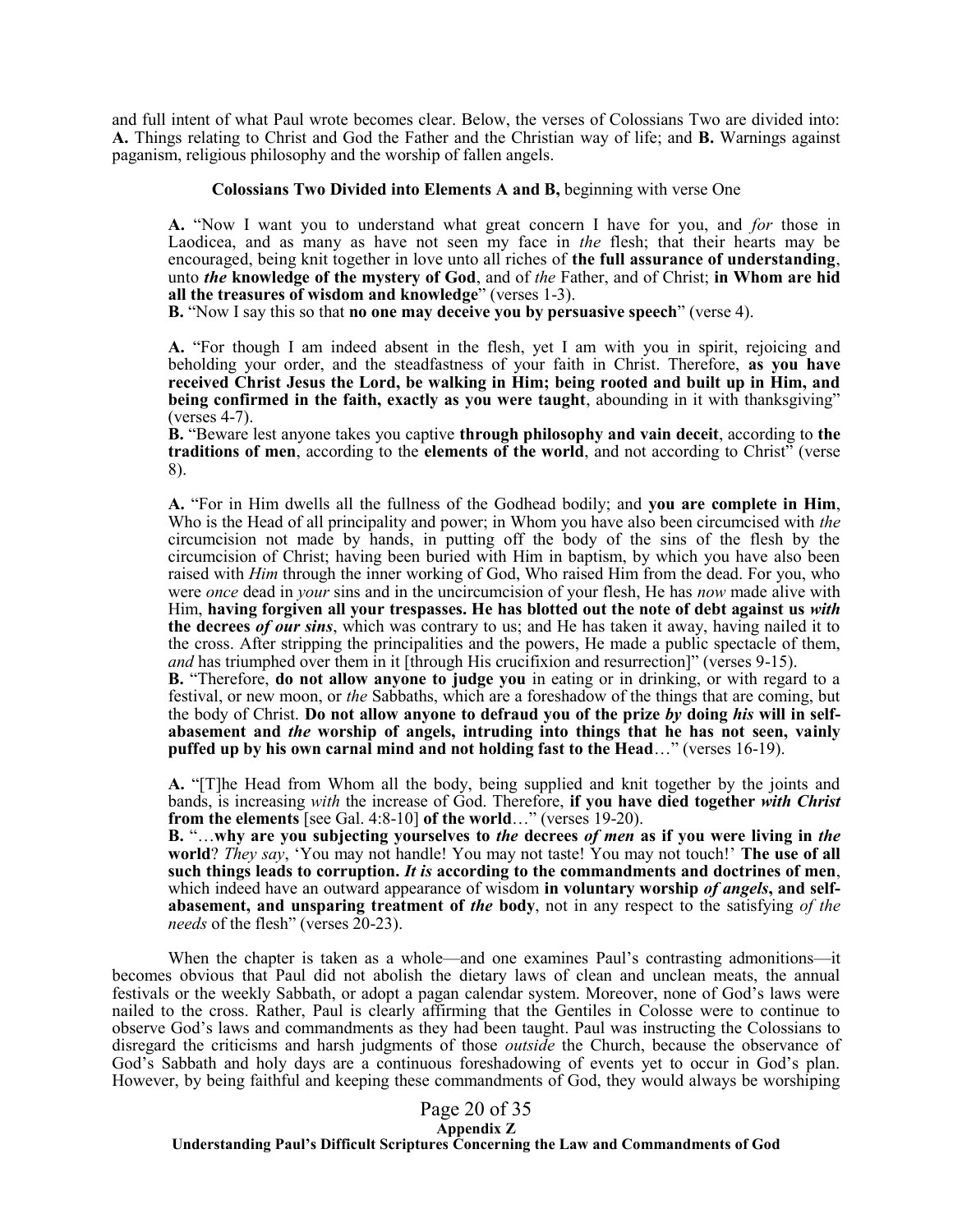and full intent of what Paul wrote becomes clear. Below, the verses of Colossians Two are divided into: **A.** Things relating to Christ and God the Father and the Christian way of life; and **B.** Warnings against paganism, religious philosophy and the worship of fallen angels.

**Colossians Two Divided into Elements A and B,** beginning with verse One

> **A.** "Now I want you to understand what great concern I have for you, and *for* those in Laodicea, and as many as have not seen my face in *the* flesh; that their hearts may be encouraged, being knit together in love unto all riches of **the full assurance of understanding**, unto ***the* knowledge of the mystery of God**, and of *the* Father, and of Christ; **in Whom are hid all the treasures of wisdom and knowledge**" (verses 1-3).
> **B.** "Now I say this so that **no one may deceive you by persuasive speech**" (verse 4).
>
> **A.** "For though I am indeed absent in the flesh, yet I am with you in spirit, rejoicing and beholding your order, and the steadfastness of your faith in Christ. Therefore, **as you have received Christ Jesus the Lord, be walking in Him; being rooted and built up in Him, and being confirmed in the faith, exactly as you were taught**, abounding in it with thanksgiving" (verses 4-7).
> **B.** "Beware lest anyone takes you captive **through philosophy and vain deceit**, according to **the traditions of men**, according to the **elements of the world**, and not according to Christ" (verse 8).
>
> **A.** "For in Him dwells all the fullness of the Godhead bodily; and **you are complete in Him**, Who is the Head of all principality and power; in Whom you have also been circumcised with *the* circumcision not made by hands, in putting off the body of the sins of the flesh by the circumcision of Christ; having been buried with Him in baptism, by which you have also been raised with *Him* through the inner working of God, Who raised Him from the dead. For you, who were *once* dead in *your* sins and in the uncircumcision of your flesh, He has *now* made alive with Him, **having forgiven all your trespasses. He has blotted out the note of debt against us *with* the decrees *of our sins***, which was contrary to us; and He has taken it away, having nailed it to the cross. After stripping the principalities and the powers, He made a public spectacle of them, *and* has triumphed over them in it [through His crucifixion and resurrection]" (verses 9-15).
> **B.** "Therefore, **do not allow anyone to judge you** in eating or in drinking, or with regard to a festival, or new moon, or *the* Sabbaths, which are a foreshadow of the things that are coming, but the body of Christ. **Do not allow anyone to defraud you of the prize *by* doing *his* will in self-abasement and *the* worship of angels, intruding into things that he has not seen, vainly puffed up by his own carnal mind and not holding fast to the Head**…" (verses 16-19).
>
> **A.** "[T]he Head from Whom all the body, being supplied and knit together by the joints and bands, is increasing *with* the increase of God. Therefore, **if you have died together *with Christ* from the elements** [see Gal. 4:8-10] **of the world**…" (verses 19-20).
> **B.** "…**why are you subjecting yourselves to *the* decrees *of men* as if you were living in *the* world**? *They say*, 'You may not handle! You may not taste! You may not touch!' **The use of all such things leads to corruption. *It is* according to the commandments and doctrines of men**, which indeed have an outward appearance of wisdom **in voluntary worship *of angels*, and self-abasement, and unsparing treatment of *the* body**, not in any respect to the satisfying *of the needs* of the flesh" (verses 20-23).

When the chapter is taken as a whole—and one examines Paul's contrasting admonitions—it becomes obvious that Paul did not abolish the dietary laws of clean and unclean meats, the annual festivals or the weekly Sabbath, or adopt a pagan calendar system. Moreover, none of God's laws were nailed to the cross. Rather, Paul is clearly affirming that the Gentiles in Colosse were to continue to observe God's laws and commandments as they had been taught. Paul was instructing the Colossians to disregard the criticisms and harsh judgments of those *outside* the Church, because the observance of God's Sabbath and holy days are a continuous foreshadowing of events yet to occur in God's plan. However, by being faithful and keeping these commandments of God, they would always be worshiping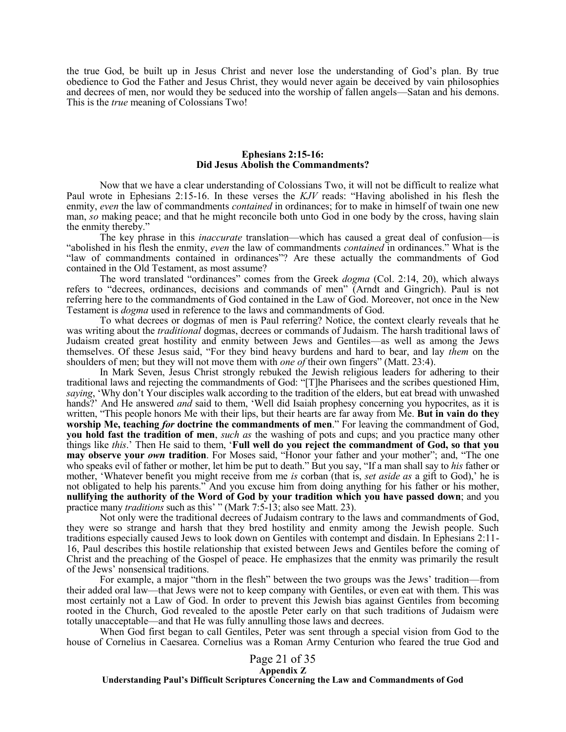the true God, be built up in Jesus Christ and never lose the understanding of God's plan. By true obedience to God the Father and Jesus Christ, they would never again be deceived by vain philosophies and decrees of men, nor would they be seduced into the worship of fallen angels—Satan and his demons. This is the *true* meaning of Colossians Two!

## Ephesians 2:15-16: Did Jesus Abolish the Commandments?

Now that we have a clear understanding of Colossians Two, it will not be difficult to realize what Paul wrote in Ephesians 2:15-16. In these verses the *KJV* reads: "Having abolished in his flesh the enmity, *even* the law of commandments *contained* in ordinances; for to make in himself of twain one new man, *so* making peace; and that he might reconcile both unto God in one body by the cross, having slain the enmity thereby."

The key phrase in this *inaccurate* translation—which has caused a great deal of confusion—is "abolished in his flesh the enmity, *even* the law of commandments *contained* in ordinances." What is the "law of commandments contained in ordinances"? Are these actually the commandments of God contained in the Old Testament, as most assume?

The word translated "ordinances" comes from the Greek *dogma* (Col. 2:14, 20), which always refers to "decrees, ordinances, decisions and commands of men" (Arndt and Gingrich). Paul is not referring here to the commandments of God contained in the Law of God. Moreover, not once in the New Testament is *dogma* used in reference to the laws and commandments of God.

To what decrees or dogmas of men is Paul referring? Notice, the context clearly reveals that he was writing about the *traditional* dogmas, decrees or commands of Judaism. The harsh traditional laws of Judaism created great hostility and enmity between Jews and Gentiles—as well as among the Jews themselves. Of these Jesus said, "For they bind heavy burdens and hard to bear, and lay *them* on the shoulders of men; but they will not move them with *one of* their own fingers" (Matt. 23:4).

In Mark Seven, Jesus Christ strongly rebuked the Jewish religious leaders for adhering to their traditional laws and rejecting the commandments of God: "[T]he Pharisees and the scribes questioned Him, *saying*, 'Why don't Your disciples walk according to the tradition of the elders, but eat bread with unwashed hands?' And He answered *and* said to them, 'Well did Isaiah prophesy concerning you hypocrites, as it is written, "This people honors Me with their lips, but their hearts are far away from Me. **But in vain do they worship Me, teaching *for* doctrine the commandments of men**." For leaving the commandment of God, **you hold fast the tradition of men**, *such as* the washing of pots and cups; and you practice many other things like *this*.' Then He said to them, '**Full well do you reject the commandment of God, so that you may observe your *own* tradition**. For Moses said, "Honor your father and your mother"; and, "The one who speaks evil of father or mother, let him be put to death." But you say, "If a man shall say to *his* father or mother, 'Whatever benefit you might receive from me *is* corban (that is, *set aside as* a gift to God),' he is not obligated to help his parents." And you excuse him from doing anything for his father or his mother, **nullifying the authority of the Word of God by your tradition which you have passed down**; and you practice many *traditions* such as this' " (Mark 7:5-13; also see Matt. 23).

Not only were the traditional decrees of Judaism contrary to the laws and commandments of God, they were so strange and harsh that they bred hostility and enmity among the Jewish people. Such traditions especially caused Jews to look down on Gentiles with contempt and disdain. In Ephesians 2:11-16, Paul describes this hostile relationship that existed between Jews and Gentiles before the coming of Christ and the preaching of the Gospel of peace. He emphasizes that the enmity was primarily the result of the Jews' nonsensical traditions.

For example, a major "thorn in the flesh" between the two groups was the Jews' tradition—from their added oral law—that Jews were not to keep company with Gentiles, or even eat with them. This was most certainly not a Law of God. In order to prevent this Jewish bias against Gentiles from becoming rooted in the Church, God revealed to the apostle Peter early on that such traditions of Judaism were totally unacceptable—and that He was fully annulling those laws and decrees.

When God first began to call Gentiles, Peter was sent through a special vision from God to the house of Cornelius in Caesarea. Cornelius was a Roman Army Centurion who feared the true God and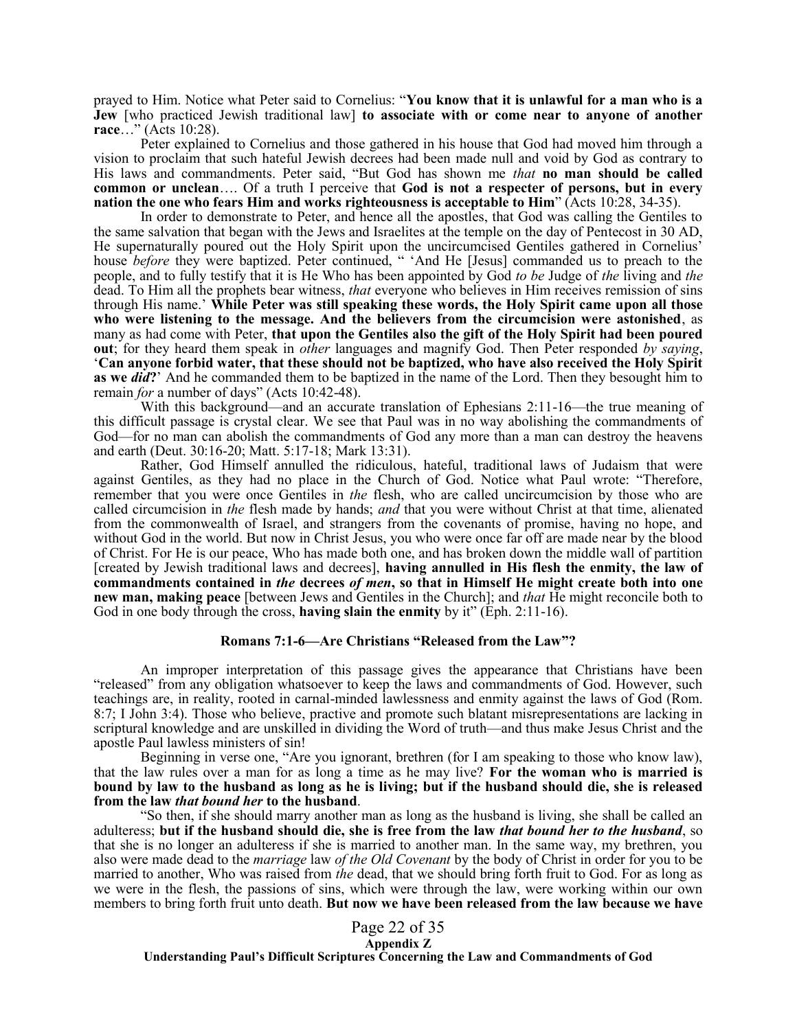prayed to Him. Notice what Peter said to Cornelius: "**You know that it is unlawful for a man who is a Jew** [who practiced Jewish traditional law] **to associate with or come near to anyone of another race**…" (Acts 10:28).

Peter explained to Cornelius and those gathered in his house that God had moved him through a vision to proclaim that such hateful Jewish decrees had been made null and void by God as contrary to His laws and commandments. Peter said, "But God has shown me *that* **no man should be called common or unclean**…. Of a truth I perceive that **God is not a respecter of persons, but in every nation the one who fears Him and works righteousness is acceptable to Him**" (Acts 10:28, 34-35).

In order to demonstrate to Peter, and hence all the apostles, that God was calling the Gentiles to the same salvation that began with the Jews and Israelites at the temple on the day of Pentecost in 30 AD, He supernaturally poured out the Holy Spirit upon the uncircumcised Gentiles gathered in Cornelius' house *before* they were baptized. Peter continued, " 'And He [Jesus] commanded us to preach to the people, and to fully testify that it is He Who has been appointed by God *to be* Judge of *the* living and *the* dead. To Him all the prophets bear witness, *that* everyone who believes in Him receives remission of sins through His name.' **While Peter was still speaking these words, the Holy Spirit came upon all those who were listening to the message. And the believers from the circumcision were astonished**, as many as had come with Peter, **that upon the Gentiles also the gift of the Holy Spirit had been poured out**; for they heard them speak in *other* languages and magnify God. Then Peter responded *by saying*, '**Can anyone forbid water, that these should not be baptized, who have also received the Holy Spirit as we *did*?**' And he commanded them to be baptized in the name of the Lord. Then they besought him to remain *for* a number of days" (Acts 10:42-48).

With this background—and an accurate translation of Ephesians 2:11-16—the true meaning of this difficult passage is crystal clear. We see that Paul was in no way abolishing the commandments of God—for no man can abolish the commandments of God any more than a man can destroy the heavens and earth (Deut. 30:16-20; Matt. 5:17-18; Mark 13:31).

Rather, God Himself annulled the ridiculous, hateful, traditional laws of Judaism that were against Gentiles, as they had no place in the Church of God. Notice what Paul wrote: "Therefore, remember that you were once Gentiles in *the* flesh, who are called uncircumcision by those who are called circumcision in *the* flesh made by hands; *and* that you were without Christ at that time, alienated from the commonwealth of Israel, and strangers from the covenants of promise, having no hope, and without God in the world. But now in Christ Jesus, you who were once far off are made near by the blood of Christ. For He is our peace, Who has made both one, and has broken down the middle wall of partition [created by Jewish traditional laws and decrees], **having annulled in His flesh the enmity, the law of commandments contained in *the* decrees *of men*, so that in Himself He might create both into one new man, making peace** [between Jews and Gentiles in the Church]; and *that* He might reconcile both to God in one body through the cross, **having slain the enmity** by it" (Eph. 2:11-16).

### Romans 7:1-6—Are Christians "Released from the Law"?

An improper interpretation of this passage gives the appearance that Christians have been "released" from any obligation whatsoever to keep the laws and commandments of God. However, such teachings are, in reality, rooted in carnal-minded lawlessness and enmity against the laws of God (Rom. 8:7; I John 3:4). Those who believe, practice and promote such blatant misrepresentations are lacking in scriptural knowledge and are unskilled in dividing the Word of truth—and thus make Jesus Christ and the apostle Paul lawless ministers of sin!

Beginning in verse one, "Are you ignorant, brethren (for I am speaking to those who know law), that the law rules over a man for as long a time as he may live? **For the woman who is married is bound by law to the husband as long as he is living; but if the husband should die, she is released from the law *that bound her* to the husband**.

"So then, if she should marry another man as long as the husband is living, she shall be called an adulteress; **but if the husband should die, she is free from the law *that bound her to the husband***, so that she is no longer an adulteress if she is married to another man. In the same way, my brethren, you also were made dead to the *marriage* law *of the Old Covenant* by the body of Christ in order for you to be married to another, Who was raised from *the* dead, that we should bring forth fruit to God. For as long as we were in the flesh, the passions of sins, which were through the law, were working within our own members to bring forth fruit unto death. **But now we have been released from the law because we have**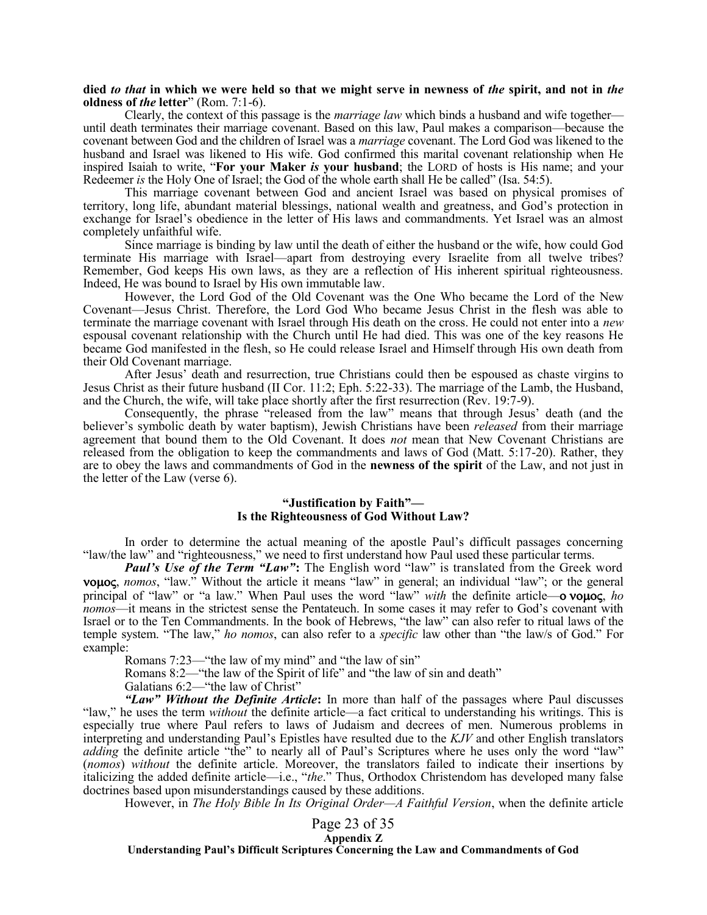**died *to that* in which we were held so that we might serve in newness of *the* spirit, and not in *the* oldness of *the* letter**" (Rom. 7:1-6).

Clearly, the context of this passage is the *marriage law* which binds a husband and wife together—until death terminates their marriage covenant. Based on this law, Paul makes a comparison—because the covenant between God and the children of Israel was a *marriage* covenant. The Lord God was likened to the husband and Israel was likened to His wife. God confirmed this marital covenant relationship when He inspired Isaiah to write, "**For your Maker *is* your husband**; the LORD of hosts is His name; and your Redeemer *is* the Holy One of Israel; the God of the whole earth shall He be called" (Isa. 54:5).

This marriage covenant between God and ancient Israel was based on physical promises of territory, long life, abundant material blessings, national wealth and greatness, and God's protection in exchange for Israel's obedience in the letter of His laws and commandments. Yet Israel was an almost completely unfaithful wife.

Since marriage is binding by law until the death of either the husband or the wife, how could God terminate His marriage with Israel—apart from destroying every Israelite from all twelve tribes? Remember, God keeps His own laws, as they are a reflection of His inherent spiritual righteousness. Indeed, He was bound to Israel by His own immutable law.

However, the Lord God of the Old Covenant was the One Who became the Lord of the New Covenant—Jesus Christ. Therefore, the Lord God Who became Jesus Christ in the flesh was able to terminate the marriage covenant with Israel through His death on the cross. He could not enter into a *new* espousal covenant relationship with the Church until He had died. This was one of the key reasons He became God manifested in the flesh, so He could release Israel and Himself through His own death from their Old Covenant marriage.

After Jesus' death and resurrection, true Christians could then be espoused as chaste virgins to Jesus Christ as their future husband (II Cor. 11:2; Eph. 5:22-33). The marriage of the Lamb, the Husband, and the Church, the wife, will take place shortly after the first resurrection (Rev. 19:7-9).

Consequently, the phrase "released from the law" means that through Jesus' death (and the believer's symbolic death by water baptism), Jewish Christians have been *released* from their marriage agreement that bound them to the Old Covenant. It does *not* mean that New Covenant Christians are released from the obligation to keep the commandments and laws of God (Matt. 5:17-20). Rather, they are to obey the laws and commandments of God in the **newness of the spirit** of the Law, and not just in the letter of the Law (verse 6).

### "Justification by Faith"— Is the Righteousness of God Without Law?

In order to determine the actual meaning of the apostle Paul's difficult passages concerning "law/the law" and "righteousness," we need to first understand how Paul used these particular terms.

***Paul's Use of the Term "Law"*:** The English word "law" is translated from the Greek word **νομος**, *nomos*, "law." Without the article it means "law" in general; an individual "law"; or the general principal of "law" or "a law." When Paul uses the word "law" *with* the definite article—**ο νομος**, *ho nomos*—it means in the strictest sense the Pentateuch. In some cases it may refer to God's covenant with Israel or to the Ten Commandments. In the book of Hebrews, "the law" can also refer to ritual laws of the temple system. "The law," *ho nomos*, can also refer to a *specific* law other than "the law/s of God." For example:

Romans 7:23—"the law of my mind" and "the law of sin"

Romans 8:2—"the law of the Spirit of life" and "the law of sin and death"

Galatians 6:2—"the law of Christ"

***"Law" Without the Definite Article*:** In more than half of the passages where Paul discusses "law," he uses the term *without* the definite article—a fact critical to understanding his writings. This is especially true where Paul refers to laws of Judaism and decrees of men. Numerous problems in interpreting and understanding Paul's Epistles have resulted due to the *KJV* and other English translators *adding* the definite article "the" to nearly all of Paul's Scriptures where he uses only the word "law" (*nomos*) *without* the definite article. Moreover, the translators failed to indicate their insertions by italicizing the added definite article—i.e., "*the*." Thus, Orthodox Christendom has developed many false doctrines based upon misunderstandings caused by these additions.

However, in *The Holy Bible In Its Original Order—A Faithful Version*, when the definite article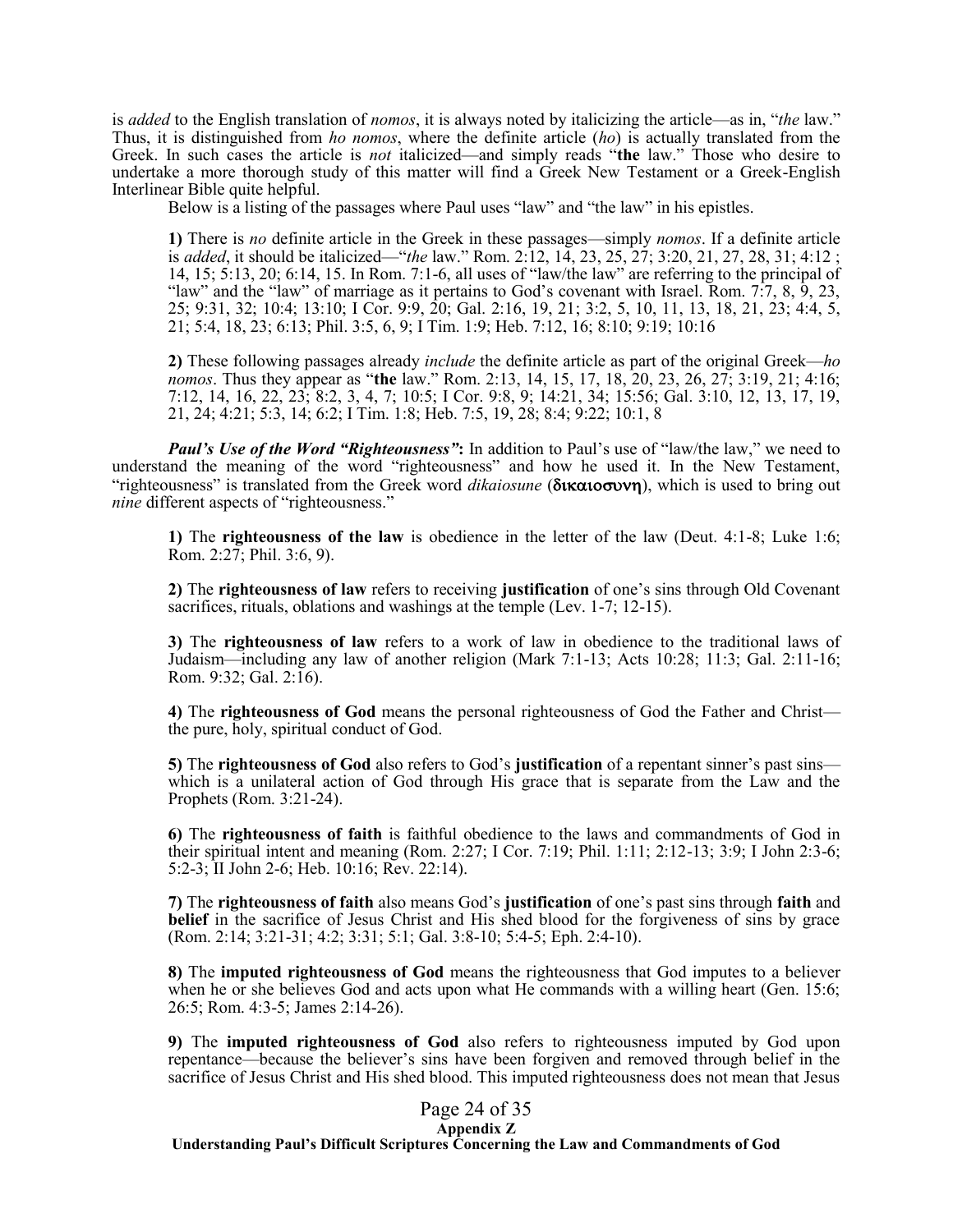is *added* to the English translation of *nomos*, it is always noted by italicizing the article—as in, "*the* law." Thus, it is distinguished from *ho nomos*, where the definite article (*ho*) is actually translated from the Greek. In such cases the article is *not* italicized—and simply reads "**the** law." Those who desire to undertake a more thorough study of this matter will find a Greek New Testament or a Greek-English Interlinear Bible quite helpful.

Below is a listing of the passages where Paul uses "law" and "the law" in his epistles.

> **1)** There is *no* definite article in the Greek in these passages—simply *nomos*. If a definite article is *added*, it should be italicized—"*the* law." Rom. 2:12, 14, 23, 25, 27; 3:20, 21, 27, 28, 31; 4:12 ; 14, 15; 5:13, 20; 6:14, 15. In Rom. 7:1-6, all uses of "law/the law" are referring to the principal of "law" and the "law" of marriage as it pertains to God's covenant with Israel. Rom. 7:7, 8, 9, 23, 25; 9:31, 32; 10:4; 13:10; I Cor. 9:9, 20; Gal. 2:16, 19, 21; 3:2, 5, 10, 11, 13, 18, 21, 23; 4:4, 5, 21; 5:4, 18, 23; 6:13; Phil. 3:5, 6, 9; I Tim. 1:9; Heb. 7:12, 16; 8:10; 9:19; 10:16
>
> **2)** These following passages already *include* the definite article as part of the original Greek—*ho nomos*. Thus they appear as "**the** law." Rom. 2:13, 14, 15, 17, 18, 20, 23, 26, 27; 3:19, 21; 4:16; 7:12, 14, 16, 22, 23; 8:2, 3, 4, 7; 10:5; I Cor. 9:8, 9; 14:21, 34; 15:56; Gal. 3:10, 12, 13, 17, 19, 21, 24; 4:21; 5:3, 14; 6:2; I Tim. 1:8; Heb. 7:5, 19, 28; 8:4; 9:22; 10:1, 8

***Paul's Use of the Word "Righteousness"*:** In addition to Paul's use of "law/the law," we need to understand the meaning of the word "righteousness" and how he used it. In the New Testament, "righteousness" is translated from the Greek word *dikaiosune* (**δικαιοσυνη**), which is used to bring out *nine* different aspects of "righteousness."

> **1)** The **righteousness of the law** is obedience in the letter of the law (Deut. 4:1-8; Luke 1:6; Rom. 2:27; Phil. 3:6, 9).
>
> **2)** The **righteousness of law** refers to receiving **justification** of one's sins through Old Covenant sacrifices, rituals, oblations and washings at the temple (Lev. 1-7; 12-15).
>
> **3)** The **righteousness of law** refers to a work of law in obedience to the traditional laws of Judaism—including any law of another religion (Mark 7:1-13; Acts 10:28; 11:3; Gal. 2:11-16; Rom. 9:32; Gal. 2:16).
>
> **4)** The **righteousness of God** means the personal righteousness of God the Father and Christ—the pure, holy, spiritual conduct of God.
>
> **5)** The **righteousness of God** also refers to God's **justification** of a repentant sinner's past sins—which is a unilateral action of God through His grace that is separate from the Law and the Prophets (Rom. 3:21-24).
>
> **6)** The **righteousness of faith** is faithful obedience to the laws and commandments of God in their spiritual intent and meaning (Rom. 2:27; I Cor. 7:19; Phil. 1:11; 2:12-13; 3:9; I John 2:3-6; 5:2-3; II John 2-6; Heb. 10:16; Rev. 22:14).
>
> **7)** The **righteousness of faith** also means God's **justification** of one's past sins through **faith** and **belief** in the sacrifice of Jesus Christ and His shed blood for the forgiveness of sins by grace (Rom. 2:14; 3:21-31; 4:2; 3:31; 5:1; Gal. 3:8-10; 5:4-5; Eph. 2:4-10).
>
> **8)** The **imputed righteousness of God** means the righteousness that God imputes to a believer when he or she believes God and acts upon what He commands with a willing heart (Gen. 15:6; 26:5; Rom. 4:3-5; James 2:14-26).
>
> **9)** The **imputed righteousness of God** also refers to righteousness imputed by God upon repentance—because the believer's sins have been forgiven and removed through belief in the sacrifice of Jesus Christ and His shed blood. This imputed righteousness does not mean that Jesus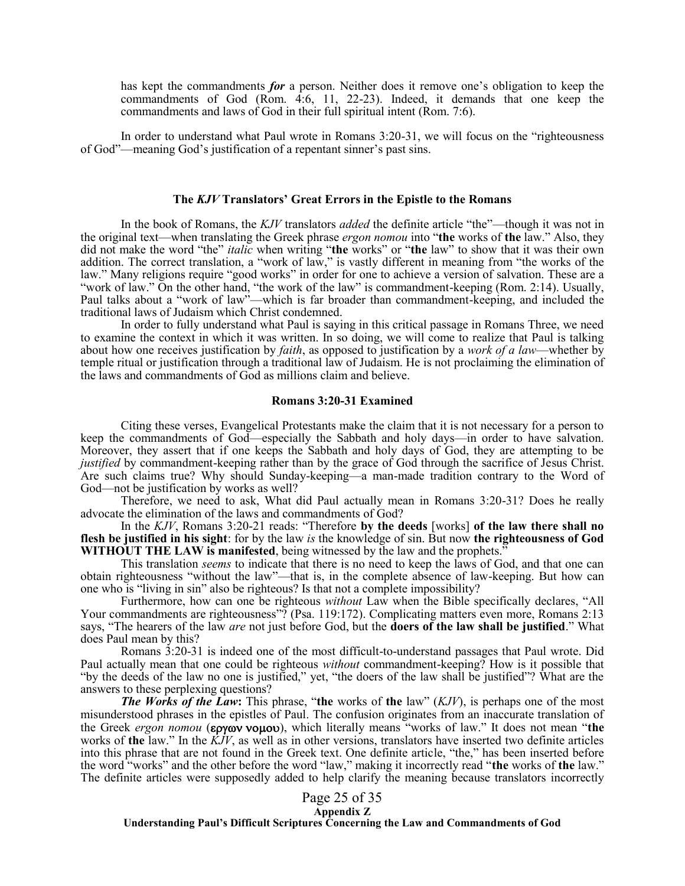has kept the commandments ***for*** a person. Neither does it remove one's obligation to keep the commandments of God (Rom. 4:6, 11, 22-23). Indeed, it demands that one keep the commandments and laws of God in their full spiritual intent (Rom. 7:6).

In order to understand what Paul wrote in Romans 3:20-31, we will focus on the "righteousness of God"—meaning God's justification of a repentant sinner's past sins.

### The *KJV* Translators' Great Errors in the Epistle to the Romans

In the book of Romans, the *KJV* translators *added* the definite article "the"—though it was not in the original text—when translating the Greek phrase *ergon nomou* into "**the** works of **the** law." Also, they did not make the word "the" *italic* when writing "**the** works" or "**the** law" to show that it was their own addition. The correct translation, a "work of law," is vastly different in meaning from "the works of the law." Many religions require "good works" in order for one to achieve a version of salvation. These are a "work of law." On the other hand, "the work of the law" is commandment-keeping (Rom. 2:14). Usually, Paul talks about a "work of law"—which is far broader than commandment-keeping, and included the traditional laws of Judaism which Christ condemned.

In order to fully understand what Paul is saying in this critical passage in Romans Three, we need to examine the context in which it was written. In so doing, we will come to realize that Paul is talking about how one receives justification by *faith*, as opposed to justification by a *work of a law*—whether by temple ritual or justification through a traditional law of Judaism. He is not proclaiming the elimination of the laws and commandments of God as millions claim and believe.

### Romans 3:20-31 Examined

Citing these verses, Evangelical Protestants make the claim that it is not necessary for a person to keep the commandments of God—especially the Sabbath and holy days—in order to have salvation. Moreover, they assert that if one keeps the Sabbath and holy days of God, they are attempting to be *justified* by commandment-keeping rather than by the grace of God through the sacrifice of Jesus Christ. Are such claims true? Why should Sunday-keeping—a man-made tradition contrary to the Word of God—not be justification by works as well?

Therefore, we need to ask, What did Paul actually mean in Romans 3:20-31? Does he really advocate the elimination of the laws and commandments of God?

In the *KJV*, Romans 3:20-21 reads: "Therefore **by the deeds** [works] **of the law there shall no flesh be justified in his sight**: for by the law *is* the knowledge of sin. But now **the righteousness of God WITHOUT THE LAW is manifested**, being witnessed by the law and the prophets."

This translation *seems* to indicate that there is no need to keep the laws of God, and that one can obtain righteousness "without the law"—that is, in the complete absence of law-keeping. But how can one who is "living in sin" also be righteous? Is that not a complete impossibility?

Furthermore, how can one be righteous *without* Law when the Bible specifically declares, "All Your commandments are righteousness"? (Psa. 119:172). Complicating matters even more, Romans 2:13 says, "The hearers of the law *are* not just before God, but the **doers of the law shall be justified**." What does Paul mean by this?

Romans 3:20-31 is indeed one of the most difficult-to-understand passages that Paul wrote. Did Paul actually mean that one could be righteous *without* commandment-keeping? How is it possible that "by the deeds of the law no one is justified," yet, "the doers of the law shall be justified"? What are the answers to these perplexing questions?

***The Works of the Law*:** This phrase, "**the** works of **the** law" (*KJV*), is perhaps one of the most misunderstood phrases in the epistles of Paul. The confusion originates from an inaccurate translation of the Greek *ergon nomou* (**εργων νομου**), which literally means "works of law." It does not mean "**the** works of **the** law." In the *KJV*, as well as in other versions, translators have inserted two definite articles into this phrase that are not found in the Greek text. One definite article, "the," has been inserted before the word "works" and the other before the word "law," making it incorrectly read "**the** works of **the** law." The definite articles were supposedly added to help clarify the meaning because translators incorrectly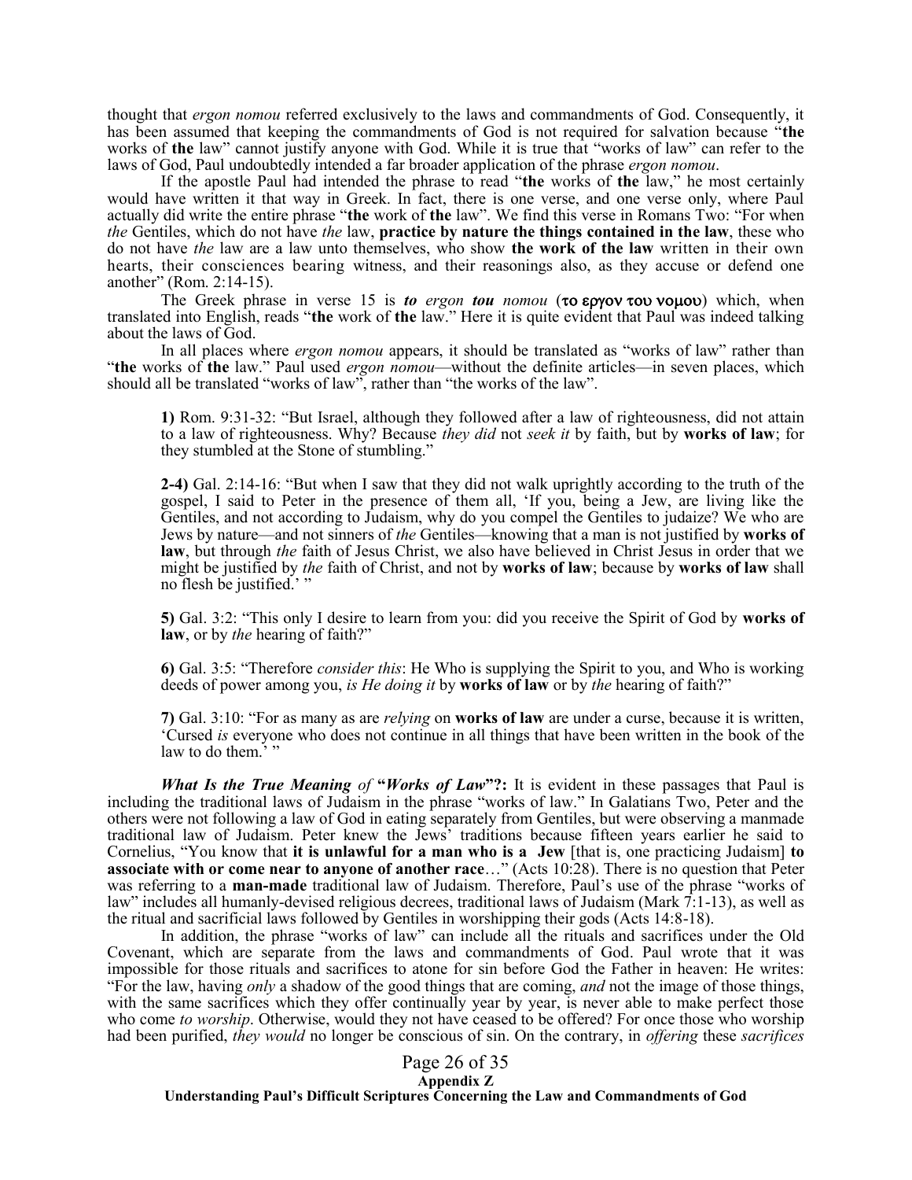thought that *ergon nomou* referred exclusively to the laws and commandments of God. Consequently, it has been assumed that keeping the commandments of God is not required for salvation because "**the** works of **the** law" cannot justify anyone with God. While it is true that "works of law" can refer to the laws of God, Paul undoubtedly intended a far broader application of the phrase *ergon nomou*.

If the apostle Paul had intended the phrase to read "**the** works of **the** law," he most certainly would have written it that way in Greek. In fact, there is one verse, and one verse only, where Paul actually did write the entire phrase "**the** work of **the** law". We find this verse in Romans Two: "For when *the* Gentiles, which do not have *the* law, **practice by nature the things contained in the law**, these who do not have *the* law are a law unto themselves, who show **the work of the law** written in their own hearts, their consciences bearing witness, and their reasonings also, as they accuse or defend one another" (Rom. 2:14-15).

The Greek phrase in verse 15 is ***to*** *ergon* ***tou*** *nomou* (**το εργον του νομου**) which, when translated into English, reads "**the** work of **the** law." Here it is quite evident that Paul was indeed talking about the laws of God.

In all places where *ergon nomou* appears, it should be translated as "works of law" rather than "**the** works of **the** law." Paul used *ergon nomou*—without the definite articles—in seven places, which should all be translated "works of law", rather than "the works of the law".

> **1)** Rom. 9:31-32: "But Israel, although they followed after a law of righteousness, did not attain to a law of righteousness. Why? Because *they did* not *seek it* by faith, but by **works of law**; for they stumbled at the Stone of stumbling."
>
> **2-4)** Gal. 2:14-16: "But when I saw that they did not walk uprightly according to the truth of the gospel, I said to Peter in the presence of them all, 'If you, being a Jew, are living like the Gentiles, and not according to Judaism, why do you compel the Gentiles to judaize? We who are Jews by nature—and not sinners of *the* Gentiles—knowing that a man is not justified by **works of law**, but through *the* faith of Jesus Christ, we also have believed in Christ Jesus in order that we might be justified by *the* faith of Christ, and not by **works of law**; because by **works of law** shall no flesh be justified.' "
>
> **5)** Gal. 3:2: "This only I desire to learn from you: did you receive the Spirit of God by **works of law**, or by *the* hearing of faith?"
>
> **6)** Gal. 3:5: "Therefore *consider this*: He Who is supplying the Spirit to you, and Who is working deeds of power among you, *is He doing it* by **works of law** or by *the* hearing of faith?"
>
> **7)** Gal. 3:10: "For as many as are *relying* on **works of law** are under a curse, because it is written, 'Cursed *is* everyone who does not continue in all things that have been written in the book of the law to do them.' "

***What Is the True Meaning** of* **"*Works of Law*"?:** It is evident in these passages that Paul is including the traditional laws of Judaism in the phrase "works of law." In Galatians Two, Peter and the others were not following a law of God in eating separately from Gentiles, but were observing a manmade traditional law of Judaism. Peter knew the Jews' traditions because fifteen years earlier he said to Cornelius, "You know that **it is unlawful for a man who is a Jew** [that is, one practicing Judaism] **to associate with or come near to anyone of another race**…" (Acts 10:28). There is no question that Peter was referring to a **man-made** traditional law of Judaism. Therefore, Paul's use of the phrase "works of law" includes all humanly-devised religious decrees, traditional laws of Judaism (Mark 7:1-13), as well as the ritual and sacrificial laws followed by Gentiles in worshipping their gods (Acts 14:8-18).

In addition, the phrase "works of law" can include all the rituals and sacrifices under the Old Covenant, which are separate from the laws and commandments of God. Paul wrote that it was impossible for those rituals and sacrifices to atone for sin before God the Father in heaven: He writes: "For the law, having *only* a shadow of the good things that are coming, *and* not the image of those things, with the same sacrifices which they offer continually year by year, is never able to make perfect those who come *to worship*. Otherwise, would they not have ceased to be offered? For once those who worship had been purified, *they would* no longer be conscious of sin. On the contrary, in *offering* these *sacrifices*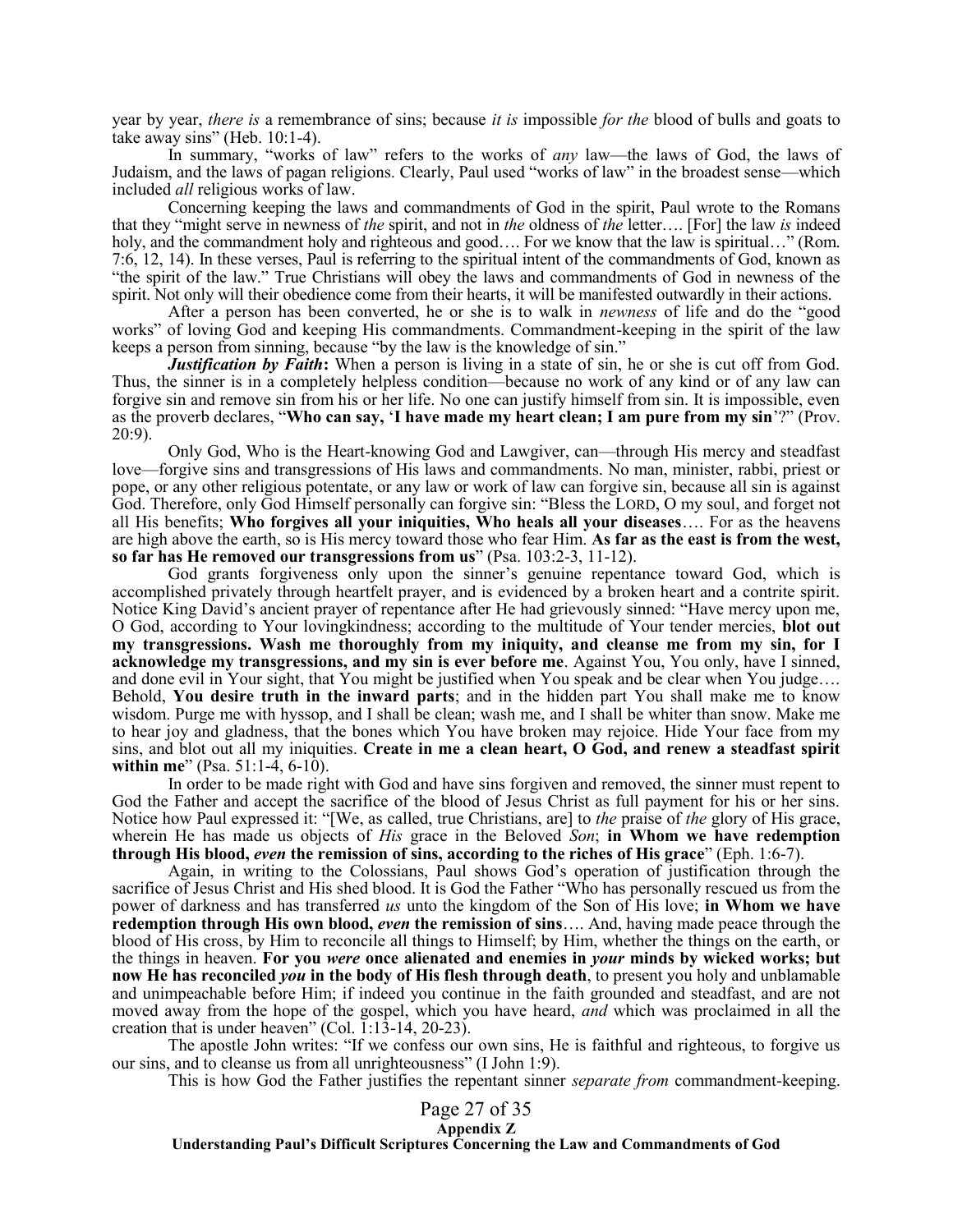year by year, *there is* a remembrance of sins; because *it is* impossible *for the* blood of bulls and goats to take away sins" (Heb. 10:1-4).

In summary, "works of law" refers to the works of *any* law—the laws of God, the laws of Judaism, and the laws of pagan religions. Clearly, Paul used "works of law" in the broadest sense—which included *all* religious works of law.

Concerning keeping the laws and commandments of God in the spirit, Paul wrote to the Romans that they "might serve in newness of *the* spirit, and not in *the* oldness of *the* letter…. [For] the law *is* indeed holy, and the commandment holy and righteous and good…. For we know that the law is spiritual…" (Rom. 7:6, 12, 14). In these verses, Paul is referring to the spiritual intent of the commandments of God, known as "the spirit of the law." True Christians will obey the laws and commandments of God in newness of the spirit. Not only will their obedience come from their hearts, it will be manifested outwardly in their actions.

After a person has been converted, he or she is to walk in *newness* of life and do the "good works" of loving God and keeping His commandments. Commandment-keeping in the spirit of the law keeps a person from sinning, because "by the law is the knowledge of sin."

***Justification by Faith*:** When a person is living in a state of sin, he or she is cut off from God. Thus, the sinner is in a completely helpless condition—because no work of any kind or of any law can forgive sin and remove sin from his or her life. No one can justify himself from sin. It is impossible, even as the proverb declares, "**Who can say, 'I have made my heart clean; I am pure from my sin'?**" (Prov. 20:9).

Only God, Who is the Heart-knowing God and Lawgiver, can—through His mercy and steadfast love—forgive sins and transgressions of His laws and commandments. No man, minister, rabbi, priest or pope, or any other religious potentate, or any law or work of law can forgive sin, because all sin is against God. Therefore, only God Himself personally can forgive sin: "Bless the LORD, O my soul, and forget not all His benefits; **Who forgives all your iniquities, Who heals all your diseases**…. For as the heavens are high above the earth, so is His mercy toward those who fear Him. **As far as the east is from the west, so far has He removed our transgressions from us**" (Psa. 103:2-3, 11-12).

God grants forgiveness only upon the sinner's genuine repentance toward God, which is accomplished privately through heartfelt prayer, and is evidenced by a broken heart and a contrite spirit. Notice King David's ancient prayer of repentance after He had grievously sinned: "Have mercy upon me, O God, according to Your lovingkindness; according to the multitude of Your tender mercies, **blot out my transgressions. Wash me thoroughly from my iniquity, and cleanse me from my sin, for I acknowledge my transgressions, and my sin is ever before me**. Against You, You only, have I sinned, and done evil in Your sight, that You might be justified when You speak and be clear when You judge…. Behold, **You desire truth in the inward parts**; and in the hidden part You shall make me to know wisdom. Purge me with hyssop, and I shall be clean; wash me, and I shall be whiter than snow. Make me to hear joy and gladness, that the bones which You have broken may rejoice. Hide Your face from my sins, and blot out all my iniquities. **Create in me a clean heart, O God, and renew a steadfast spirit within me**" (Psa. 51:1-4, 6-10).

In order to be made right with God and have sins forgiven and removed, the sinner must repent to God the Father and accept the sacrifice of the blood of Jesus Christ as full payment for his or her sins. Notice how Paul expressed it: "[We, as called, true Christians, are] to *the* praise of *the* glory of His grace, wherein He has made us objects of *His* grace in the Beloved *Son*; **in Whom we have redemption through His blood, *even* the remission of sins, according to the riches of His grace**" (Eph. 1:6-7).

Again, in writing to the Colossians, Paul shows God's operation of justification through the sacrifice of Jesus Christ and His shed blood. It is God the Father "Who has personally rescued us from the power of darkness and has transferred *us* unto the kingdom of the Son of His love; **in Whom we have redemption through His own blood, *even* the remission of sins**…. And, having made peace through the blood of His cross, by Him to reconcile all things to Himself; by Him, whether the things on the earth, or the things in heaven. **For you *were* once alienated and enemies in *your* minds by wicked works; but now He has reconciled *you* in the body of His flesh through death**, to present you holy and unblamable and unimpeachable before Him; if indeed you continue in the faith grounded and steadfast, and are not moved away from the hope of the gospel, which you have heard, *and* which was proclaimed in all the creation that is under heaven" (Col. 1:13-14, 20-23).

The apostle John writes: "If we confess our own sins, He is faithful and righteous, to forgive us our sins, and to cleanse us from all unrighteousness" (I John 1:9).

This is how God the Father justifies the repentant sinner *separate from* commandment-keeping.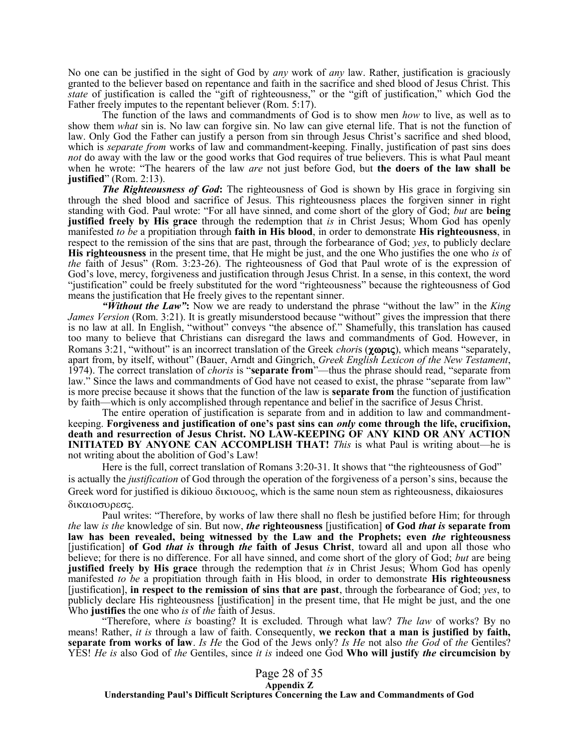No one can be justified in the sight of God by *any* work of *any* law. Rather, justification is graciously granted to the believer based on repentance and faith in the sacrifice and shed blood of Jesus Christ. This *state* of justification is called the "gift of righteousness," or the "gift of justification," which God the Father freely imputes to the repentant believer (Rom. 5:17).

The function of the laws and commandments of God is to show men *how* to live, as well as to show them *what* sin is. No law can forgive sin. No law can give eternal life. That is not the function of law. Only God the Father can justify a person from sin through Jesus Christ's sacrifice and shed blood, which is *separate from* works of law and commandment-keeping. Finally, justification of past sins does *not* do away with the law or the good works that God requires of true believers. This is what Paul meant when he wrote: "The hearers of the law *are* not just before God, but **the doers of the law shall be justified**" (Rom. 2:13).

***The Righteousness of God*:** The righteousness of God is shown by His grace in forgiving sin through the shed blood and sacrifice of Jesus. This righteousness places the forgiven sinner in right standing with God. Paul wrote: "For all have sinned, and come short of the glory of God; *but* are **being justified freely by His grace** through the redemption that *is* in Christ Jesus; Whom God has openly manifested *to be* a propitiation through **faith in His blood**, in order to demonstrate **His righteousness**, in respect to the remission of the sins that are past, through the forbearance of God; *yes*, to publicly declare **His righteousness** in the present time, that He might be just, and the one Who justifies the one who *is* of *the* faith of Jesus" (Rom. 3:23-26). The righteousness of God that Paul wrote of is the expression of God's love, mercy, forgiveness and justification through Jesus Christ. In a sense, in this context, the word "justification" could be freely substituted for the word "righteousness" because the righteousness of God means the justification that He freely gives to the repentant sinner.

***"Without the Law"*:** Now we are ready to understand the phrase "without the law" in the *King James Version* (Rom. 3:21). It is greatly misunderstood because "without" gives the impression that there is no law at all. In English, "without" conveys "the absence of." Shamefully, this translation has caused too many to believe that Christians can disregard the laws and commandments of God. However, in Romans 3:21, "without" is an incorrect translation of the Greek *choris* (**χωρις**), which means "separately, apart from, by itself, without" (Bauer, Arndt and Gingrich, *Greek English Lexicon of the New Testament*, 1974). The correct translation of *choris* is "**separate from**"—thus the phrase should read, "separate from law." Since the laws and commandments of God have not ceased to exist, the phrase "separate from law" is more precise because it shows that the function of the law is **separate from** the function of justification by faith—which is only accomplished through repentance and belief in the sacrifice of Jesus Christ.

The entire operation of justification is separate from and in addition to law and commandment-keeping. **Forgiveness and justification of one's past sins can *only* come through the life, crucifixion, death and resurrection of Jesus Christ. NO LAW-KEEPING OF ANY KIND OR ANY ACTION INITIATED BY ANYONE CAN ACCOMPLISH THAT!** *This* is what Paul is writing about—he is not writing about the abolition of God's Law!

Here is the full, correct translation of Romans 3:20-31. It shows that "the righteousness of God" is actually the *justification* of God through the operation of the forgiveness of a person's sins, because the Greek word for justified is dikiouo δικιουος, which is the same noun stem as righteousness, dikaiosures δικαιοσυρεσς.

Paul writes: "Therefore, by works of law there shall no flesh be justified before Him; for through *the* law *is the* knowledge of sin. But now, ***the* righteousness** [justification] **of God *that is* separate from law has been revealed, being witnessed by the Law and the Prophets; even *the* righteousness** [justification] **of God *that is* through *the* faith of Jesus Christ**, toward all and upon all those who believe; for there is no difference. For all have sinned, and come short of the glory of God; *but* are being **justified freely by His grace** through the redemption that *is* in Christ Jesus; Whom God has openly manifested *to be* a propitiation through faith in His blood, in order to demonstrate **His righteousness** [justification], **in respect to the remission of sins that are past**, through the forbearance of God; *yes*, to publicly declare His righteousness [justification] in the present time, that He might be just, and the one Who **justifies** the one who *is* of *the* faith of Jesus.

"Therefore, where *is* boasting? It is excluded. Through what law? *The law* of works? By no means! Rather, *it is* through a law of faith. Consequently, **we reckon that a man is justified by faith, separate from works of law**. *Is He* the God of the Jews only? *Is He* not also *the God* of *the* Gentiles? YES! *He is* also God of *the* Gentiles, since *it is* indeed one God **Who will justify *the* circumcision by**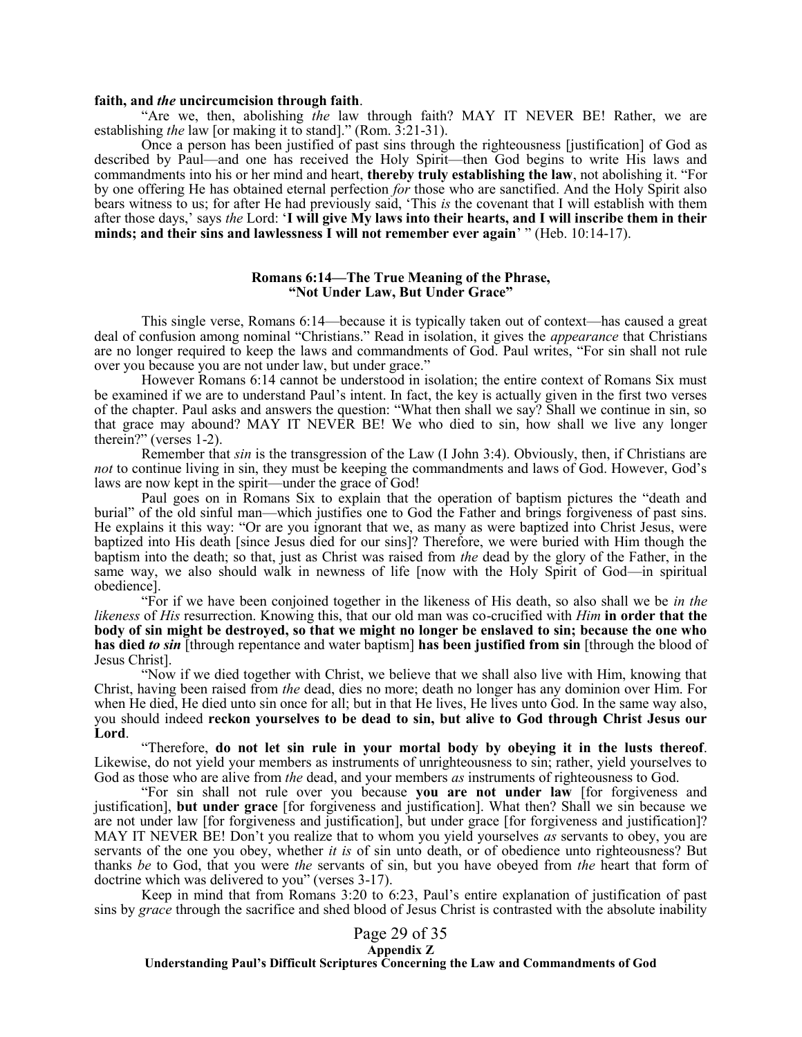**faith, and *the* uncircumcision through faith**.

"Are we, then, abolishing *the* law through faith? MAY IT NEVER BE! Rather, we are establishing *the* law [or making it to stand]." (Rom. 3:21-31).

Once a person has been justified of past sins through the righteousness [justification] of God as described by Paul—and one has received the Holy Spirit—then God begins to write His laws and commandments into his or her mind and heart, **thereby truly establishing the law**, not abolishing it. "For by one offering He has obtained eternal perfection *for* those who are sanctified. And the Holy Spirit also bears witness to us; for after He had previously said, 'This *is* the covenant that I will establish with them after those days,' says *the* Lord: '**I will give My laws into their hearts, and I will inscribe them in their minds; and their sins and lawlessness I will not remember ever again**' " (Heb. 10:14-17).

### Romans 6:14—The True Meaning of the Phrase, "Not Under Law, But Under Grace"

This single verse, Romans 6:14—because it is typically taken out of context—has caused a great deal of confusion among nominal "Christians." Read in isolation, it gives the *appearance* that Christians are no longer required to keep the laws and commandments of God. Paul writes, "For sin shall not rule over you because you are not under law, but under grace."

However Romans 6:14 cannot be understood in isolation; the entire context of Romans Six must be examined if we are to understand Paul's intent. In fact, the key is actually given in the first two verses of the chapter. Paul asks and answers the question: "What then shall we say? Shall we continue in sin, so that grace may abound? MAY IT NEVER BE! We who died to sin, how shall we live any longer therein?" (verses 1-2).

Remember that *sin* is the transgression of the Law (I John 3:4). Obviously, then, if Christians are *not* to continue living in sin, they must be keeping the commandments and laws of God. However, God's laws are now kept in the spirit—under the grace of God!

Paul goes on in Romans Six to explain that the operation of baptism pictures the "death and burial" of the old sinful man—which justifies one to God the Father and brings forgiveness of past sins. He explains it this way: "Or are you ignorant that we, as many as were baptized into Christ Jesus, were baptized into His death [since Jesus died for our sins]? Therefore, we were buried with Him though the baptism into the death; so that, just as Christ was raised from *the* dead by the glory of the Father, in the same way, we also should walk in newness of life [now with the Holy Spirit of God—in spiritual obedience].

"For if we have been conjoined together in the likeness of His death, so also shall we be *in the likeness* of *His* resurrection. Knowing this, that our old man was co-crucified with *Him* **in order that the body of sin might be destroyed, so that we might no longer be enslaved to sin; because the one who has died *to sin*** [through repentance and water baptism] **has been justified from sin** [through the blood of Jesus Christ].

"Now if we died together with Christ, we believe that we shall also live with Him, knowing that Christ, having been raised from *the* dead, dies no more; death no longer has any dominion over Him. For when He died, He died unto sin once for all; but in that He lives, He lives unto God. In the same way also, you should indeed **reckon yourselves to be dead to sin, but alive to God through Christ Jesus our Lord**.

"Therefore, **do not let sin rule in your mortal body by obeying it in the lusts thereof**. Likewise, do not yield your members as instruments of unrighteousness to sin; rather, yield yourselves to God as those who are alive from *the* dead, and your members *as* instruments of righteousness to God.

"For sin shall not rule over you because **you are not under law** [for forgiveness and justification], **but under grace** [for forgiveness and justification]. What then? Shall we sin because we are not under law [for forgiveness and justification], but under grace [for forgiveness and justification]? MAY IT NEVER BE! Don't you realize that to whom you yield yourselves *as* servants to obey, you are servants of the one you obey, whether *it is* of sin unto death, or of obedience unto righteousness? But thanks *be* to God, that you were *the* servants of sin, but you have obeyed from *the* heart that form of doctrine which was delivered to you" (verses 3-17).

Keep in mind that from Romans 3:20 to 6:23, Paul's entire explanation of justification of past sins by *grace* through the sacrifice and shed blood of Jesus Christ is contrasted with the absolute inability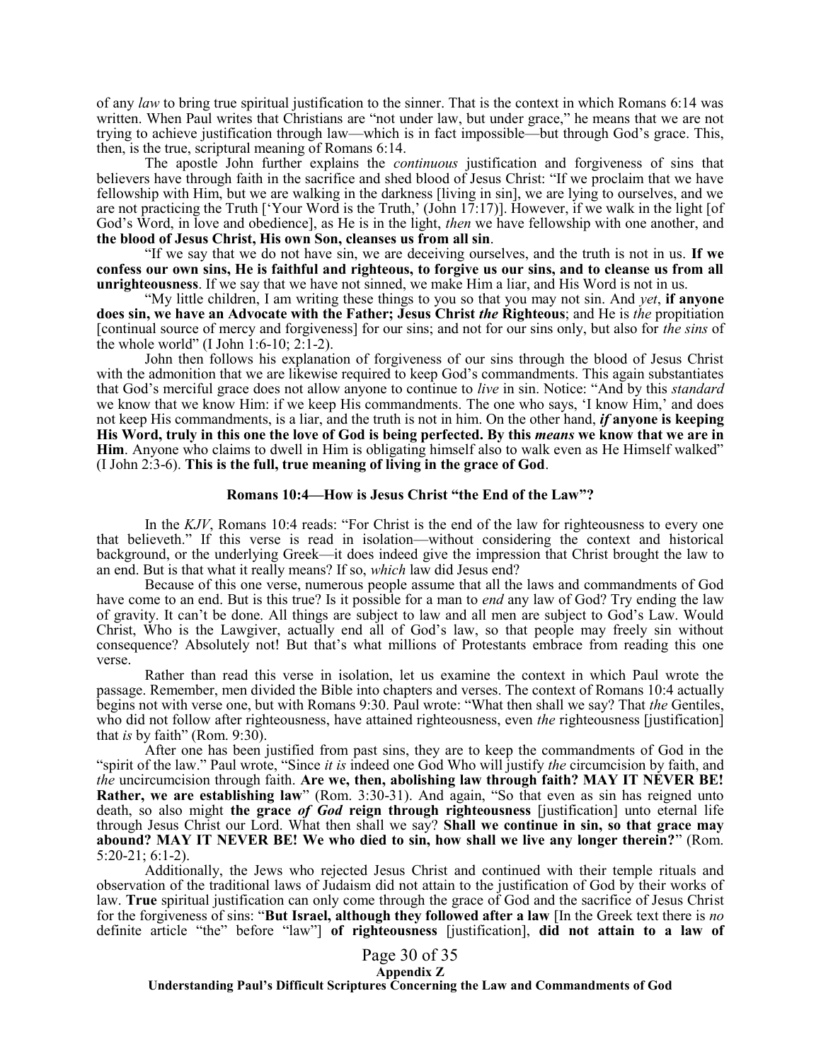of any *law* to bring true spiritual justification to the sinner. That is the context in which Romans 6:14 was written. When Paul writes that Christians are "not under law, but under grace," he means that we are not trying to achieve justification through law—which is in fact impossible—but through God's grace. This, then, is the true, scriptural meaning of Romans 6:14.

The apostle John further explains the *continuous* justification and forgiveness of sins that believers have through faith in the sacrifice and shed blood of Jesus Christ: "If we proclaim that we have fellowship with Him, but we are walking in the darkness [living in sin], we are lying to ourselves, and we are not practicing the Truth ['Your Word is the Truth,' (John 17:17)]. However, if we walk in the light [of God's Word, in love and obedience], as He is in the light, *then* we have fellowship with one another, and **the blood of Jesus Christ, His own Son, cleanses us from all sin**.

"If we say that we do not have sin, we are deceiving ourselves, and the truth is not in us. **If we confess our own sins, He is faithful and righteous, to forgive us our sins, and to cleanse us from all unrighteousness**. If we say that we have not sinned, we make Him a liar, and His Word is not in us.

"My little children, I am writing these things to you so that you may not sin. And *yet*, **if anyone does sin, we have an Advocate with the Father; Jesus Christ *the* Righteous**; and He is *the* propitiation [continual source of mercy and forgiveness] for our sins; and not for our sins only, but also for *the sins* of the whole world" (I John 1:6-10; 2:1-2).

John then follows his explanation of forgiveness of our sins through the blood of Jesus Christ with the admonition that we are likewise required to keep God's commandments. This again substantiates that God's merciful grace does not allow anyone to continue to *live* in sin. Notice: "And by this *standard* we know that we know Him: if we keep His commandments. The one who says, 'I know Him,' and does not keep His commandments, is a liar, and the truth is not in him. On the other hand, ***if* anyone is keeping His Word, truly in this one the love of God is being perfected. By this *means* we know that we are in Him**. Anyone who claims to dwell in Him is obligating himself also to walk even as He Himself walked" (I John 2:3-6). **This is the full, true meaning of living in the grace of God**.

### Romans 10:4—How is Jesus Christ "the End of the Law"?

In the *KJV*, Romans 10:4 reads: "For Christ is the end of the law for righteousness to every one that believeth." If this verse is read in isolation—without considering the context and historical background, or the underlying Greek—it does indeed give the impression that Christ brought the law to an end. But is that what it really means? If so, *which* law did Jesus end?

Because of this one verse, numerous people assume that all the laws and commandments of God have come to an end. But is this true? Is it possible for a man to *end* any law of God? Try ending the law of gravity. It can't be done. All things are subject to law and all men are subject to God's Law. Would Christ, Who is the Lawgiver, actually end all of God's law, so that people may freely sin without consequence? Absolutely not! But that's what millions of Protestants embrace from reading this one verse.

Rather than read this verse in isolation, let us examine the context in which Paul wrote the passage. Remember, men divided the Bible into chapters and verses. The context of Romans 10:4 actually begins not with verse one, but with Romans 9:30. Paul wrote: "What then shall we say? That *the* Gentiles, who did not follow after righteousness, have attained righteousness, even *the* righteousness [justification] that *is* by faith" (Rom. 9:30).

After one has been justified from past sins, they are to keep the commandments of God in the "spirit of the law." Paul wrote, "Since *it is* indeed one God Who will justify *the* circumcision by faith, and *the* uncircumcision through faith. **Are we, then, abolishing law through faith? MAY IT NEVER BE! Rather, we are establishing law**" (Rom. 3:30-31). And again, "So that even as sin has reigned unto death, so also might **the grace *of God* reign through righteousness** [justification] unto eternal life through Jesus Christ our Lord. What then shall we say? **Shall we continue in sin, so that grace may abound? MAY IT NEVER BE! We who died to sin, how shall we live any longer therein?**" (Rom. 5:20-21; 6:1-2).

Additionally, the Jews who rejected Jesus Christ and continued with their temple rituals and observation of the traditional laws of Judaism did not attain to the justification of God by their works of law. **True** spiritual justification can only come through the grace of God and the sacrifice of Jesus Christ for the forgiveness of sins: "**But Israel, although they followed after a law** [In the Greek text there is *no* definite article "the" before "law"] **of righteousness** [justification], **did not attain to a law of**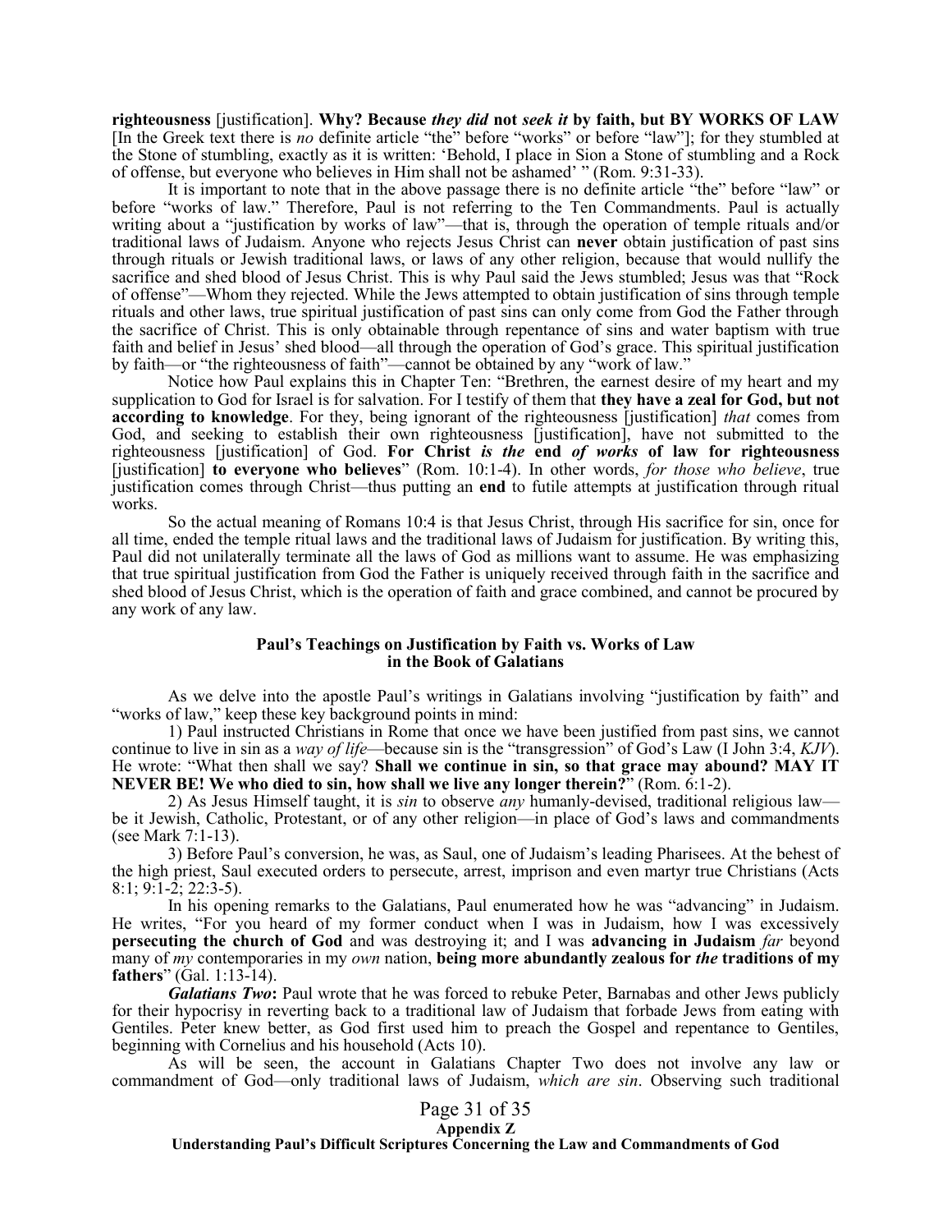**righteousness** [justification]. **Why? Because *they did* not *seek it* by faith, but BY WORKS OF LAW** [In the Greek text there is *no* definite article "the" before "works" or before "law"]; for they stumbled at the Stone of stumbling, exactly as it is written: 'Behold, I place in Sion a Stone of stumbling and a Rock of offense, but everyone who believes in Him shall not be ashamed' " (Rom. 9:31-33).

It is important to note that in the above passage there is no definite article "the" before "law" or before "works of law." Therefore, Paul is not referring to the Ten Commandments. Paul is actually writing about a "justification by works of law"—that is, through the operation of temple rituals and/or traditional laws of Judaism. Anyone who rejects Jesus Christ can **never** obtain justification of past sins through rituals or Jewish traditional laws, or laws of any other religion, because that would nullify the sacrifice and shed blood of Jesus Christ. This is why Paul said the Jews stumbled; Jesus was that "Rock of offense"—Whom they rejected. While the Jews attempted to obtain justification of sins through temple rituals and other laws, true spiritual justification of past sins can only come from God the Father through the sacrifice of Christ. This is only obtainable through repentance of sins and water baptism with true faith and belief in Jesus' shed blood—all through the operation of God's grace. This spiritual justification by faith—or "the righteousness of faith"—cannot be obtained by any "work of law."

Notice how Paul explains this in Chapter Ten: "Brethren, the earnest desire of my heart and my supplication to God for Israel is for salvation. For I testify of them that **they have a zeal for God, but not according to knowledge**. For they, being ignorant of the righteousness [justification] *that* comes from God, and seeking to establish their own righteousness [justification], have not submitted to the righteousness [justification] of God. **For Christ *is the* end *of works* of law for righteousness** [justification] **to everyone who believes**" (Rom. 10:1-4). In other words, *for those who believe*, true justification comes through Christ—thus putting an **end** to futile attempts at justification through ritual works.

So the actual meaning of Romans 10:4 is that Jesus Christ, through His sacrifice for sin, once for all time, ended the temple ritual laws and the traditional laws of Judaism for justification. By writing this, Paul did not unilaterally terminate all the laws of God as millions want to assume. He was emphasizing that true spiritual justification from God the Father is uniquely received through faith in the sacrifice and shed blood of Jesus Christ, which is the operation of faith and grace combined, and cannot be procured by any work of any law.

### Paul's Teachings on Justification by Faith vs. Works of Law in the Book of Galatians

As we delve into the apostle Paul's writings in Galatians involving "justification by faith" and "works of law," keep these key background points in mind:

1) Paul instructed Christians in Rome that once we have been justified from past sins, we cannot continue to live in sin as a *way of life*—because sin is the "transgression" of God's Law (I John 3:4, *KJV*). He wrote: "What then shall we say? **Shall we continue in sin, so that grace may abound? MAY IT NEVER BE! We who died to sin, how shall we live any longer therein?**" (Rom. 6:1-2).

2) As Jesus Himself taught, it is *sin* to observe *any* humanly-devised, traditional religious law—be it Jewish, Catholic, Protestant, or of any other religion—in place of God's laws and commandments (see Mark 7:1-13).

3) Before Paul's conversion, he was, as Saul, one of Judaism's leading Pharisees. At the behest of the high priest, Saul executed orders to persecute, arrest, imprison and even martyr true Christians (Acts 8:1; 9:1-2; 22:3-5).

In his opening remarks to the Galatians, Paul enumerated how he was "advancing" in Judaism. He writes, "For you heard of my former conduct when I was in Judaism, how I was excessively **persecuting the church of God** and was destroying it; and I was **advancing in Judaism** *far* beyond many of *my* contemporaries in my *own* nation, **being more abundantly zealous for *the* traditions of my fathers**" (Gal. 1:13-14).

***Galatians Two*:** Paul wrote that he was forced to rebuke Peter, Barnabas and other Jews publicly for their hypocrisy in reverting back to a traditional law of Judaism that forbade Jews from eating with Gentiles. Peter knew better, as God first used him to preach the Gospel and repentance to Gentiles, beginning with Cornelius and his household (Acts 10).

As will be seen, the account in Galatians Chapter Two does not involve any law or commandment of God—only traditional laws of Judaism, *which are sin*. Observing such traditional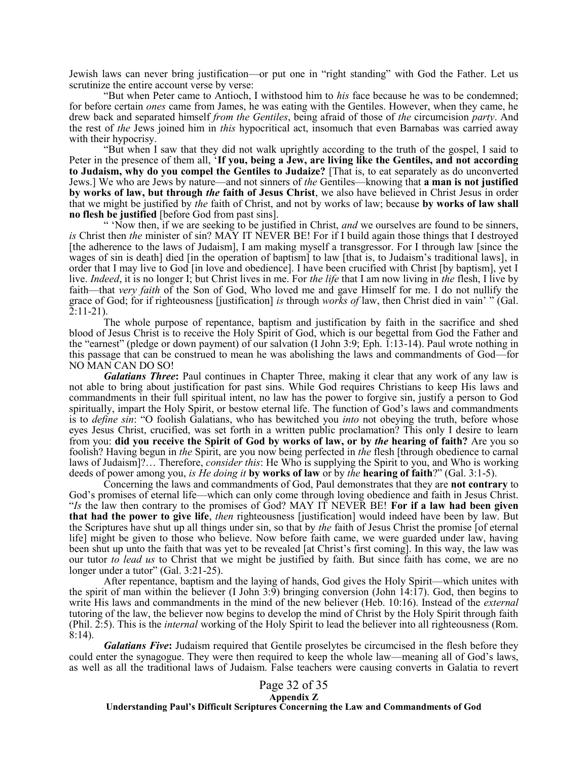Jewish laws can never bring justification—or put one in "right standing" with God the Father. Let us scrutinize the entire account verse by verse:

"But when Peter came to Antioch, I withstood him to *his* face because he was to be condemned; for before certain *ones* came from James, he was eating with the Gentiles. However, when they came, he drew back and separated himself *from the Gentiles*, being afraid of those of *the* circumcision *party*. And the rest of *the* Jews joined him in *this* hypocritical act, insomuch that even Barnabas was carried away with their hypocrisy.

"But when I saw that they did not walk uprightly according to the truth of the gospel, I said to Peter in the presence of them all, '**If you, being a Jew, are living like the Gentiles, and not according to Judaism, why do you compel the Gentiles to Judaize?** [That is, to eat separately as do unconverted Jews.] We who are Jews by nature—and not sinners of *the* Gentiles—knowing that **a man is not justified by works of law, but through *the* faith of Jesus Christ**, we also have believed in Christ Jesus in order that we might be justified by *the* faith of Christ, and not by works of law; because **by works of law shall no flesh be justified** [before God from past sins].

" 'Now then, if we are seeking to be justified in Christ, *and* we ourselves are found to be sinners, *is* Christ then *the* minister of sin? MAY IT NEVER BE! For if I build again those things that I destroyed [the adherence to the laws of Judaism], I am making myself a transgressor. For I through law [since the wages of sin is death] died [in the operation of baptism] to law [that is, to Judaism's traditional laws], in order that I may live to God [in love and obedience]. I have been crucified with Christ [by baptism], yet I live. *Indeed*, it is no longer I; but Christ lives in me. For *the life* that I am now living in *the* flesh, I live by faith—that *very faith* of the Son of God, Who loved me and gave Himself for me. I do not nullify the grace of God; for if righteousness [justification] *is* through *works of* law, then Christ died in vain' " (Gal. 2:11-21).

The whole purpose of repentance, baptism and justification by faith in the sacrifice and shed blood of Jesus Christ is to receive the Holy Spirit of God, which is our begettal from God the Father and the "earnest" (pledge or down payment) of our salvation (I John 3:9; Eph. 1:13-14). Paul wrote nothing in this passage that can be construed to mean he was abolishing the laws and commandments of God—for NO MAN CAN DO SO!

***Galatians Three*:** Paul continues in Chapter Three, making it clear that any work of any law is not able to bring about justification for past sins. While God requires Christians to keep His laws and commandments in their full spiritual intent, no law has the power to forgive sin, justify a person to God spiritually, impart the Holy Spirit, or bestow eternal life. The function of God's laws and commandments is to *define sin*: "O foolish Galatians, who has bewitched you *into* not obeying the truth, before whose eyes Jesus Christ, crucified, was set forth in a written public proclamation? This only I desire to learn from you: **did you receive the Spirit of God by works of law, or by *the* hearing of faith?** Are you so foolish? Having begun in *the* Spirit, are you now being perfected in *the* flesh [through obedience to carnal laws of Judaism]?… Therefore, *consider this*: He Who is supplying the Spirit to you, and Who is working deeds of power among you, *is He doing it* **by works of law** or by *the* **hearing of faith**?" (Gal. 3:1-5).

Concerning the laws and commandments of God, Paul demonstrates that they are **not contrary** to God's promises of eternal life—which can only come through loving obedience and faith in Jesus Christ. "*Is* the law then contrary to the promises of God? MAY IT NEVER BE! **For if a law had been given that had the power to give life**, *then* righteousness [justification] would indeed have been by law. But the Scriptures have shut up all things under sin, so that by *the* faith of Jesus Christ the promise [of eternal life] might be given to those who believe. Now before faith came, we were guarded under law, having been shut up unto the faith that was yet to be revealed [at Christ's first coming]. In this way, the law was our tutor *to lead us* to Christ that we might be justified by faith. But since faith has come, we are no longer under a tutor" (Gal. 3:21-25).

After repentance, baptism and the laying of hands, God gives the Holy Spirit—which unites with the spirit of man within the believer (I John 3:9) bringing conversion (John 14:17). God, then begins to write His laws and commandments in the mind of the new believer (Heb. 10:16). Instead of the *external* tutoring of the law, the believer now begins to develop the mind of Christ by the Holy Spirit through faith (Phil. 2:5). This is the *internal* working of the Holy Spirit to lead the believer into all righteousness (Rom. 8:14).

***Galatians Five*:** Judaism required that Gentile proselytes be circumcised in the flesh before they could enter the synagogue. They were then required to keep the whole law—meaning all of God's laws, as well as all the traditional laws of Judaism. False teachers were causing converts in Galatia to revert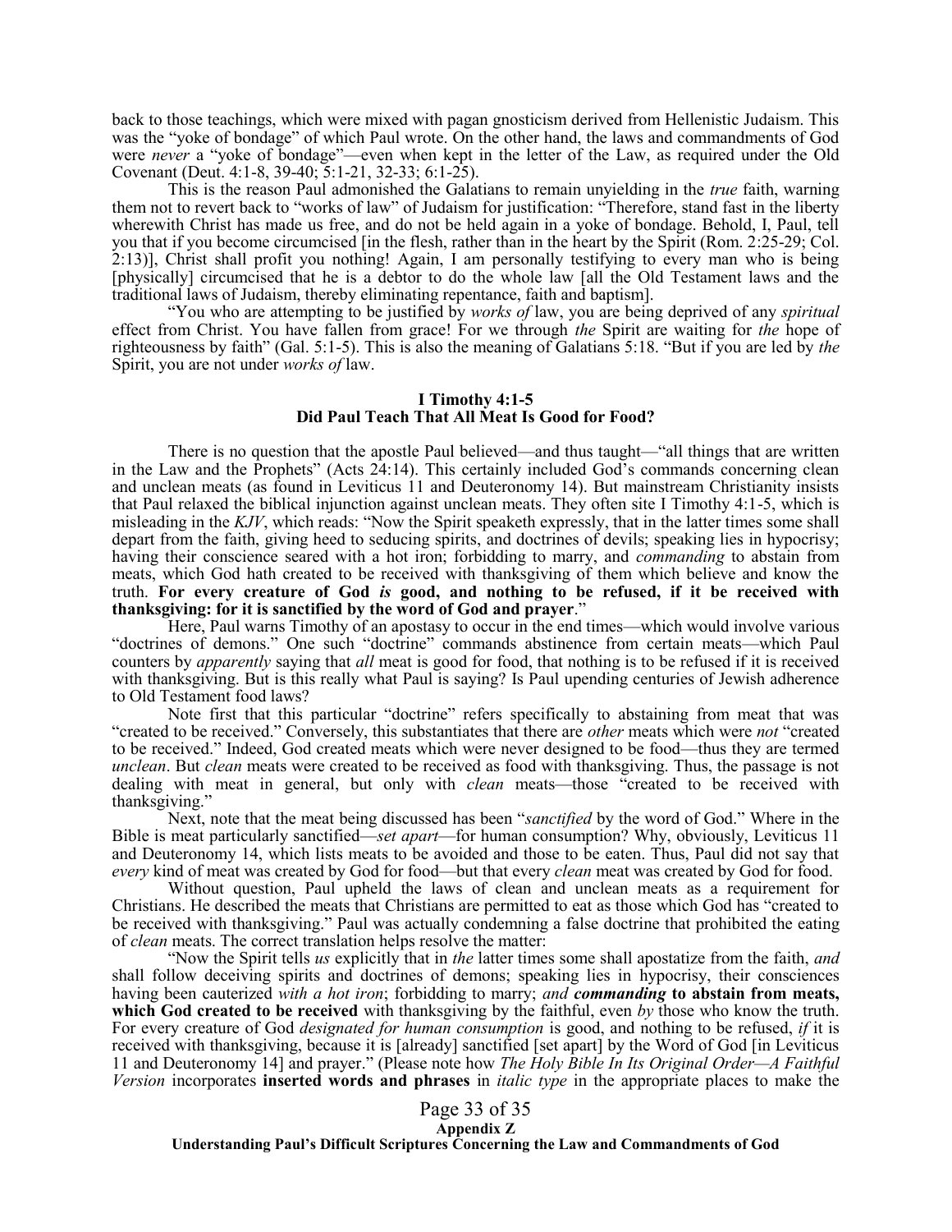back to those teachings, which were mixed with pagan gnosticism derived from Hellenistic Judaism. This was the "yoke of bondage" of which Paul wrote. On the other hand, the laws and commandments of God were *never* a "yoke of bondage"—even when kept in the letter of the Law, as required under the Old Covenant (Deut. 4:1-8, 39-40; 5:1-21, 32-33; 6:1-25).

This is the reason Paul admonished the Galatians to remain unyielding in the *true* faith, warning them not to revert back to "works of law" of Judaism for justification: "Therefore, stand fast in the liberty wherewith Christ has made us free, and do not be held again in a yoke of bondage. Behold, I, Paul, tell you that if you become circumcised [in the flesh, rather than in the heart by the Spirit (Rom. 2:25-29; Col. 2:13)], Christ shall profit you nothing! Again, I am personally testifying to every man who is being [physically] circumcised that he is a debtor to do the whole law [all the Old Testament laws and the traditional laws of Judaism, thereby eliminating repentance, faith and baptism].

"You who are attempting to be justified by *works of* law, you are being deprived of any *spiritual* effect from Christ. You have fallen from grace! For we through *the* Spirit are waiting for *the* hope of righteousness by faith" (Gal. 5:1-5). This is also the meaning of Galatians 5:18. "But if you are led by *the* Spirit, you are not under *works of* law.

### I Timothy 4:1-5
### Did Paul Teach That All Meat Is Good for Food?

There is no question that the apostle Paul believed—and thus taught—"all things that are written in the Law and the Prophets" (Acts 24:14). This certainly included God's commands concerning clean and unclean meats (as found in Leviticus 11 and Deuteronomy 14). But mainstream Christianity insists that Paul relaxed the biblical injunction against unclean meats. They often site I Timothy 4:1-5, which is misleading in the *KJV*, which reads: "Now the Spirit speaketh expressly, that in the latter times some shall depart from the faith, giving heed to seducing spirits, and doctrines of devils; speaking lies in hypocrisy; having their conscience seared with a hot iron; forbidding to marry, and *commanding* to abstain from meats, which God hath created to be received with thanksgiving of them which believe and know the truth. **For every creature of God *is* good, and nothing to be refused, if it be received with thanksgiving: for it is sanctified by the word of God and prayer**."

Here, Paul warns Timothy of an apostasy to occur in the end times—which would involve various "doctrines of demons." One such "doctrine" commands abstinence from certain meats—which Paul counters by *apparently* saying that *all* meat is good for food, that nothing is to be refused if it is received with thanksgiving. But is this really what Paul is saying? Is Paul upending centuries of Jewish adherence to Old Testament food laws?

Note first that this particular "doctrine" refers specifically to abstaining from meat that was "created to be received." Conversely, this substantiates that there are *other* meats which were *not* "created to be received." Indeed, God created meats which were never designed to be food—thus they are termed *unclean*. But *clean* meats were created to be received as food with thanksgiving. Thus, the passage is not dealing with meat in general, but only with *clean* meats—those "created to be received with thanksgiving."

Next, note that the meat being discussed has been "*sanctified* by the word of God." Where in the Bible is meat particularly sanctified—*set apart*—for human consumption? Why, obviously, Leviticus 11 and Deuteronomy 14, which lists meats to be avoided and those to be eaten. Thus, Paul did not say that *every* kind of meat was created by God for food—but that every *clean* meat was created by God for food.

Without question, Paul upheld the laws of clean and unclean meats as a requirement for Christians. He described the meats that Christians are permitted to eat as those which God has "created to be received with thanksgiving." Paul was actually condemning a false doctrine that prohibited the eating of *clean* meats. The correct translation helps resolve the matter:

"Now the Spirit tells *us* explicitly that in *the* latter times some shall apostatize from the faith, *and* shall follow deceiving spirits and doctrines of demons; speaking lies in hypocrisy, their consciences having been cauterized *with a hot iron*; forbidding to marry; *and* ***commanding*** **to abstain from meats, which God created to be received** with thanksgiving by the faithful, even *by* those who know the truth. For every creature of God *designated for human consumption* is good, and nothing to be refused, *if* it is received with thanksgiving, because it is [already] sanctified [set apart] by the Word of God [in Leviticus 11 and Deuteronomy 14] and prayer." (Please note how *The Holy Bible In Its Original Order—A Faithful Version* incorporates **inserted words and phrases** in *italic type* in the appropriate places to make the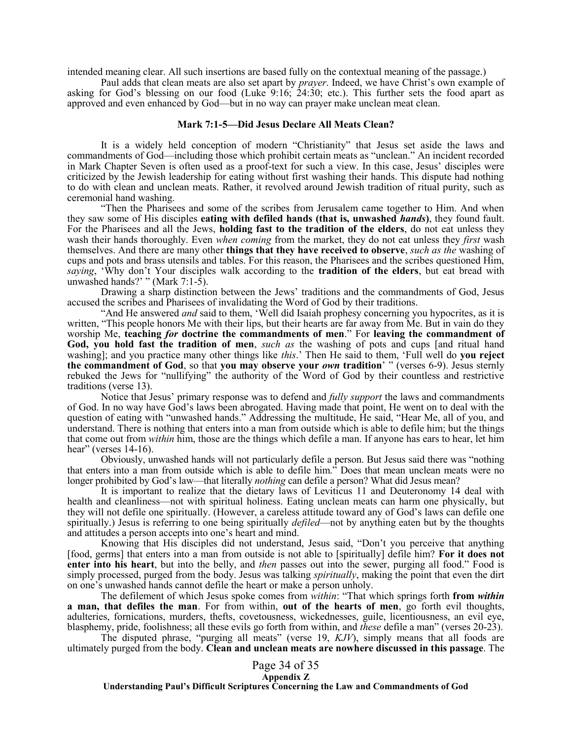intended meaning clear. All such insertions are based fully on the contextual meaning of the passage.)

Paul adds that clean meats are also set apart by *prayer*. Indeed, we have Christ's own example of asking for God's blessing on our food (Luke 9:16; 24:30; etc.). This further sets the food apart as approved and even enhanced by God—but in no way can prayer make unclean meat clean.

### Mark 7:1-5—Did Jesus Declare All Meats Clean?

It is a widely held conception of modern "Christianity" that Jesus set aside the laws and commandments of God—including those which prohibit certain meats as "unclean." An incident recorded in Mark Chapter Seven is often used as a proof-text for such a view. In this case, Jesus' disciples were criticized by the Jewish leadership for eating without first washing their hands. This dispute had nothing to do with clean and unclean meats. Rather, it revolved around Jewish tradition of ritual purity, such as ceremonial hand washing.

"Then the Pharisees and some of the scribes from Jerusalem came together to Him. And when they saw some of His disciples **eating with defiled hands (that is, unwashed *hands*)**, they found fault. For the Pharisees and all the Jews, **holding fast to the tradition of the elders**, do not eat unless they wash their hands thoroughly. Even *when coming* from the market, they do not eat unless they *first* wash themselves. And there are many other **things that they have received to observe**, *such as the* washing of cups and pots and brass utensils and tables. For this reason, the Pharisees and the scribes questioned Him, *saying*, 'Why don't Your disciples walk according to the **tradition of the elders**, but eat bread with unwashed hands?' " (Mark 7:1-5).

Drawing a sharp distinction between the Jews' traditions and the commandments of God, Jesus accused the scribes and Pharisees of invalidating the Word of God by their traditions.

"And He answered *and* said to them, 'Well did Isaiah prophesy concerning you hypocrites, as it is written, "This people honors Me with their lips, but their hearts are far away from Me. But in vain do they worship Me, **teaching *for* doctrine the commandments of men**." For **leaving the commandment of God, you hold fast the tradition of men**, *such as* the washing of pots and cups [and ritual hand washing]; and you practice many other things like *this*.' Then He said to them, 'Full well do **you reject the commandment of God**, so that **you may observe your *own* tradition**' " (verses 6-9). Jesus sternly rebuked the Jews for "nullifying" the authority of the Word of God by their countless and restrictive traditions (verse 13).

Notice that Jesus' primary response was to defend and *fully support* the laws and commandments of God. In no way have God's laws been abrogated. Having made that point, He went on to deal with the question of eating with "unwashed hands." Addressing the multitude, He said, "Hear Me, all of you, and understand. There is nothing that enters into a man from outside which is able to defile him; but the things that come out from *within* him, those are the things which defile a man. If anyone has ears to hear, let him hear" (verses 14-16).

Obviously, unwashed hands will not particularly defile a person. But Jesus said there was "nothing that enters into a man from outside which is able to defile him." Does that mean unclean meats were no longer prohibited by God's law—that literally *nothing* can defile a person? What did Jesus mean?

It is important to realize that the dietary laws of Leviticus 11 and Deuteronomy 14 deal with health and cleanliness—not with spiritual holiness. Eating unclean meats can harm one physically, but they will not defile one spiritually. (However, a careless attitude toward any of God's laws can defile one spiritually.) Jesus is referring to one being spiritually *defiled*—not by anything eaten but by the thoughts and attitudes a person accepts into one's heart and mind.

Knowing that His disciples did not understand, Jesus said, "Don't you perceive that anything [food, germs] that enters into a man from outside is not able to [spiritually] defile him? **For it does not enter into his heart**, but into the belly, and *then* passes out into the sewer, purging all food." Food is simply processed, purged from the body. Jesus was talking *spiritually*, making the point that even the dirt on one's unwashed hands cannot defile the heart or make a person unholy.

The defilement of which Jesus spoke comes from *within*: "That which springs forth **from *within* a man, that defiles the man**. For from within, **out of the hearts of men**, go forth evil thoughts, adulteries, fornications, murders, thefts, covetousness, wickednesses, guile, licentiousness, an evil eye, blasphemy, pride, foolishness; all these evils go forth from within, and *these* defile a man" (verses 20-23).

The disputed phrase, "purging all meats" (verse 19, *KJV*), simply means that all foods are ultimately purged from the body. **Clean and unclean meats are nowhere discussed in this passage**. The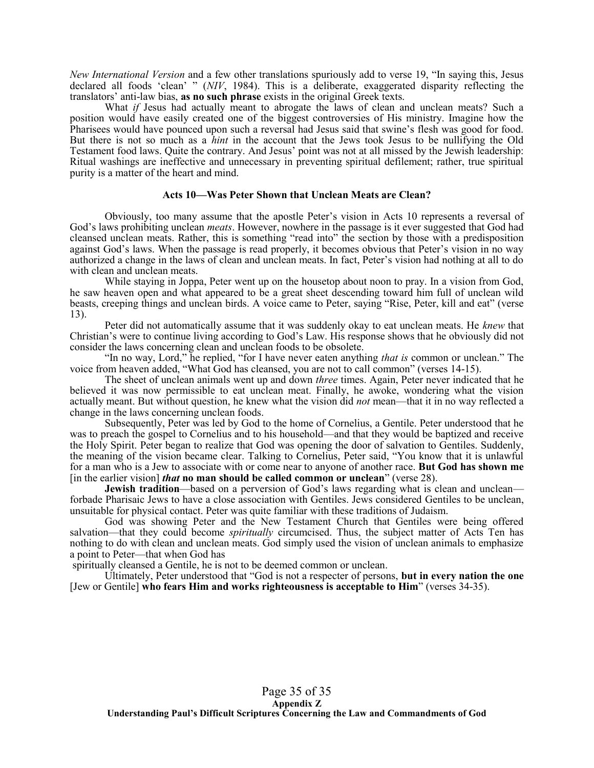*New International Version* and a few other translations spuriously add to verse 19, "In saying this, Jesus declared all foods 'clean' " (*NIV*, 1984). This is a deliberate, exaggerated disparity reflecting the translators' anti-law bias, **as no such phrase** exists in the original Greek texts.

What *if* Jesus had actually meant to abrogate the laws of clean and unclean meats? Such a position would have easily created one of the biggest controversies of His ministry. Imagine how the Pharisees would have pounced upon such a reversal had Jesus said that swine's flesh was good for food. But there is not so much as a *hint* in the account that the Jews took Jesus to be nullifying the Old Testament food laws. Quite the contrary. And Jesus' point was not at all missed by the Jewish leadership: Ritual washings are ineffective and unnecessary in preventing spiritual defilement; rather, true spiritual purity is a matter of the heart and mind.

### Acts 10—Was Peter Shown that Unclean Meats are Clean?

Obviously, too many assume that the apostle Peter's vision in Acts 10 represents a reversal of God's laws prohibiting unclean *meats*. However, nowhere in the passage is it ever suggested that God had cleansed unclean meats. Rather, this is something "read into" the section by those with a predisposition against God's laws. When the passage is read properly, it becomes obvious that Peter's vision in no way authorized a change in the laws of clean and unclean meats. In fact, Peter's vision had nothing at all to do with clean and unclean meats.

While staying in Joppa, Peter went up on the housetop about noon to pray. In a vision from God, he saw heaven open and what appeared to be a great sheet descending toward him full of unclean wild beasts, creeping things and unclean birds. A voice came to Peter, saying "Rise, Peter, kill and eat" (verse 13).

Peter did not automatically assume that it was suddenly okay to eat unclean meats. He *knew* that Christian's were to continue living according to God's Law. His response shows that he obviously did not consider the laws concerning clean and unclean foods to be obsolete.

"In no way, Lord," he replied, "for I have never eaten anything *that is* common or unclean." The voice from heaven added, "What God has cleansed, you are not to call common" (verses 14-15).

The sheet of unclean animals went up and down *three* times. Again, Peter never indicated that he believed it was now permissible to eat unclean meat. Finally, he awoke, wondering what the vision actually meant. But without question, he knew what the vision did *not* mean—that it in no way reflected a change in the laws concerning unclean foods.

Subsequently, Peter was led by God to the home of Cornelius, a Gentile. Peter understood that he was to preach the gospel to Cornelius and to his household—and that they would be baptized and receive the Holy Spirit. Peter began to realize that God was opening the door of salvation to Gentiles. Suddenly, the meaning of the vision became clear. Talking to Cornelius, Peter said, "You know that it is unlawful for a man who is a Jew to associate with or come near to anyone of another race. **But God has shown me** [in the earlier vision] ***that*** **no man should be called common or unclean**" (verse 28).

**Jewish tradition**—based on a perversion of God's laws regarding what is clean and unclean—forbade Pharisaic Jews to have a close association with Gentiles. Jews considered Gentiles to be unclean, unsuitable for physical contact. Peter was quite familiar with these traditions of Judaism.

God was showing Peter and the New Testament Church that Gentiles were being offered salvation—that they could become *spiritually* circumcised. Thus, the subject matter of Acts Ten has nothing to do with clean and unclean meats. God simply used the vision of unclean animals to emphasize a point to Peter—that when God has spiritually cleansed a Gentile, he is not to be deemed common or unclean.

Ultimately, Peter understood that "God is not a respecter of persons, **but in every nation the one** [Jew or Gentile] **who fears Him and works righteousness is acceptable to Him**" (verses 34-35).